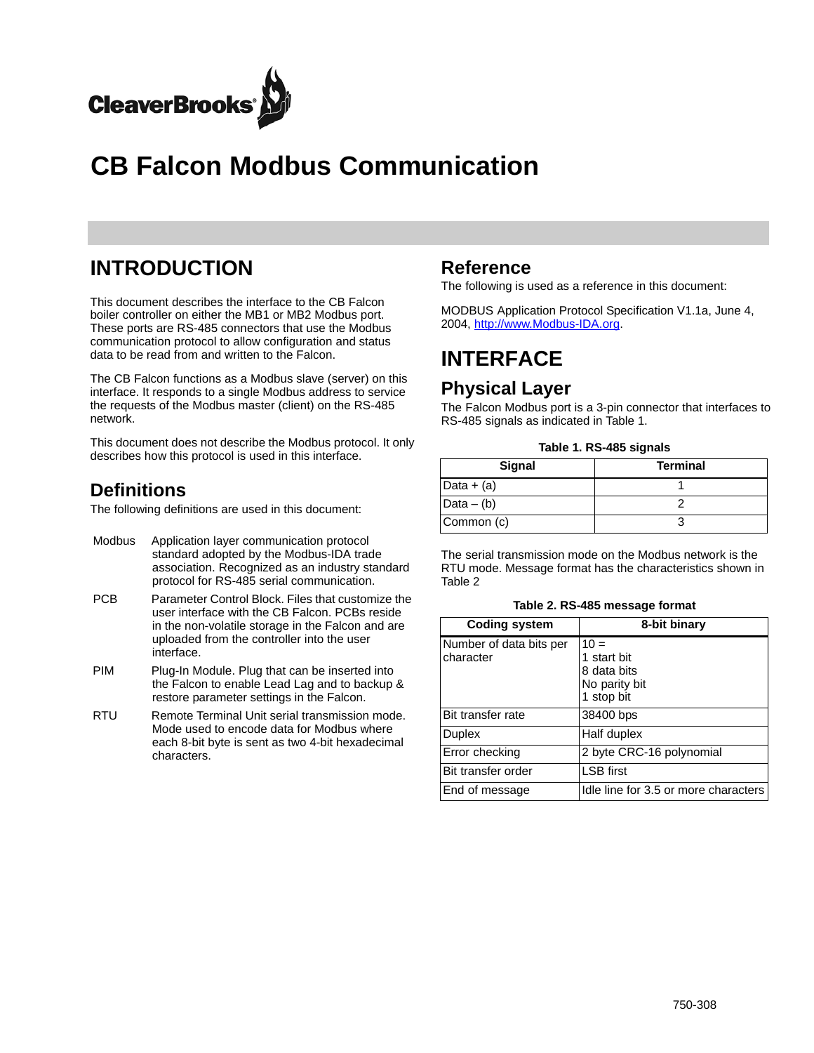CleaverBrooks

# CB Falcon Modbus Communication

## INTRODUCTION

This document describes the interface to the CB Falcon boiler controller on either the MB1 or MB2 Modbus port. These ports are RS-485 connectors that use the Modbus communication protocol to allow configuration and status data to be read from and written to the Falcon.

The CB Falcon functions as a Modbus slave (server) on this interface. It responds to a single Modbus address to service the requests of the Modbus master (client) on the RS-485 network.

This document does not describe the Modbus protocol. It only describes how this protocol is used in this interface.

### Definitions

The following definitions are used in this document:

- **Modbus** Application layer communication protocol standard adopted by the Modbus-IDA trade association. Recognized as an industry standard protocol for RS-485 serial communication.
- **PCB** Parameter Control Block. Files that customize the user interface with the CB Falcon. PCBs reside in the non-volatile storage in the Falcon and are uploaded from the controller into the user interface.
- **PIM** Plug-In Module. Plug that can be inserted into the Falcon to enable Lead Lag and to backup & restore parameter settings in the Falcon.
- **RTU** Remote Terminal Unit serial transmission mode. Mode used to encode data for Modbus where each 8-bit byte is sent as two 4-bit hexadecimal characters.

### Reference

The following is used as a reference in this document:

MODBUS Application Protocol Specification V1.1a, June 4, 2004, http://www.Modbus-IDA.org.

## INTERFACE

### Physical Layer

The Falcon Modbus port is a 3-pin connector that interfaces to RS-485 signals as indicated in Table 1.

**Table 1. RS-485 signals**

| Signal | Terminal |
|---|---|
| Data + (a) | 1 |
| Data – (b) | 2 |
| Common (c) | 3 |

The serial transmission mode on the Modbus network is the RTU mode. Message format has the characteristics shown in Table 2

**Table 2. RS-485 message format**

| Coding system | 8-bit binary |
|---|---|
| Number of data bits per character | 10 = 1 start bit 8 data bits No parity bit 1 stop bit |
| Bit transfer rate | 38400 bps |
| Duplex | Half duplex |
| Error checking | 2 byte CRC-16 polynomial |
| Bit transfer order | LSB first |
| End of message | Idle line for 3.5 or more characters |

750-308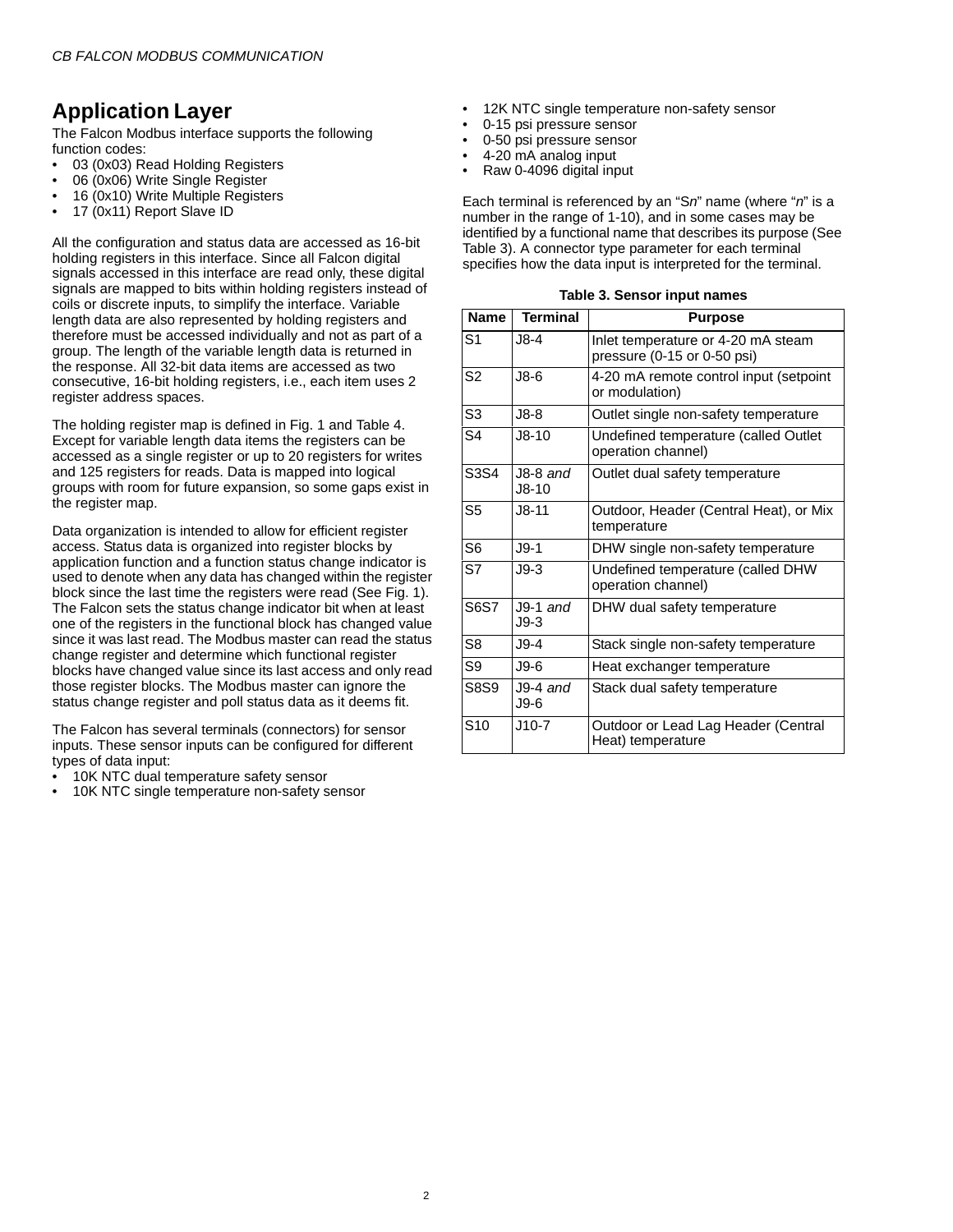## Application Layer

The Falcon Modbus interface supports the following function codes:

- 03 (0x03) Read Holding Registers
- 06 (0x06) Write Single Register
- 16 (0x10) Write Multiple Registers
- 17 (0x11) Report Slave ID

All the configuration and status data are accessed as 16-bit holding registers in this interface. Since all Falcon digital signals accessed in this interface are read only, these digital signals are mapped to bits within holding registers instead of coils or discrete inputs, to simplify the interface. Variable length data are also represented by holding registers and therefore must be accessed individually and not as part of a group. The length of the variable length data is returned in the response. All 32-bit data items are accessed as two consecutive, 16-bit holding registers, i.e., each item uses 2 register address spaces.

The holding register map is defined in Fig. 1 and Table 4. Except for variable length data items the registers can be accessed as a single register or up to 20 registers for writes and 125 registers for reads. Data is mapped into logical groups with room for future expansion, so some gaps exist in the register map.

Data organization is intended to allow for efficient register access. Status data is organized into register blocks by application function and a function status change indicator is used to denote when any data has changed within the register block since the last time the registers were read (See Fig. 1). The Falcon sets the status change indicator bit when at least one of the registers in the functional block has changed value since it was last read. The Modbus master can read the status change register and determine which functional register blocks have changed value since its last access and only read those register blocks. The Modbus master can ignore the status change register and poll status data as it deems fit.

The Falcon has several terminals (connectors) for sensor inputs. These sensor inputs can be configured for different types of data input:

- 10K NTC dual temperature safety sensor
- 10K NTC single temperature non-safety sensor
- 12K NTC single temperature non-safety sensor
- 0-15 psi pressure sensor
- 0-50 psi pressure sensor
- 4-20 mA analog input
- Raw 0-4096 digital input

Each terminal is referenced by an "S*n*" name (where "*n*" is a number in the range of 1-10), and in some cases may be identified by a functional name that describes its purpose (See Table 3). A connector type parameter for each terminal specifies how the data input is interpreted for the terminal.

**Table 3. Sensor input names**

| Name | Terminal | Purpose |
|---|---|---|
| S1 | J8-4 | Inlet temperature or 4-20 mA steam pressure (0-15 or 0-50 psi) |
| S2 | J8-6 | 4-20 mA remote control input (setpoint or modulation) |
| S3 | J8-8 | Outlet single non-safety temperature |
| S4 | J8-10 | Undefined temperature (called Outlet operation channel) |
| S3S4 | J8-8 *and* J8-10 | Outlet dual safety temperature |
| S5 | J8-11 | Outdoor, Header (Central Heat), or Mix temperature |
| S6 | J9-1 | DHW single non-safety temperature |
| S7 | J9-3 | Undefined temperature (called DHW operation channel) |
| S6S7 | J9-1 *and* J9-3 | DHW dual safety temperature |
| S8 | J9-4 | Stack single non-safety temperature |
| S9 | J9-6 | Heat exchanger temperature |
| S8S9 | J9-4 *and* J9-6 | Stack dual safety temperature |
| S10 | J10-7 | Outdoor or Lead Lag Header (Central Heat) temperature |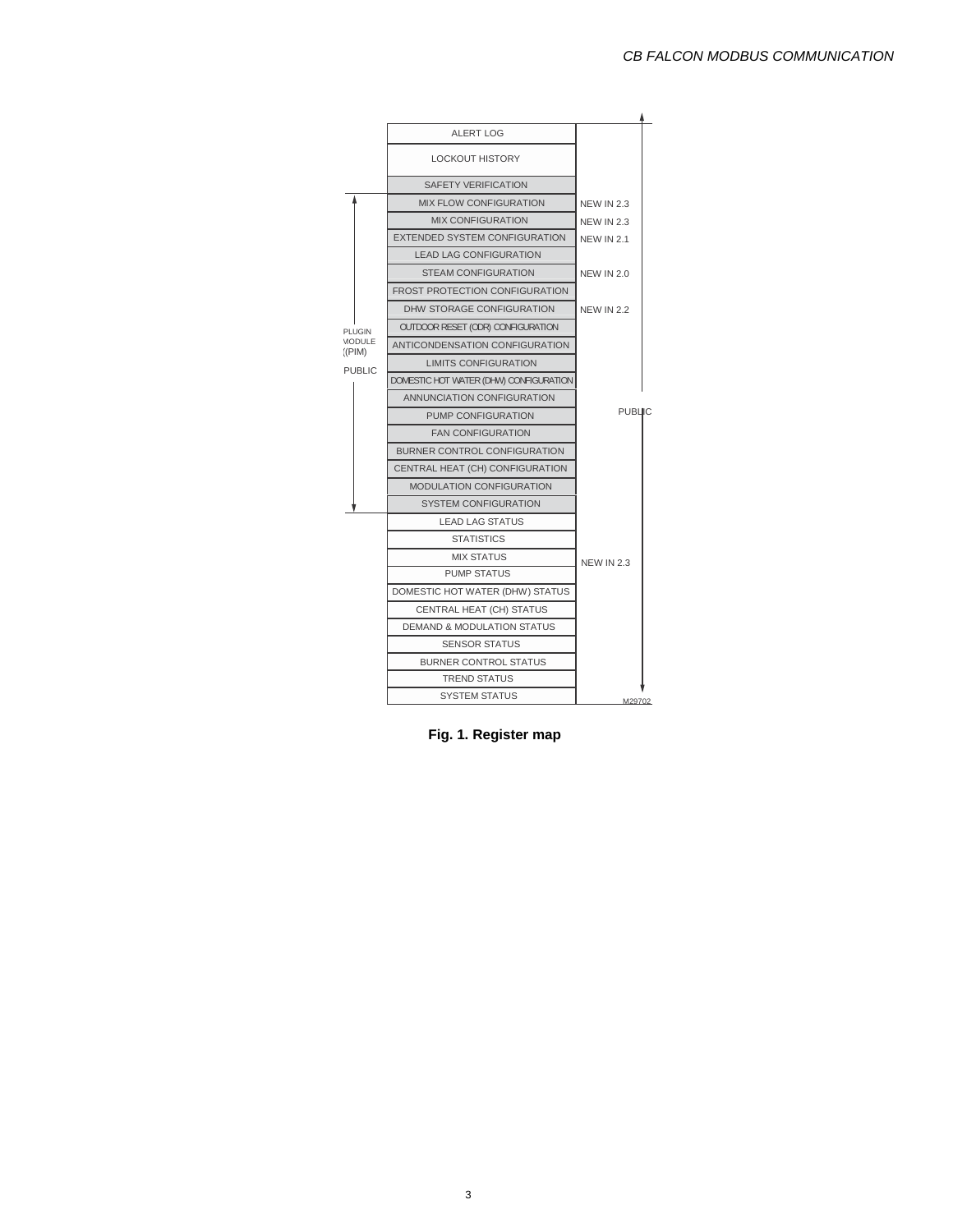ALERT LOG

LOCKOUT HISTORY

SAFETY VERIFICATION

MIX FLOW CONFIGURATION NEW IN 2.3

MIX CONFIGURATION NEW IN 2.3

EXTENDED SYSTEM CONFIGURATION NEW IN 2.1

LEAD LAG CONFIGURATION

STEAM CONFIGURATION NEW IN 2.0

FROST PROTECTION CONFIGURATION

DHW STORAGE CONFIGURATION NEW IN 2.2

OUTDOOR RESET (ODR) CONFIGURATION

PLUGIN MODULE (PIM) PUBLIC

ANTICONDENSATION CONFIGURATION

LIMITS CONFIGURATION

DOMESTIC HOT WATER (DHW) CONFIGURATION

ANNUNCIATION CONFIGURATION

PUMP CONFIGURATION

PUBLIC

FAN CONFIGURATION

BURNER CONTROL CONFIGURATION

CENTRAL HEAT (CH) CONFIGURATION

MODULATION CONFIGURATION

SYSTEM CONFIGURATION

LEAD LAG STATUS

STATISTICS

MIX STATUS NEW IN 2.3

PUMP STATUS

DOMESTIC HOT WATER (DHW) STATUS

CENTRAL HEAT (CH) STATUS

DEMAND & MODULATION STATUS

SENSOR STATUS

BURNER CONTROL STATUS

TREND STATUS

SYSTEM STATUS

M29702

**Fig. 1. Register map**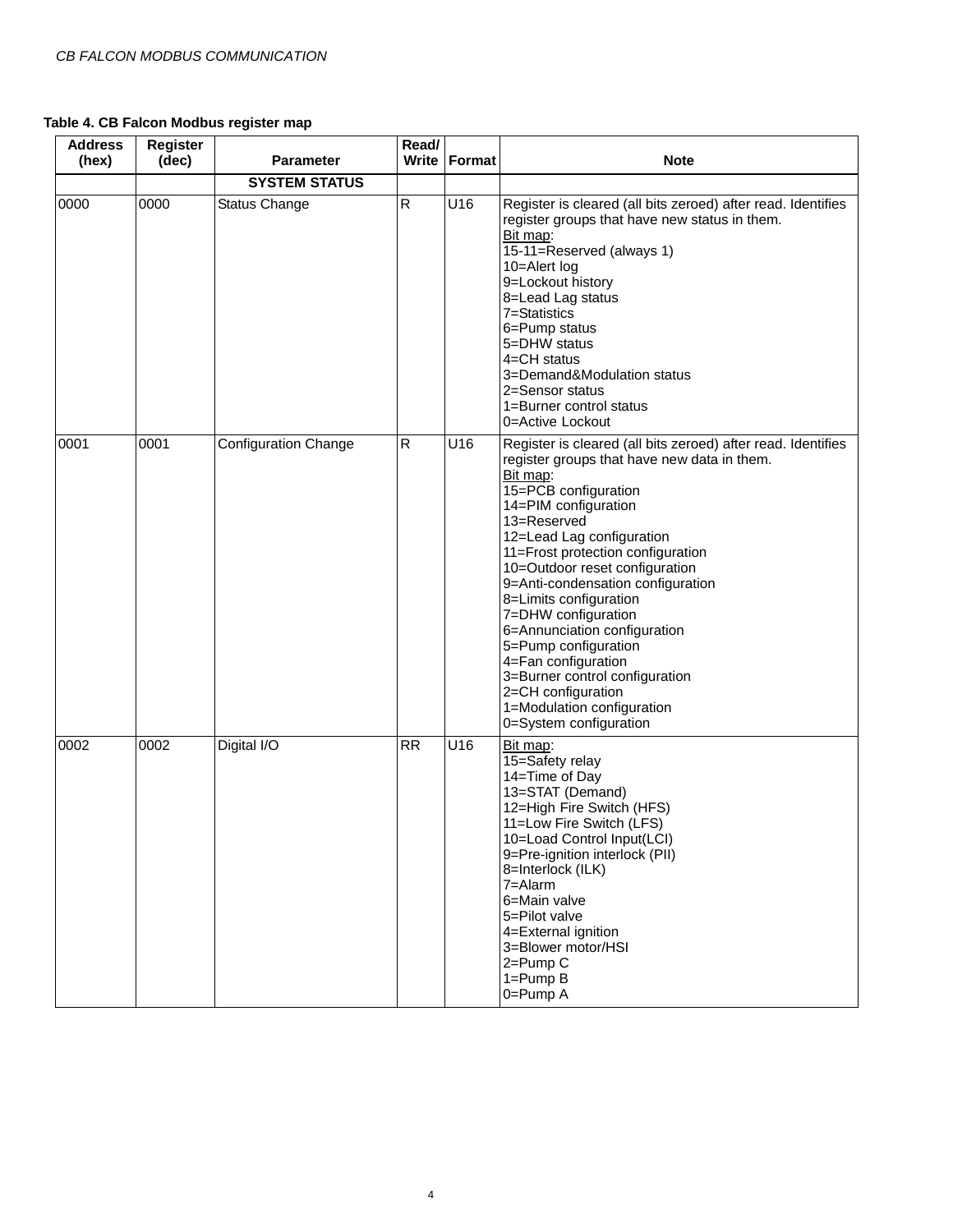**Table 4. CB Falcon Modbus register map**

| Address (hex) | Register (dec) | Parameter | Read/ Write | Format | Note |
| --- | --- | --- | --- | --- | --- |
| | | **SYSTEM STATUS** | | | |
| 0000 | 0000 | Status Change | R | U16 | Register is cleared (all bits zeroed) after read. Identifies register groups that have new status in them.<br>Bit map:<br>15-11=Reserved (always 1)<br>10=Alert log<br>9=Lockout history<br>8=Lead Lag status<br>7=Statistics<br>6=Pump status<br>5=DHW status<br>4=CH status<br>3=Demand&Modulation status<br>2=Sensor status<br>1=Burner control status<br>0=Active Lockout |
| 0001 | 0001 | Configuration Change | R | U16 | Register is cleared (all bits zeroed) after read. Identifies register groups that have new data in them.<br>Bit map:<br>15=PCB configuration<br>14=PIM configuration<br>13=Reserved<br>12=Lead Lag configuration<br>11=Frost protection configuration<br>10=Outdoor reset configuration<br>9=Anti-condensation configuration<br>8=Limits configuration<br>7=DHW configuration<br>6=Annunciation configuration<br>5=Pump configuration<br>4=Fan configuration<br>3=Burner control configuration<br>2=CH configuration<br>1=Modulation configuration<br>0=System configuration |
| 0002 | 0002 | Digital I/O | RR | U16 | Bit map:<br>15=Safety relay<br>14=Time of Day<br>13=STAT (Demand)<br>12=High Fire Switch (HFS)<br>11=Low Fire Switch (LFS)<br>10=Load Control Input(LCI)<br>9=Pre-ignition interlock (PII)<br>8=Interlock (ILK)<br>7=Alarm<br>6=Main valve<br>5=Pilot valve<br>4=External ignition<br>3=Blower motor/HSI<br>2=Pump C<br>1=Pump B<br>0=Pump A |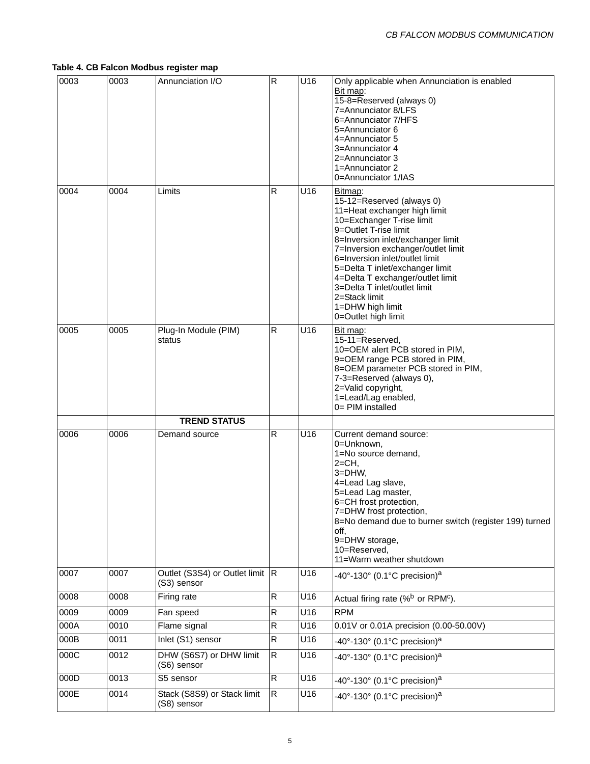**Table 4. CB Falcon Modbus register map**

| | | | | | |
|---|---|---|---|---|---|
| 0003 | 0003 | Annunciation I/O | R | U16 | Only applicable when Annunciation is enabled<br>Bit map:<br>15-8=Reserved (always 0)<br>7=Annunciator 8/LFS<br>6=Annunciator 7/HFS<br>5=Annunciator 6<br>4=Annunciator 5<br>3=Annunciator 4<br>2=Annunciator 3<br>1=Annunciator 2<br>0=Annunciator 1/IAS |
| 0004 | 0004 | Limits | R | U16 | Bitmap:<br>15-12=Reserved (always 0)<br>11=Heat exchanger high limit<br>10=Exchanger T-rise limit<br>9=Outlet T-rise limit<br>8=Inversion inlet/exchanger limit<br>7=Inversion exchanger/outlet limit<br>6=Inversion inlet/outlet limit<br>5=Delta T inlet/exchanger limit<br>4=Delta T exchanger/outlet limit<br>3=Delta T inlet/outlet limit<br>2=Stack limit<br>1=DHW high limit<br>0=Outlet high limit |
| 0005 | 0005 | Plug-In Module (PIM) status | R | U16 | Bit map:<br>15-11=Reserved,<br>10=OEM alert PCB stored in PIM,<br>9=OEM range PCB stored in PIM,<br>8=OEM parameter PCB stored in PIM,<br>7-3=Reserved (always 0),<br>2=Valid copyright,<br>1=Lead/Lag enabled,<br>0= PIM installed |
| | | **TREND STATUS** | | | |
| 0006 | 0006 | Demand source | R | U16 | Current demand source:<br>0=Unknown,<br>1=No source demand,<br>2=CH,<br>3=DHW,<br>4=Lead Lag slave,<br>5=Lead Lag master,<br>6=CH frost protection,<br>7=DHW frost protection,<br>8=No demand due to burner switch (register 199) turned off,<br>9=DHW storage,<br>10=Reserved,<br>11=Warm weather shutdown |
| 0007 | 0007 | Outlet (S3S4) or Outlet limit (S3) sensor | R | U16 | -40°-130° (0.1°C precision)[a] |
| 0008 | 0008 | Firing rate | R | U16 | Actual firing rate (%[b] or RPM[c]). |
| 0009 | 0009 | Fan speed | R | U16 | RPM |
| 000A | 0010 | Flame signal | R | U16 | 0.01V or 0.01A precision (0.00-50.00V) |
| 000B | 0011 | Inlet (S1) sensor | R | U16 | -40°-130° (0.1°C precision)[a] |
| 000C | 0012 | DHW (S6S7) or DHW limit (S6) sensor | R | U16 | -40°-130° (0.1°C precision)[a] |
| 000D | 0013 | S5 sensor | R | U16 | -40°-130° (0.1°C precision)[a] |
| 000E | 0014 | Stack (S8S9) or Stack limit (S8) sensor | R | U16 | -40°-130° (0.1°C precision)[a] |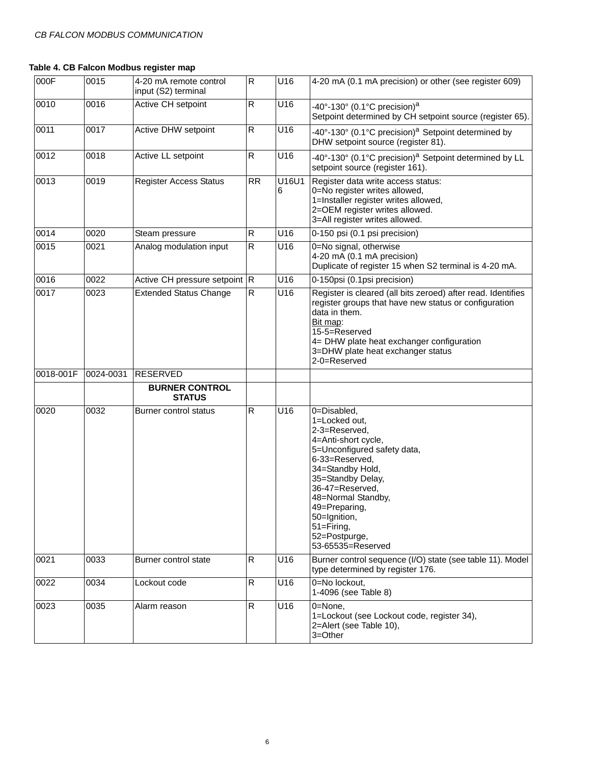**Table 4. CB Falcon Modbus register map**

| | | | | | |
|---|---|---|---|---|---|
| 000F | 0015 | 4-20 mA remote control input (S2) terminal | R | U16 | 4-20 mA (0.1 mA precision) or other (see register 609) |
| 0010 | 0016 | Active CH setpoint | R | U16 | -40°-130° (0.1°C precision)[a]<br>Setpoint determined by CH setpoint source (register 65). |
| 0011 | 0017 | Active DHW setpoint | R | U16 | -40°-130° (0.1°C precision)[a] Setpoint determined by DHW setpoint source (register 81). |
| 0012 | 0018 | Active LL setpoint | R | U16 | -40°-130° (0.1°C precision)[a] Setpoint determined by LL setpoint source (register 161). |
| 0013 | 0019 | Register Access Status | RR | U16U16 | Register data write access status:<br>0=No register writes allowed,<br>1=Installer register writes allowed,<br>2=OEM register writes allowed.<br>3=All register writes allowed. |
| 0014 | 0020 | Steam pressure | R | U16 | 0-150 psi (0.1 psi precision) |
| 0015 | 0021 | Analog modulation input | R | U16 | 0=No signal, otherwise<br>4-20 mA (0.1 mA precision)<br>Duplicate of register 15 when S2 terminal is 4-20 mA. |
| 0016 | 0022 | Active CH pressure setpoint | R | U16 | 0-150psi (0.1psi precision) |
| 0017 | 0023 | Extended Status Change | R | U16 | Register is cleared (all bits zeroed) after read. Identifies register groups that have new status or configuration data in them.<br>Bit map:<br>15-5=Reserved<br>4= DHW plate heat exchanger configuration<br>3=DHW plate heat exchanger status<br>2-0=Reserved |
| 0018-001F | 0024-0031 | RESERVED | | | |
| | | **BURNER CONTROL STATUS** | | | |
| 0020 | 0032 | Burner control status | R | U16 | 0=Disabled,<br>1=Locked out,<br>2-3=Reserved,<br>4=Anti-short cycle,<br>5=Unconfigured safety data,<br>6-33=Reserved,<br>34=Standby Hold,<br>35=Standby Delay,<br>36-47=Reserved,<br>48=Normal Standby,<br>49=Preparing,<br>50=Ignition,<br>51=Firing,<br>52=Postpurge,<br>53-65535=Reserved |
| 0021 | 0033 | Burner control state | R | U16 | Burner control sequence (I/O) state (see table 11). Model type determined by register 176. |
| 0022 | 0034 | Lockout code | R | U16 | 0=No lockout,<br>1-4096 (see Table 8) |
| 0023 | 0035 | Alarm reason | R | U16 | 0=None,<br>1=Lockout (see Lockout code, register 34),<br>2=Alert (see Table 10),<br>3=Other |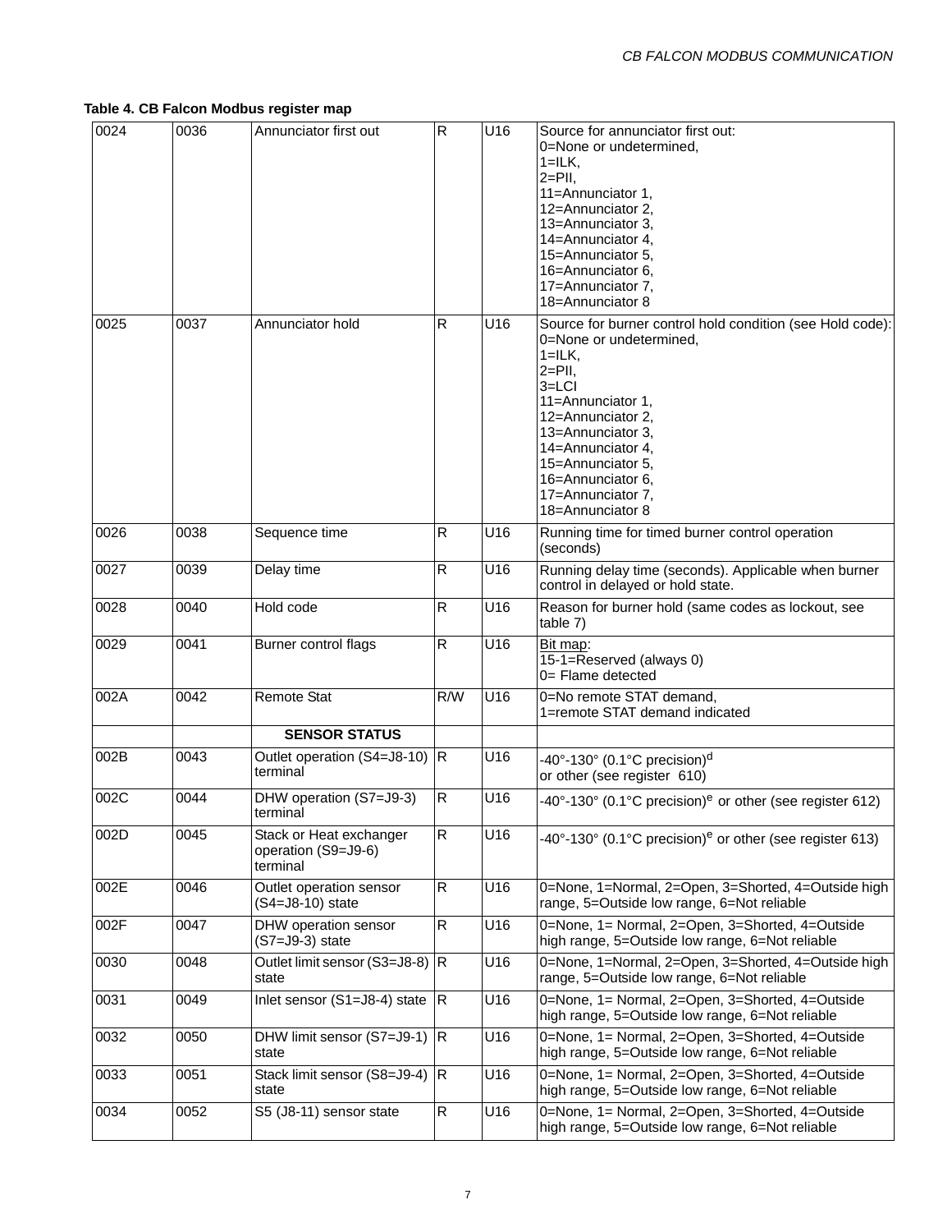**Table 4. CB Falcon Modbus register map**

| | | | | | |
|---|---|---|---|---|---|
| 0024 | 0036 | Annunciator first out | R | U16 | Source for annunciator first out:<br>0=None or undetermined,<br>1=ILK,<br>2=PII,<br>11=Annunciator 1,<br>12=Annunciator 2,<br>13=Annunciator 3,<br>14=Annunciator 4,<br>15=Annunciator 5,<br>16=Annunciator 6,<br>17=Annunciator 7,<br>18=Annunciator 8 |
| 0025 | 0037 | Annunciator hold | R | U16 | Source for burner control hold condition (see Hold code):<br>0=None or undetermined,<br>1=ILK,<br>2=PII,<br>3=LCI<br>11=Annunciator 1,<br>12=Annunciator 2,<br>13=Annunciator 3,<br>14=Annunciator 4,<br>15=Annunciator 5,<br>16=Annunciator 6,<br>17=Annunciator 7,<br>18=Annunciator 8 |
| 0026 | 0038 | Sequence time | R | U16 | Running time for timed burner control operation (seconds) |
| 0027 | 0039 | Delay time | R | U16 | Running delay time (seconds). Applicable when burner control in delayed or hold state. |
| 0028 | 0040 | Hold code | R | U16 | Reason for burner hold (same codes as lockout, see table 7) |
| 0029 | 0041 | Burner control flags | R | U16 | Bit map:<br>15-1=Reserved (always 0)<br>0= Flame detected |
| 002A | 0042 | Remote Stat | R/W | U16 | 0=No remote STAT demand,<br>1=remote STAT demand indicated |
| | | **SENSOR STATUS** | | | |
| 002B | 0043 | Outlet operation (S4=J8-10) terminal | R | U16 | -40°-130° (0.1°C precision)[d]<br>or other (see register 610) |
| 002C | 0044 | DHW operation (S7=J9-3) terminal | R | U16 | -40°-130° (0.1°C precision)[e] or other (see register 612) |
| 002D | 0045 | Stack or Heat exchanger operation (S9=J9-6) terminal | R | U16 | -40°-130° (0.1°C precision)[e] or other (see register 613) |
| 002E | 0046 | Outlet operation sensor (S4=J8-10) state | R | U16 | 0=None, 1=Normal, 2=Open, 3=Shorted, 4=Outside high range, 5=Outside low range, 6=Not reliable |
| 002F | 0047 | DHW operation sensor (S7=J9-3) state | R | U16 | 0=None, 1= Normal, 2=Open, 3=Shorted, 4=Outside high range, 5=Outside low range, 6=Not reliable |
| 0030 | 0048 | Outlet limit sensor (S3=J8-8) state | R | U16 | 0=None, 1=Normal, 2=Open, 3=Shorted, 4=Outside high range, 5=Outside low range, 6=Not reliable |
| 0031 | 0049 | Inlet sensor (S1=J8-4) state | R | U16 | 0=None, 1= Normal, 2=Open, 3=Shorted, 4=Outside high range, 5=Outside low range, 6=Not reliable |
| 0032 | 0050 | DHW limit sensor (S7=J9-1) state | R | U16 | 0=None, 1= Normal, 2=Open, 3=Shorted, 4=Outside high range, 5=Outside low range, 6=Not reliable |
| 0033 | 0051 | Stack limit sensor (S8=J9-4) state | R | U16 | 0=None, 1= Normal, 2=Open, 3=Shorted, 4=Outside high range, 5=Outside low range, 6=Not reliable |
| 0034 | 0052 | S5 (J8-11) sensor state | R | U16 | 0=None, 1= Normal, 2=Open, 3=Shorted, 4=Outside high range, 5=Outside low range, 6=Not reliable |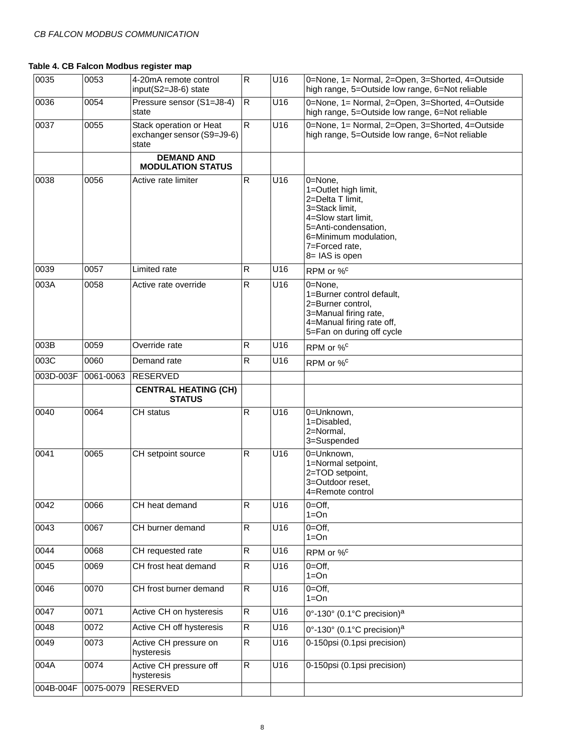**Table 4. CB Falcon Modbus register map**

| | | | | | |
|---|---|---|---|---|---|
| 0035 | 0053 | 4-20mA remote control input(S2=J8-6) state | R | U16 | 0=None, 1= Normal, 2=Open, 3=Shorted, 4=Outside high range, 5=Outside low range, 6=Not reliable |
| 0036 | 0054 | Pressure sensor (S1=J8-4) state | R | U16 | 0=None, 1= Normal, 2=Open, 3=Shorted, 4=Outside high range, 5=Outside low range, 6=Not reliable |
| 0037 | 0055 | Stack operation or Heat exchanger sensor (S9=J9-6) state | R | U16 | 0=None, 1= Normal, 2=Open, 3=Shorted, 4=Outside high range, 5=Outside low range, 6=Not reliable |
| | | **DEMAND AND MODULATION STATUS** | | | |
| 0038 | 0056 | Active rate limiter | R | U16 | 0=None,<br>1=Outlet high limit,<br>2=Delta T limit,<br>3=Stack limit,<br>4=Slow start limit,<br>5=Anti-condensation,<br>6=Minimum modulation,<br>7=Forced rate,<br>8= IAS is open |
| 0039 | 0057 | Limited rate | R | U16 | RPM or %[c] |
| 003A | 0058 | Active rate override | R | U16 | 0=None,<br>1=Burner control default,<br>2=Burner control,<br>3=Manual firing rate,<br>4=Manual firing rate off,<br>5=Fan on during off cycle |
| 003B | 0059 | Override rate | R | U16 | RPM or %[c] |
| 003C | 0060 | Demand rate | R | U16 | RPM or %[c] |
| 003D-003F | 0061-0063 | RESERVED | | | |
| | | **CENTRAL HEATING (CH) STATUS** | | | |
| 0040 | 0064 | CH status | R | U16 | 0=Unknown,<br>1=Disabled,<br>2=Normal,<br>3=Suspended |
| 0041 | 0065 | CH setpoint source | R | U16 | 0=Unknown,<br>1=Normal setpoint,<br>2=TOD setpoint,<br>3=Outdoor reset,<br>4=Remote control |
| 0042 | 0066 | CH heat demand | R | U16 | 0=Off,<br>1=On |
| 0043 | 0067 | CH burner demand | R | U16 | 0=Off,<br>1=On |
| 0044 | 0068 | CH requested rate | R | U16 | RPM or %[c] |
| 0045 | 0069 | CH frost heat demand | R | U16 | 0=Off,<br>1=On |
| 0046 | 0070 | CH frost burner demand | R | U16 | 0=Off,<br>1=On |
| 0047 | 0071 | Active CH on hysteresis | R | U16 | 0°-130° (0.1°C precision)[a] |
| 0048 | 0072 | Active CH off hysteresis | R | U16 | 0°-130° (0.1°C precision)[a] |
| 0049 | 0073 | Active CH pressure on hysteresis | R | U16 | 0-150psi (0.1psi precision) |
| 004A | 0074 | Active CH pressure off hysteresis | R | U16 | 0-150psi (0.1psi precision) |
| 004B-004F | 0075-0079 | RESERVED | | | |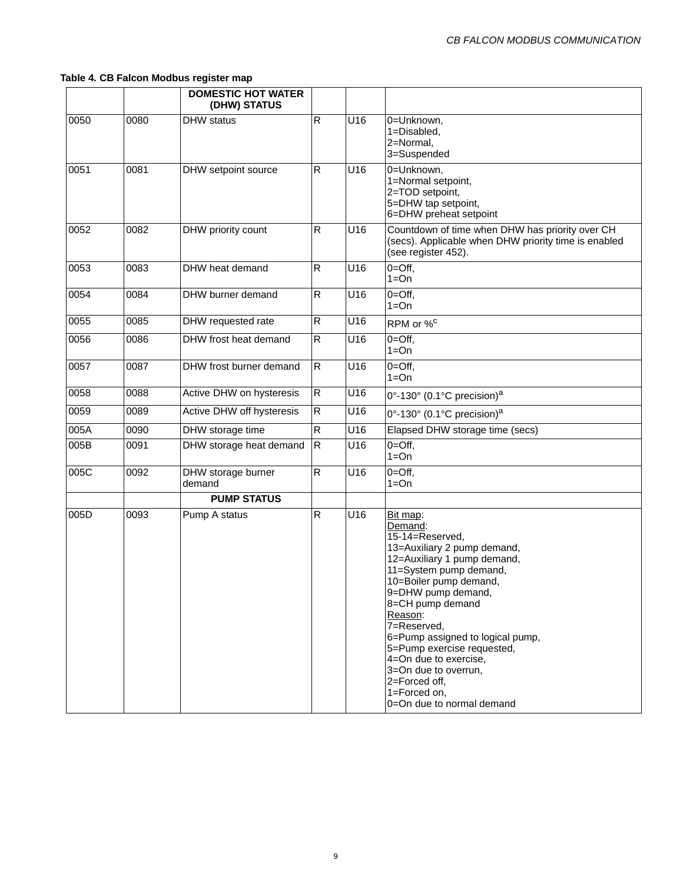**Table 4. CB Falcon Modbus register map**

| | | | | | |
|---|---|---|---|---|---|
| | | **DOMESTIC HOT WATER (DHW) STATUS** | | | |
| 0050 | 0080 | DHW status | R | U16 | 0=Unknown,<br>1=Disabled,<br>2=Normal,<br>3=Suspended |
| 0051 | 0081 | DHW setpoint source | R | U16 | 0=Unknown,<br>1=Normal setpoint,<br>2=TOD setpoint,<br>5=DHW tap setpoint,<br>6=DHW preheat setpoint |
| 0052 | 0082 | DHW priority count | R | U16 | Countdown of time when DHW has priority over CH (secs). Applicable when DHW priority time is enabled (see register 452). |
| 0053 | 0083 | DHW heat demand | R | U16 | 0=Off,<br>1=On |
| 0054 | 0084 | DHW burner demand | R | U16 | 0=Off,<br>1=On |
| 0055 | 0085 | DHW requested rate | R | U16 | RPM or %[c] |
| 0056 | 0086 | DHW frost heat demand | R | U16 | 0=Off,<br>1=On |
| 0057 | 0087 | DHW frost burner demand | R | U16 | 0=Off,<br>1=On |
| 0058 | 0088 | Active DHW on hysteresis | R | U16 | 0°-130° (0.1°C precision)[a] |
| 0059 | 0089 | Active DHW off hysteresis | R | U16 | 0°-130° (0.1°C precision)[a] |
| 005A | 0090 | DHW storage time | R | U16 | Elapsed DHW storage time (secs) |
| 005B | 0091 | DHW storage heat demand | R | U16 | 0=Off,<br>1=On |
| 005C | 0092 | DHW storage burner demand | R | U16 | 0=Off,<br>1=On |
| | | **PUMP STATUS** | | | |
| 005D | 0093 | Pump A status | R | U16 | Bit map:<br>Demand:<br>15-14=Reserved,<br>13=Auxiliary 2 pump demand,<br>12=Auxiliary 1 pump demand,<br>11=System pump demand,<br>10=Boiler pump demand,<br>9=DHW pump demand,<br>8=CH pump demand<br>Reason:<br>7=Reserved,<br>6=Pump assigned to logical pump,<br>5=Pump exercise requested,<br>4=On due to exercise,<br>3=On due to overrun,<br>2=Forced off,<br>1=Forced on,<br>0=On due to normal demand |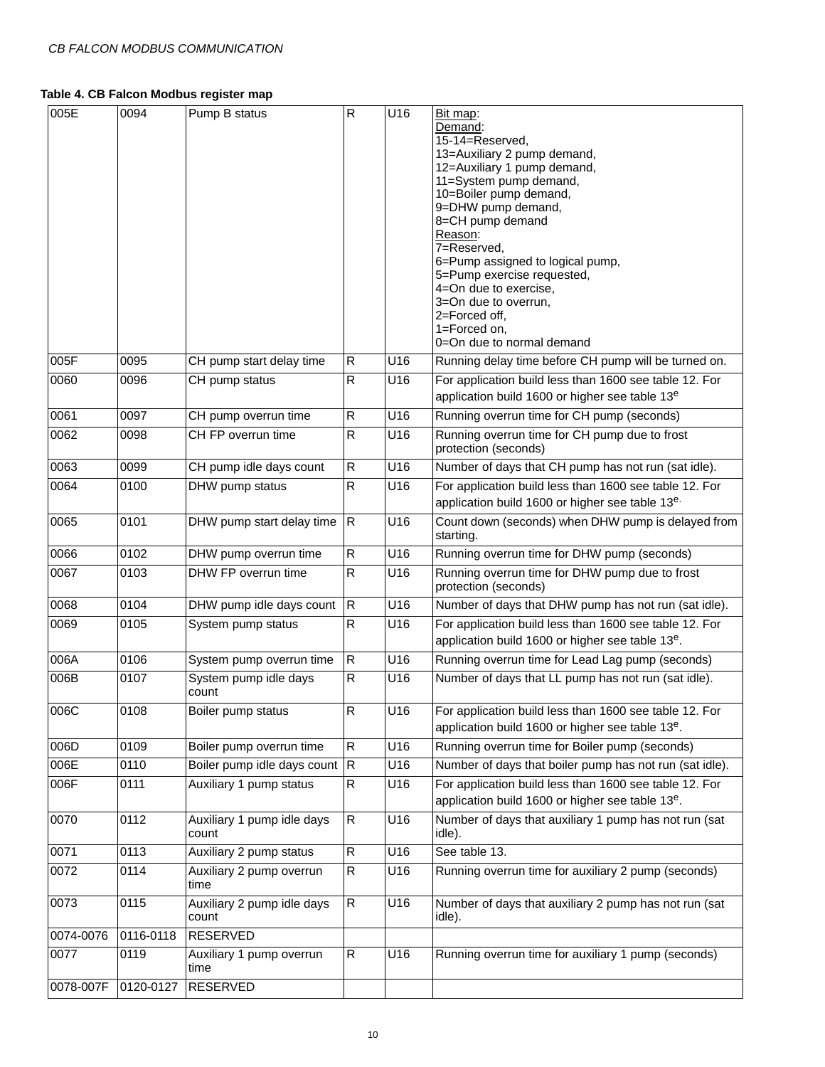**Table 4. CB Falcon Modbus register map**

| | | | | | |
|---|---|---|---|---|---|
| 005E | 0094 | Pump B status | R | U16 | Bit map:<br>Demand:<br>15-14=Reserved,<br>13=Auxiliary 2 pump demand,<br>12=Auxiliary 1 pump demand,<br>11=System pump demand,<br>10=Boiler pump demand,<br>9=DHW pump demand,<br>8=CH pump demand<br>Reason:<br>7=Reserved,<br>6=Pump assigned to logical pump,<br>5=Pump exercise requested,<br>4=On due to exercise,<br>3=On due to overrun,<br>2=Forced off,<br>1=Forced on,<br>0=On due to normal demand |
| 005F | 0095 | CH pump start delay time | R | U16 | Running delay time before CH pump will be turned on. |
| 0060 | 0096 | CH pump status | R | U16 | For application build less than 1600 see table 12. For application build 1600 or higher see table 13[e] |
| 0061 | 0097 | CH pump overrun time | R | U16 | Running overrun time for CH pump (seconds) |
| 0062 | 0098 | CH FP overrun time | R | U16 | Running overrun time for CH pump due to frost protection (seconds) |
| 0063 | 0099 | CH pump idle days count | R | U16 | Number of days that CH pump has not run (sat idle). |
| 0064 | 0100 | DHW pump status | R | U16 | For application build less than 1600 see table 12. For application build 1600 or higher see table 13[e]. |
| 0065 | 0101 | DHW pump start delay time | R | U16 | Count down (seconds) when DHW pump is delayed from starting. |
| 0066 | 0102 | DHW pump overrun time | R | U16 | Running overrun time for DHW pump (seconds) |
| 0067 | 0103 | DHW FP overrun time | R | U16 | Running overrun time for DHW pump due to frost protection (seconds) |
| 0068 | 0104 | DHW pump idle days count | R | U16 | Number of days that DHW pump has not run (sat idle). |
| 0069 | 0105 | System pump status | R | U16 | For application build less than 1600 see table 12. For application build 1600 or higher see table 13[e]. |
| 006A | 0106 | System pump overrun time | R | U16 | Running overrun time for Lead Lag pump (seconds) |
| 006B | 0107 | System pump idle days count | R | U16 | Number of days that LL pump has not run (sat idle). |
| 006C | 0108 | Boiler pump status | R | U16 | For application build less than 1600 see table 12. For application build 1600 or higher see table 13[e]. |
| 006D | 0109 | Boiler pump overrun time | R | U16 | Running overrun time for Boiler pump (seconds) |
| 006E | 0110 | Boiler pump idle days count | R | U16 | Number of days that boiler pump has not run (sat idle). |
| 006F | 0111 | Auxiliary 1 pump status | R | U16 | For application build less than 1600 see table 12. For application build 1600 or higher see table 13[e]. |
| 0070 | 0112 | Auxiliary 1 pump idle days count | R | U16 | Number of days that auxiliary 1 pump has not run (sat idle). |
| 0071 | 0113 | Auxiliary 2 pump status | R | U16 | See table 13. |
| 0072 | 0114 | Auxiliary 2 pump overrun time | R | U16 | Running overrun time for auxiliary 2 pump (seconds) |
| 0073 | 0115 | Auxiliary 2 pump idle days count | R | U16 | Number of days that auxiliary 2 pump has not run (sat idle). |
| 0074-0076 | 0116-0118 | RESERVED | | | |
| 0077 | 0119 | Auxiliary 1 pump overrun time | R | U16 | Running overrun time for auxiliary 1 pump (seconds) |
| 0078-007F | 0120-0127 | RESERVED | | | |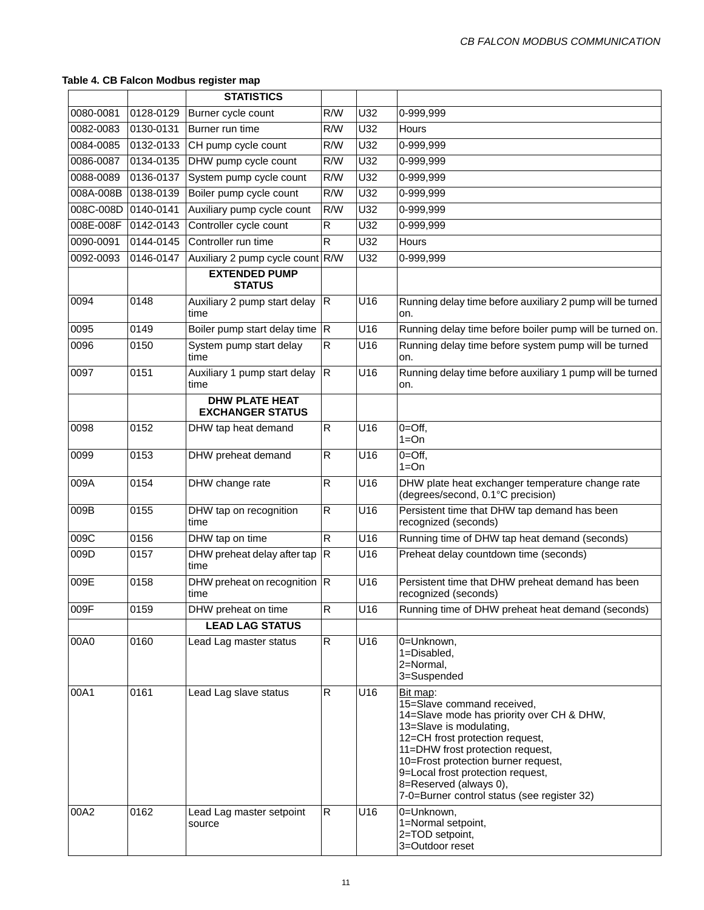**Table 4. CB Falcon Modbus register map**

| | | | | | |
|---|---|---|---|---|---|
| | | **STATISTICS** | | | |
| 0080-0081 | 0128-0129 | Burner cycle count | R/W | U32 | 0-999,999 |
| 0082-0083 | 0130-0131 | Burner run time | R/W | U32 | Hours |
| 0084-0085 | 0132-0133 | CH pump cycle count | R/W | U32 | 0-999,999 |
| 0086-0087 | 0134-0135 | DHW pump cycle count | R/W | U32 | 0-999,999 |
| 0088-0089 | 0136-0137 | System pump cycle count | R/W | U32 | 0-999,999 |
| 008A-008B | 0138-0139 | Boiler pump cycle count | R/W | U32 | 0-999,999 |
| 008C-008D | 0140-0141 | Auxiliary pump cycle count | R/W | U32 | 0-999,999 |
| 008E-008F | 0142-0143 | Controller cycle count | R | U32 | 0-999,999 |
| 0090-0091 | 0144-0145 | Controller run time | R | U32 | Hours |
| 0092-0093 | 0146-0147 | Auxiliary 2 pump cycle count | R/W | U32 | 0-999,999 |
| | | **EXTENDED PUMP STATUS** | | | |
| 0094 | 0148 | Auxiliary 2 pump start delay time | R | U16 | Running delay time before auxiliary 2 pump will be turned on. |
| 0095 | 0149 | Boiler pump start delay time | R | U16 | Running delay time before boiler pump will be turned on. |
| 0096 | 0150 | System pump start delay time | R | U16 | Running delay time before system pump will be turned on. |
| 0097 | 0151 | Auxiliary 1 pump start delay time | R | U16 | Running delay time before auxiliary 1 pump will be turned on. |
| | | **DHW PLATE HEAT EXCHANGER STATUS** | | | |
| 0098 | 0152 | DHW tap heat demand | R | U16 | 0=Off,<br>1=On |
| 0099 | 0153 | DHW preheat demand | R | U16 | 0=Off,<br>1=On |
| 009A | 0154 | DHW change rate | R | U16 | DHW plate heat exchanger temperature change rate (degrees/second, 0.1°C precision) |
| 009B | 0155 | DHW tap on recognition time | R | U16 | Persistent time that DHW tap demand has been recognized (seconds) |
| 009C | 0156 | DHW tap on time | R | U16 | Running time of DHW tap heat demand (seconds) |
| 009D | 0157 | DHW preheat delay after tap time | R | U16 | Preheat delay countdown time (seconds) |
| 009E | 0158 | DHW preheat on recognition time | R | U16 | Persistent time that DHW preheat demand has been recognized (seconds) |
| 009F | 0159 | DHW preheat on time | R | U16 | Running time of DHW preheat heat demand (seconds) |
| | | **LEAD LAG STATUS** | | | |
| 00A0 | 0160 | Lead Lag master status | R | U16 | 0=Unknown,<br>1=Disabled,<br>2=Normal,<br>3=Suspended |
| 00A1 | 0161 | Lead Lag slave status | R | U16 | Bit map:<br>15=Slave command received,<br>14=Slave mode has priority over CH & DHW,<br>13=Slave is modulating,<br>12=CH frost protection request,<br>11=DHW frost protection request,<br>10=Frost protection burner request,<br>9=Local frost protection request,<br>8=Reserved (always 0),<br>7-0=Burner control status (see register 32) |
| 00A2 | 0162 | Lead Lag master setpoint source | R | U16 | 0=Unknown,<br>1=Normal setpoint,<br>2=TOD setpoint,<br>3=Outdoor reset |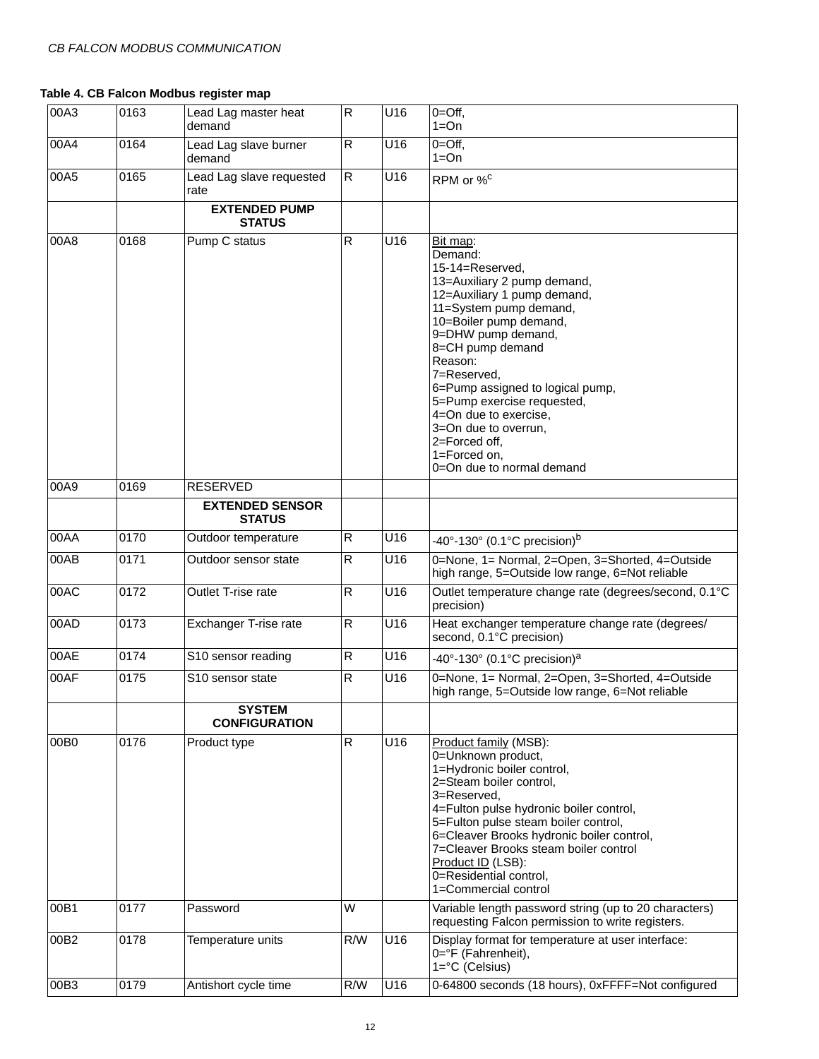### Table 4. CB Falcon Modbus register map

| | | | | | |
|---|---|---|---|---|---|
| 00A3 | 0163 | Lead Lag master heat demand | R | U16 | 0=Off,<br>1=On |
| 00A4 | 0164 | Lead Lag slave burner demand | R | U16 | 0=Off,<br>1=On |
| 00A5 | 0165 | Lead Lag slave requested rate | R | U16 | RPM or %[c] |
| | | **EXTENDED PUMP STATUS** | | | |
| 00A8 | 0168 | Pump C status | R | U16 | Bit map:<br>Demand:<br>15-14=Reserved,<br>13=Auxiliary 2 pump demand,<br>12=Auxiliary 1 pump demand,<br>11=System pump demand,<br>10=Boiler pump demand,<br>9=DHW pump demand,<br>8=CH pump demand<br>Reason:<br>7=Reserved,<br>6=Pump assigned to logical pump,<br>5=Pump exercise requested,<br>4=On due to exercise,<br>3=On due to overrun,<br>2=Forced off,<br>1=Forced on,<br>0=On due to normal demand |
| 00A9 | 0169 | RESERVED | | | |
| | | **EXTENDED SENSOR STATUS** | | | |
| 00AA | 0170 | Outdoor temperature | R | U16 | -40°-130° (0.1°C precision)[b] |
| 00AB | 0171 | Outdoor sensor state | R | U16 | 0=None, 1= Normal, 2=Open, 3=Shorted, 4=Outside high range, 5=Outside low range, 6=Not reliable |
| 00AC | 0172 | Outlet T-rise rate | R | U16 | Outlet temperature change rate (degrees/second, 0.1°C precision) |
| 00AD | 0173 | Exchanger T-rise rate | R | U16 | Heat exchanger temperature change rate (degrees/second, 0.1°C precision) |
| 00AE | 0174 | S10 sensor reading | R | U16 | -40°-130° (0.1°C precision)[a] |
| 00AF | 0175 | S10 sensor state | R | U16 | 0=None, 1= Normal, 2=Open, 3=Shorted, 4=Outside high range, 5=Outside low range, 6=Not reliable |
| | | **SYSTEM CONFIGURATION** | | | |
| 00B0 | 0176 | Product type | R | U16 | Product family (MSB):<br>0=Unknown product,<br>1=Hydronic boiler control,<br>2=Steam boiler control,<br>3=Reserved,<br>4=Fulton pulse hydronic boiler control,<br>5=Fulton pulse steam boiler control,<br>6=Cleaver Brooks hydronic boiler control,<br>7=Cleaver Brooks steam boiler control<br>Product ID (LSB):<br>0=Residential control,<br>1=Commercial control |
| 00B1 | 0177 | Password | W | | Variable length password string (up to 20 characters) requesting Falcon permission to write registers. |
| 00B2 | 0178 | Temperature units | R/W | U16 | Display format for temperature at user interface:<br>0=°F (Fahrenheit),<br>1=°C (Celsius) |
| 00B3 | 0179 | Antishort cycle time | R/W | U16 | 0-64800 seconds (18 hours), 0xFFFF=Not configured |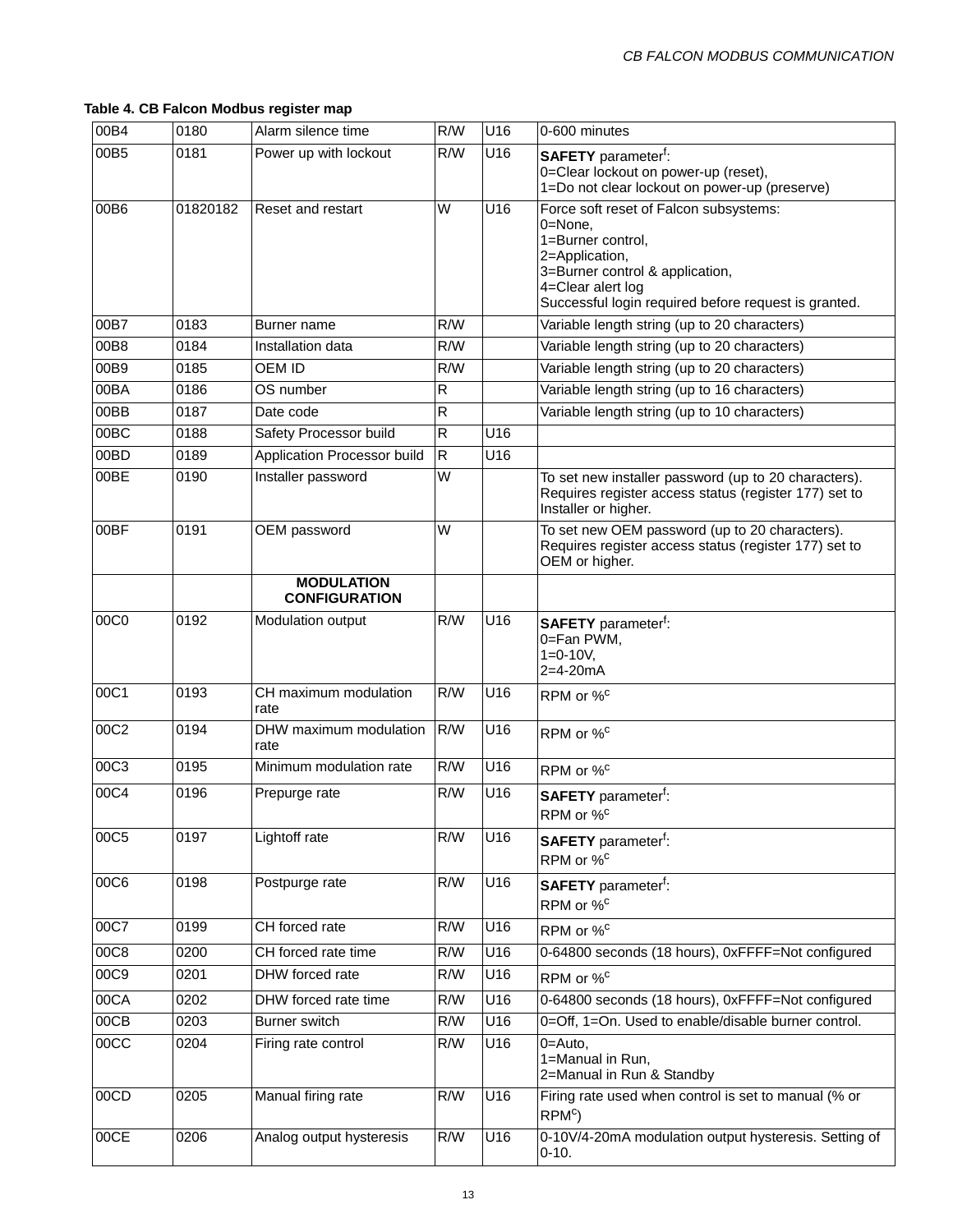**Table 4. CB Falcon Modbus register map**

| | | | | | |
|---|---|---|---|---|---|
| 00B4 | 0180 | Alarm silence time | R/W | U16 | 0-600 minutes |
| 00B5 | 0181 | Power up with lockout | R/W | U16 | **SAFETY** parameter[f]:<br>0=Clear lockout on power-up (reset),<br>1=Do not clear lockout on power-up (preserve) |
| 00B6 | 01820182 | Reset and restart | W | U16 | Force soft reset of Falcon subsystems:<br>0=None,<br>1=Burner control,<br>2=Application,<br>3=Burner control & application,<br>4=Clear alert log<br>Successful login required before request is granted. |
| 00B7 | 0183 | Burner name | R/W | | Variable length string (up to 20 characters) |
| 00B8 | 0184 | Installation data | R/W | | Variable length string (up to 20 characters) |
| 00B9 | 0185 | OEM ID | R/W | | Variable length string (up to 20 characters) |
| 00BA | 0186 | OS number | R | | Variable length string (up to 16 characters) |
| 00BB | 0187 | Date code | R | | Variable length string (up to 10 characters) |
| 00BC | 0188 | Safety Processor build | R | U16 | |
| 00BD | 0189 | Application Processor build | R | U16 | |
| 00BE | 0190 | Installer password | W | | To set new installer password (up to 20 characters). Requires register access status (register 177) set to Installer or higher. |
| 00BF | 0191 | OEM password | W | | To set new OEM password (up to 20 characters). Requires register access status (register 177) set to OEM or higher. |
| | | **MODULATION CONFIGURATION** | | | |
| 00C0 | 0192 | Modulation output | R/W | U16 | **SAFETY** parameter[f]:<br>0=Fan PWM,<br>1=0-10V,<br>2=4-20mA |
| 00C1 | 0193 | CH maximum modulation rate | R/W | U16 | RPM or %[c] |
| 00C2 | 0194 | DHW maximum modulation rate | R/W | U16 | RPM or %[c] |
| 00C3 | 0195 | Minimum modulation rate | R/W | U16 | RPM or %[c] |
| 00C4 | 0196 | Prepurge rate | R/W | U16 | **SAFETY** parameter[f]:<br>RPM or %[c] |
| 00C5 | 0197 | Lightoff rate | R/W | U16 | **SAFETY** parameter[f]:<br>RPM or %[c] |
| 00C6 | 0198 | Postpurge rate | R/W | U16 | **SAFETY** parameter[f]:<br>RPM or %[c] |
| 00C7 | 0199 | CH forced rate | R/W | U16 | RPM or %[c] |
| 00C8 | 0200 | CH forced rate time | R/W | U16 | 0-64800 seconds (18 hours), 0xFFFF=Not configured |
| 00C9 | 0201 | DHW forced rate | R/W | U16 | RPM or %[c] |
| 00CA | 0202 | DHW forced rate time | R/W | U16 | 0-64800 seconds (18 hours), 0xFFFF=Not configured |
| 00CB | 0203 | Burner switch | R/W | U16 | 0=Off, 1=On. Used to enable/disable burner control. |
| 00CC | 0204 | Firing rate control | R/W | U16 | 0=Auto,<br>1=Manual in Run,<br>2=Manual in Run & Standby |
| 00CD | 0205 | Manual firing rate | R/W | U16 | Firing rate used when control is set to manual (% or RPM[c]) |
| 00CE | 0206 | Analog output hysteresis | R/W | U16 | 0-10V/4-20mA modulation output hysteresis. Setting of 0-10. |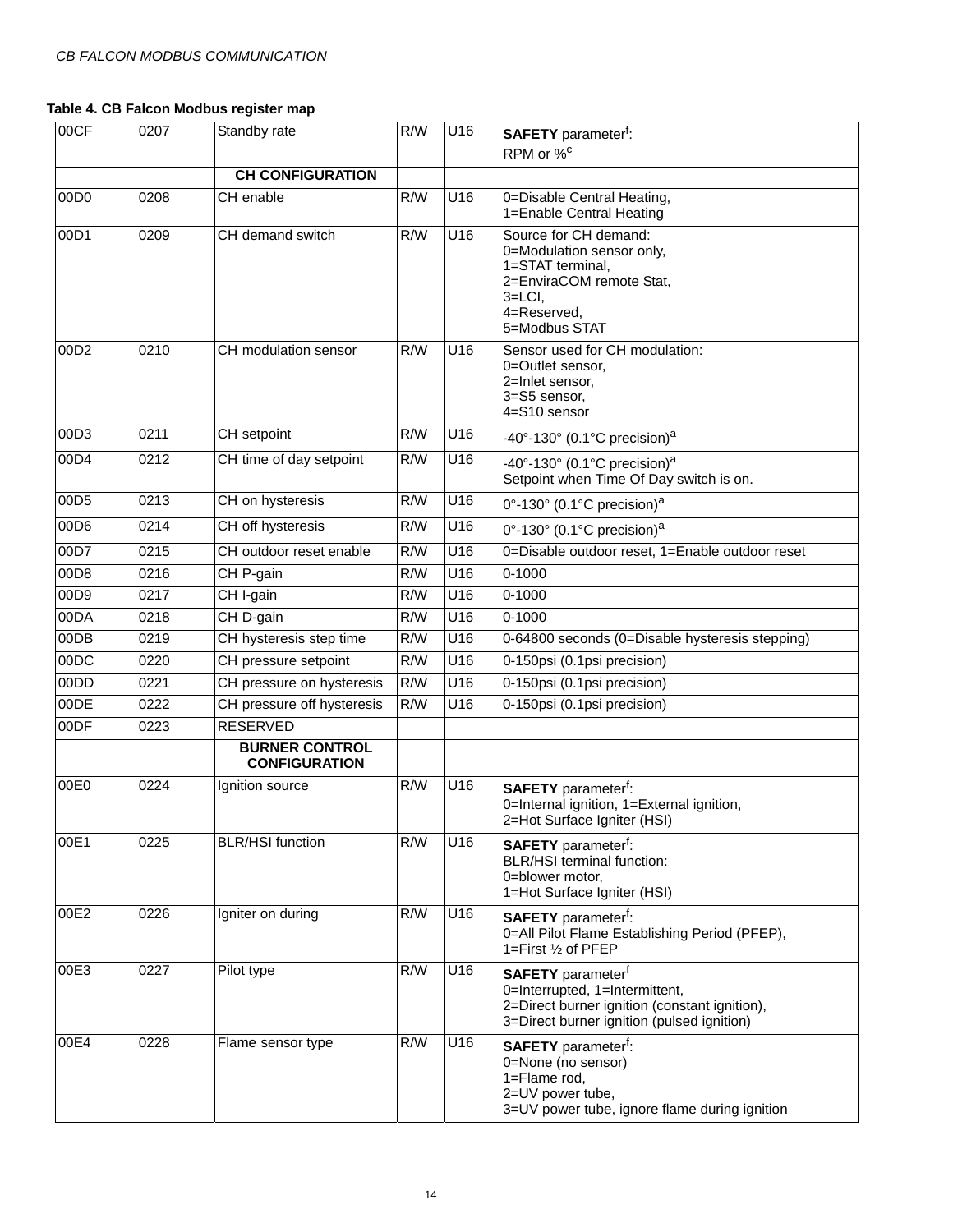**Table 4. CB Falcon Modbus register map**

| | | | | | |
|---|---|---|---|---|---|
| 00CF | 0207 | Standby rate | R/W | U16 | **SAFETY** parameter[f]: RPM or %[c] |
| | | **CH CONFIGURATION** | | | |
| 00D0 | 0208 | CH enable | R/W | U16 | 0=Disable Central Heating, 1=Enable Central Heating |
| 00D1 | 0209 | CH demand switch | R/W | U16 | Source for CH demand: 0=Modulation sensor only, 1=STAT terminal, 2=EnviraCOM remote Stat, 3=LCI, 4=Reserved, 5=Modbus STAT |
| 00D2 | 0210 | CH modulation sensor | R/W | U16 | Sensor used for CH modulation: 0=Outlet sensor, 2=Inlet sensor, 3=S5 sensor, 4=S10 sensor |
| 00D3 | 0211 | CH setpoint | R/W | U16 | -40°-130° (0.1°C precision)[a] |
| 00D4 | 0212 | CH time of day setpoint | R/W | U16 | -40°-130° (0.1°C precision)[a] Setpoint when Time Of Day switch is on. |
| 00D5 | 0213 | CH on hysteresis | R/W | U16 | 0°-130° (0.1°C precision)[a] |
| 00D6 | 0214 | CH off hysteresis | R/W | U16 | 0°-130° (0.1°C precision)[a] |
| 00D7 | 0215 | CH outdoor reset enable | R/W | U16 | 0=Disable outdoor reset, 1=Enable outdoor reset |
| 00D8 | 0216 | CH P-gain | R/W | U16 | 0-1000 |
| 00D9 | 0217 | CH I-gain | R/W | U16 | 0-1000 |
| 00DA | 0218 | CH D-gain | R/W | U16 | 0-1000 |
| 00DB | 0219 | CH hysteresis step time | R/W | U16 | 0-64800 seconds (0=Disable hysteresis stepping) |
| 00DC | 0220 | CH pressure setpoint | R/W | U16 | 0-150psi (0.1psi precision) |
| 00DD | 0221 | CH pressure on hysteresis | R/W | U16 | 0-150psi (0.1psi precision) |
| 00DE | 0222 | CH pressure off hysteresis | R/W | U16 | 0-150psi (0.1psi precision) |
| 00DF | 0223 | RESERVED | | | |
| | | **BURNER CONTROL CONFIGURATION** | | | |
| 00E0 | 0224 | Ignition source | R/W | U16 | **SAFETY** parameter[f]: 0=Internal ignition, 1=External ignition, 2=Hot Surface Igniter (HSI) |
| 00E1 | 0225 | BLR/HSI function | R/W | U16 | **SAFETY** parameter[f]: BLR/HSI terminal function: 0=blower motor, 1=Hot Surface Igniter (HSI) |
| 00E2 | 0226 | Igniter on during | R/W | U16 | **SAFETY** parameter[f]: 0=All Pilot Flame Establishing Period (PFEP), 1=First ½ of PFEP |
| 00E3 | 0227 | Pilot type | R/W | U16 | **SAFETY** parameter[f] 0=Interrupted, 1=Intermittent, 2=Direct burner ignition (constant ignition), 3=Direct burner ignition (pulsed ignition) |
| 00E4 | 0228 | Flame sensor type | R/W | U16 | **SAFETY** parameter[f]: 0=None (no sensor) 1=Flame rod, 2=UV power tube, 3=UV power tube, ignore flame during ignition |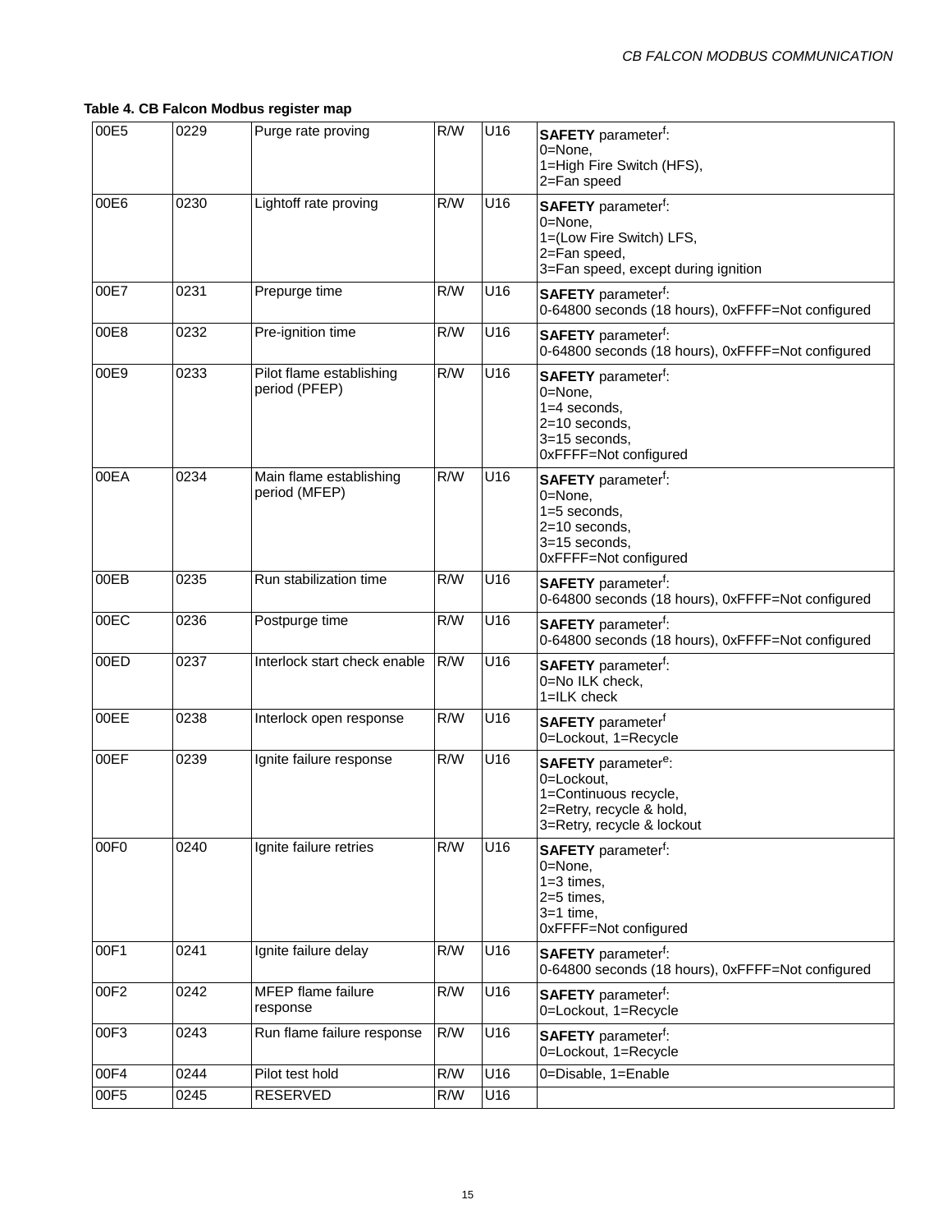**Table 4. CB Falcon Modbus register map**

| | | | | | |
|---|---|---|---|---|---|
| 00E5 | 0229 | Purge rate proving | R/W | U16 | **SAFETY** parameter[f]:<br>0=None,<br>1=High Fire Switch (HFS),<br>2=Fan speed |
| 00E6 | 0230 | Lightoff rate proving | R/W | U16 | **SAFETY** parameter[f]:<br>0=None,<br>1=(Low Fire Switch) LFS,<br>2=Fan speed,<br>3=Fan speed, except during ignition |
| 00E7 | 0231 | Prepurge time | R/W | U16 | **SAFETY** parameter[f]:<br>0-64800 seconds (18 hours), 0xFFFF=Not configured |
| 00E8 | 0232 | Pre-ignition time | R/W | U16 | **SAFETY** parameter[f]:<br>0-64800 seconds (18 hours), 0xFFFF=Not configured |
| 00E9 | 0233 | Pilot flame establishing period (PFEP) | R/W | U16 | **SAFETY** parameter[f]:<br>0=None,<br>1=4 seconds,<br>2=10 seconds,<br>3=15 seconds,<br>0xFFFF=Not configured |
| 00EA | 0234 | Main flame establishing period (MFEP) | R/W | U16 | **SAFETY** parameter[f]:<br>0=None,<br>1=5 seconds,<br>2=10 seconds,<br>3=15 seconds,<br>0xFFFF=Not configured |
| 00EB | 0235 | Run stabilization time | R/W | U16 | **SAFETY** parameter[f]:<br>0-64800 seconds (18 hours), 0xFFFF=Not configured |
| 00EC | 0236 | Postpurge time | R/W | U16 | **SAFETY** parameter[f]:<br>0-64800 seconds (18 hours), 0xFFFF=Not configured |
| 00ED | 0237 | Interlock start check enable | R/W | U16 | **SAFETY** parameter[f]:<br>0=No ILK check,<br>1=ILK check |
| 00EE | 0238 | Interlock open response | R/W | U16 | **SAFETY** parameter[f]<br>0=Lockout, 1=Recycle |
| 00EF | 0239 | Ignite failure response | R/W | U16 | **SAFETY** parameter[e]:<br>0=Lockout,<br>1=Continuous recycle,<br>2=Retry, recycle & hold,<br>3=Retry, recycle & lockout |
| 00F0 | 0240 | Ignite failure retries | R/W | U16 | **SAFETY** parameter[f]:<br>0=None,<br>1=3 times,<br>2=5 times,<br>3=1 time,<br>0xFFFF=Not configured |
| 00F1 | 0241 | Ignite failure delay | R/W | U16 | **SAFETY** parameter[f]:<br>0-64800 seconds (18 hours), 0xFFFF=Not configured |
| 00F2 | 0242 | MFEP flame failure response | R/W | U16 | **SAFETY** parameter[f]:<br>0=Lockout, 1=Recycle |
| 00F3 | 0243 | Run flame failure response | R/W | U16 | **SAFETY** parameter[f]:<br>0=Lockout, 1=Recycle |
| 00F4 | 0244 | Pilot test hold | R/W | U16 | 0=Disable, 1=Enable |
| 00F5 | 0245 | RESERVED | R/W | U16 | |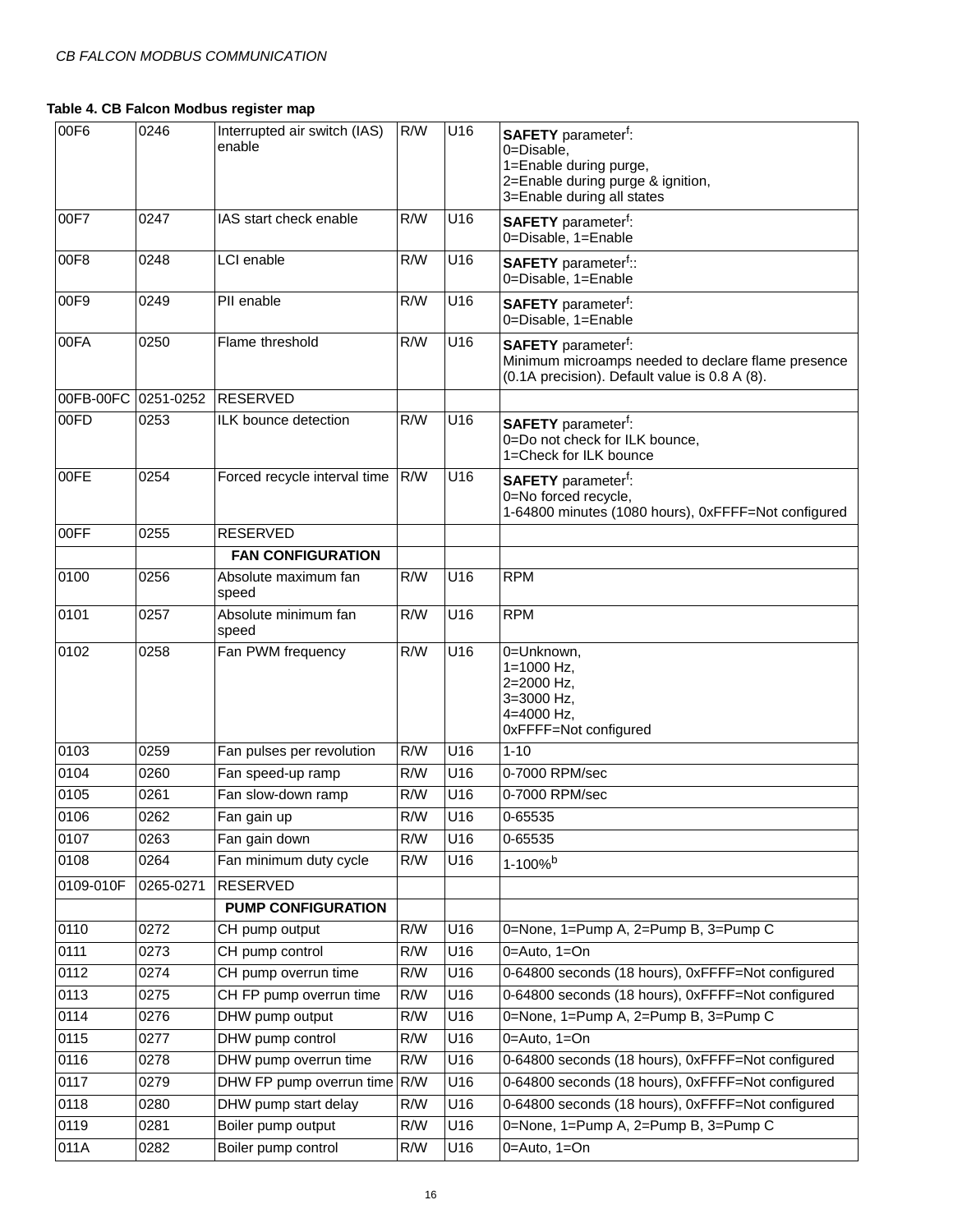**Table 4. CB Falcon Modbus register map**

| | | | | | |
|---|---|---|---|---|---|
| 00F6 | 0246 | Interrupted air switch (IAS) enable | R/W | U16 | **SAFETY** parameter[f]:<br>0=Disable,<br>1=Enable during purge,<br>2=Enable during purge & ignition,<br>3=Enable during all states |
| 00F7 | 0247 | IAS start check enable | R/W | U16 | **SAFETY** parameter[f]:<br>0=Disable, 1=Enable |
| 00F8 | 0248 | LCI enable | R/W | U16 | **SAFETY** parameter[f]::<br>0=Disable, 1=Enable |
| 00F9 | 0249 | PII enable | R/W | U16 | **SAFETY** parameter[f]:<br>0=Disable, 1=Enable |
| 00FA | 0250 | Flame threshold | R/W | U16 | **SAFETY** parameter[f]:<br>Minimum microamps needed to declare flame presence (0.1A precision). Default value is 0.8 A (8). |
| 00FB-00FC | 0251-0252 | RESERVED | | | |
| 00FD | 0253 | ILK bounce detection | R/W | U16 | **SAFETY** parameter[f]:<br>0=Do not check for ILK bounce,<br>1=Check for ILK bounce |
| 00FE | 0254 | Forced recycle interval time | R/W | U16 | **SAFETY** parameter[f]:<br>0=No forced recycle,<br>1-64800 minutes (1080 hours), 0xFFFF=Not configured |
| 00FF | 0255 | RESERVED | | | |
| | | **FAN CONFIGURATION** | | | |
| 0100 | 0256 | Absolute maximum fan speed | R/W | U16 | RPM |
| 0101 | 0257 | Absolute minimum fan speed | R/W | U16 | RPM |
| 0102 | 0258 | Fan PWM frequency | R/W | U16 | 0=Unknown,<br>1=1000 Hz,<br>2=2000 Hz,<br>3=3000 Hz,<br>4=4000 Hz,<br>0xFFFF=Not configured |
| 0103 | 0259 | Fan pulses per revolution | R/W | U16 | 1-10 |
| 0104 | 0260 | Fan speed-up ramp | R/W | U16 | 0-7000 RPM/sec |
| 0105 | 0261 | Fan slow-down ramp | R/W | U16 | 0-7000 RPM/sec |
| 0106 | 0262 | Fan gain up | R/W | U16 | 0-65535 |
| 0107 | 0263 | Fan gain down | R/W | U16 | 0-65535 |
| 0108 | 0264 | Fan minimum duty cycle | R/W | U16 | 1-100%[b] |
| 0109-010F | 0265-0271 | RESERVED | | | |
| | | **PUMP CONFIGURATION** | | | |
| 0110 | 0272 | CH pump output | R/W | U16 | 0=None, 1=Pump A, 2=Pump B, 3=Pump C |
| 0111 | 0273 | CH pump control | R/W | U16 | 0=Auto, 1=On |
| 0112 | 0274 | CH pump overrun time | R/W | U16 | 0-64800 seconds (18 hours), 0xFFFF=Not configured |
| 0113 | 0275 | CH FP pump overrun time | R/W | U16 | 0-64800 seconds (18 hours), 0xFFFF=Not configured |
| 0114 | 0276 | DHW pump output | R/W | U16 | 0=None, 1=Pump A, 2=Pump B, 3=Pump C |
| 0115 | 0277 | DHW pump control | R/W | U16 | 0=Auto, 1=On |
| 0116 | 0278 | DHW pump overrun time | R/W | U16 | 0-64800 seconds (18 hours), 0xFFFF=Not configured |
| 0117 | 0279 | DHW FP pump overrun time | R/W | U16 | 0-64800 seconds (18 hours), 0xFFFF=Not configured |
| 0118 | 0280 | DHW pump start delay | R/W | U16 | 0-64800 seconds (18 hours), 0xFFFF=Not configured |
| 0119 | 0281 | Boiler pump output | R/W | U16 | 0=None, 1=Pump A, 2=Pump B, 3=Pump C |
| 011A | 0282 | Boiler pump control | R/W | U16 | 0=Auto, 1=On |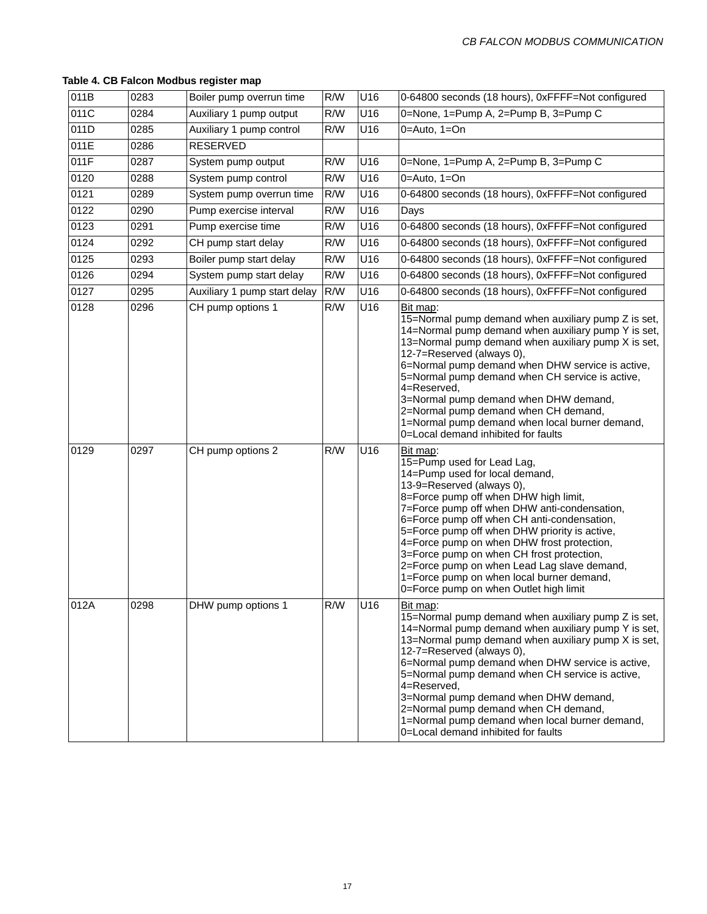**Table 4. CB Falcon Modbus register map**

| | | | | | |
|---|---|---|---|---|---|
| 011B | 0283 | Boiler pump overrun time | R/W | U16 | 0-64800 seconds (18 hours), 0xFFFF=Not configured |
| 011C | 0284 | Auxiliary 1 pump output | R/W | U16 | 0=None, 1=Pump A, 2=Pump B, 3=Pump C |
| 011D | 0285 | Auxiliary 1 pump control | R/W | U16 | 0=Auto, 1=On |
| 011E | 0286 | RESERVED | | | |
| 011F | 0287 | System pump output | R/W | U16 | 0=None, 1=Pump A, 2=Pump B, 3=Pump C |
| 0120 | 0288 | System pump control | R/W | U16 | 0=Auto, 1=On |
| 0121 | 0289 | System pump overrun time | R/W | U16 | 0-64800 seconds (18 hours), 0xFFFF=Not configured |
| 0122 | 0290 | Pump exercise interval | R/W | U16 | Days |
| 0123 | 0291 | Pump exercise time | R/W | U16 | 0-64800 seconds (18 hours), 0xFFFF=Not configured |
| 0124 | 0292 | CH pump start delay | R/W | U16 | 0-64800 seconds (18 hours), 0xFFFF=Not configured |
| 0125 | 0293 | Boiler pump start delay | R/W | U16 | 0-64800 seconds (18 hours), 0xFFFF=Not configured |
| 0126 | 0294 | System pump start delay | R/W | U16 | 0-64800 seconds (18 hours), 0xFFFF=Not configured |
| 0127 | 0295 | Auxiliary 1 pump start delay | R/W | U16 | 0-64800 seconds (18 hours), 0xFFFF=Not configured |
| 0128 | 0296 | CH pump options 1 | R/W | U16 | Bit map:<br>15=Normal pump demand when auxiliary pump Z is set,<br>14=Normal pump demand when auxiliary pump Y is set,<br>13=Normal pump demand when auxiliary pump X is set,<br>12-7=Reserved (always 0),<br>6=Normal pump demand when DHW service is active,<br>5=Normal pump demand when CH service is active,<br>4=Reserved,<br>3=Normal pump demand when DHW demand,<br>2=Normal pump demand when CH demand,<br>1=Normal pump demand when local burner demand,<br>0=Local demand inhibited for faults |
| 0129 | 0297 | CH pump options 2 | R/W | U16 | Bit map:<br>15=Pump used for Lead Lag,<br>14=Pump used for local demand,<br>13-9=Reserved (always 0),<br>8=Force pump off when DHW high limit,<br>7=Force pump off when DHW anti-condensation,<br>6=Force pump off when CH anti-condensation,<br>5=Force pump off when DHW priority is active,<br>4=Force pump on when DHW frost protection,<br>3=Force pump on when CH frost protection,<br>2=Force pump on when Lead Lag slave demand,<br>1=Force pump on when local burner demand,<br>0=Force pump on when Outlet high limit |
| 012A | 0298 | DHW pump options 1 | R/W | U16 | Bit map:<br>15=Normal pump demand when auxiliary pump Z is set,<br>14=Normal pump demand when auxiliary pump Y is set,<br>13=Normal pump demand when auxiliary pump X is set,<br>12-7=Reserved (always 0),<br>6=Normal pump demand when DHW service is active,<br>5=Normal pump demand when CH service is active,<br>4=Reserved,<br>3=Normal pump demand when DHW demand,<br>2=Normal pump demand when CH demand,<br>1=Normal pump demand when local burner demand,<br>0=Local demand inhibited for faults |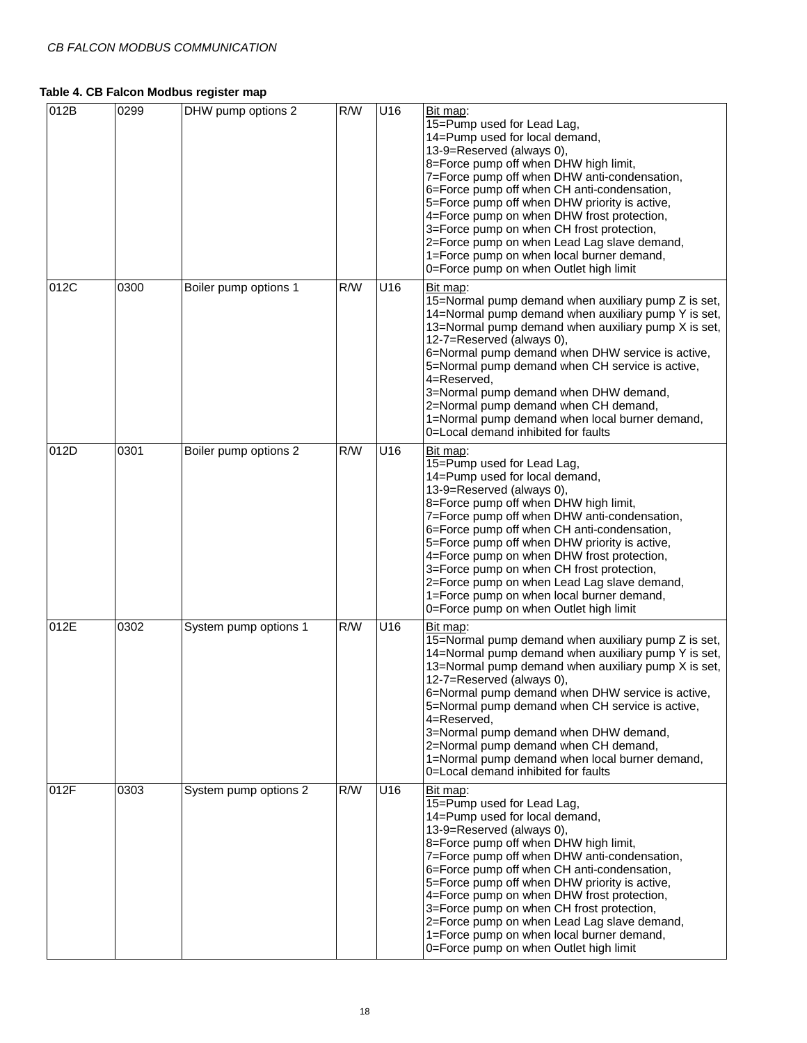**Table 4. CB Falcon Modbus register map**

| | | | | | |
|---|---|---|---|---|---|
| 012B | 0299 | DHW pump options 2 | R/W | U16 | Bit map:<br>15=Pump used for Lead Lag,<br>14=Pump used for local demand,<br>13-9=Reserved (always 0),<br>8=Force pump off when DHW high limit,<br>7=Force pump off when DHW anti-condensation,<br>6=Force pump off when CH anti-condensation,<br>5=Force pump off when DHW priority is active,<br>4=Force pump on when DHW frost protection,<br>3=Force pump on when CH frost protection,<br>2=Force pump on when Lead Lag slave demand,<br>1=Force pump on when local burner demand,<br>0=Force pump on when Outlet high limit |
| 012C | 0300 | Boiler pump options 1 | R/W | U16 | Bit map:<br>15=Normal pump demand when auxiliary pump Z is set,<br>14=Normal pump demand when auxiliary pump Y is set,<br>13=Normal pump demand when auxiliary pump X is set,<br>12-7=Reserved (always 0),<br>6=Normal pump demand when DHW service is active,<br>5=Normal pump demand when CH service is active,<br>4=Reserved,<br>3=Normal pump demand when DHW demand,<br>2=Normal pump demand when CH demand,<br>1=Normal pump demand when local burner demand,<br>0=Local demand inhibited for faults |
| 012D | 0301 | Boiler pump options 2 | R/W | U16 | Bit map:<br>15=Pump used for Lead Lag,<br>14=Pump used for local demand,<br>13-9=Reserved (always 0),<br>8=Force pump off when DHW high limit,<br>7=Force pump off when DHW anti-condensation,<br>6=Force pump off when CH anti-condensation,<br>5=Force pump off when DHW priority is active,<br>4=Force pump on when DHW frost protection,<br>3=Force pump on when CH frost protection,<br>2=Force pump on when Lead Lag slave demand,<br>1=Force pump on when local burner demand,<br>0=Force pump on when Outlet high limit |
| 012E | 0302 | System pump options 1 | R/W | U16 | Bit map:<br>15=Normal pump demand when auxiliary pump Z is set,<br>14=Normal pump demand when auxiliary pump Y is set,<br>13=Normal pump demand when auxiliary pump X is set,<br>12-7=Reserved (always 0),<br>6=Normal pump demand when DHW service is active,<br>5=Normal pump demand when CH service is active,<br>4=Reserved,<br>3=Normal pump demand when DHW demand,<br>2=Normal pump demand when CH demand,<br>1=Normal pump demand when local burner demand,<br>0=Local demand inhibited for faults |
| 012F | 0303 | System pump options 2 | R/W | U16 | Bit map:<br>15=Pump used for Lead Lag,<br>14=Pump used for local demand,<br>13-9=Reserved (always 0),<br>8=Force pump off when DHW high limit,<br>7=Force pump off when DHW anti-condensation,<br>6=Force pump off when CH anti-condensation,<br>5=Force pump off when DHW priority is active,<br>4=Force pump on when DHW frost protection,<br>3=Force pump on when CH frost protection,<br>2=Force pump on when Lead Lag slave demand,<br>1=Force pump on when local burner demand,<br>0=Force pump on when Outlet high limit |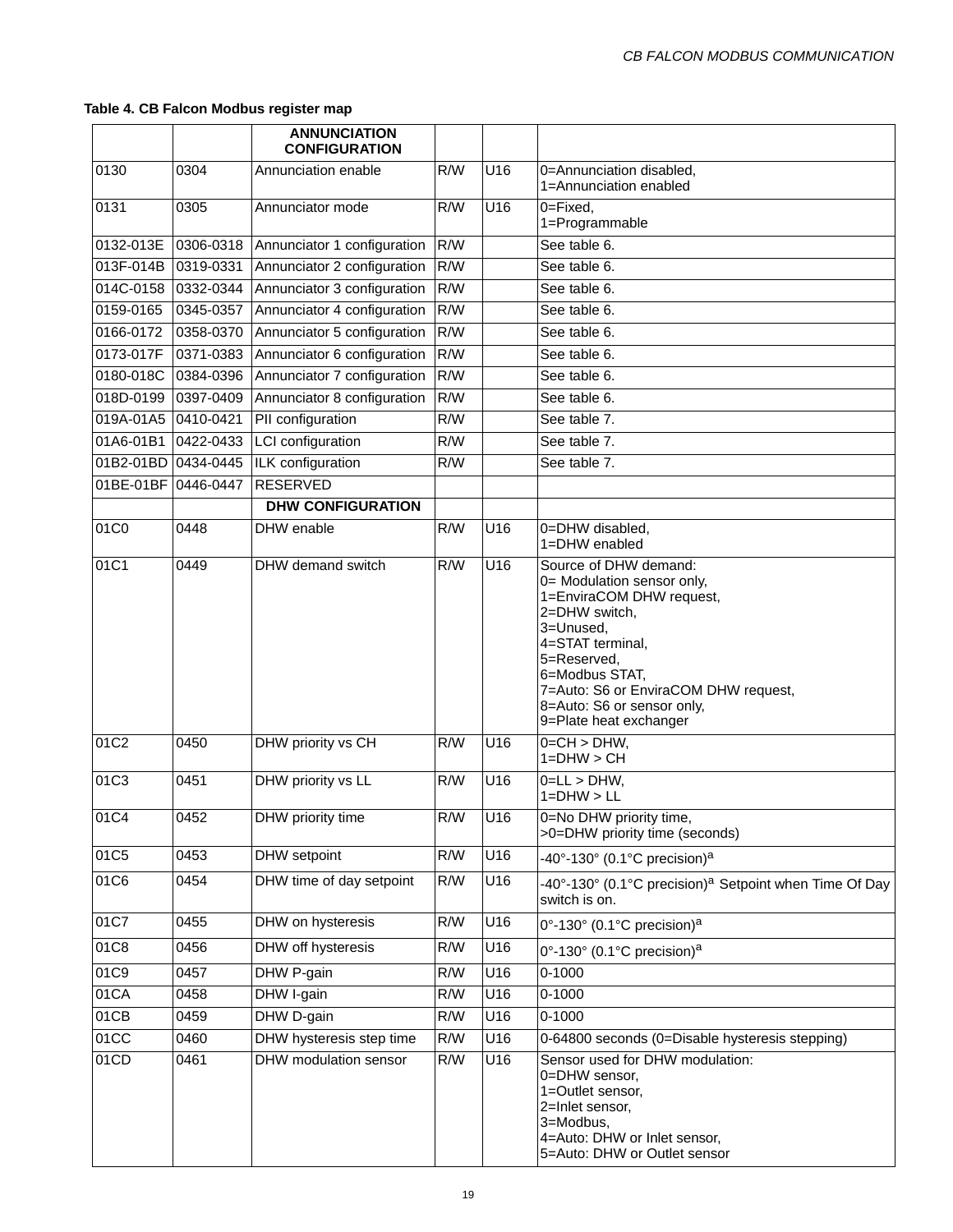**Table 4. CB Falcon Modbus register map**

| | | | | | |
|---|---|---|---|---|---|
| | | **ANNUNCIATION CONFIGURATION** | | | |
| 0130 | 0304 | Annunciation enable | R/W | U16 | 0=Annunciation disabled,<br>1=Annunciation enabled |
| 0131 | 0305 | Annunciator mode | R/W | U16 | 0=Fixed,<br>1=Programmable |
| 0132-013E | 0306-0318 | Annunciator 1 configuration | R/W | | See table 6. |
| 013F-014B | 0319-0331 | Annunciator 2 configuration | R/W | | See table 6. |
| 014C-0158 | 0332-0344 | Annunciator 3 configuration | R/W | | See table 6. |
| 0159-0165 | 0345-0357 | Annunciator 4 configuration | R/W | | See table 6. |
| 0166-0172 | 0358-0370 | Annunciator 5 configuration | R/W | | See table 6. |
| 0173-017F | 0371-0383 | Annunciator 6 configuration | R/W | | See table 6. |
| 0180-018C | 0384-0396 | Annunciator 7 configuration | R/W | | See table 6. |
| 018D-0199 | 0397-0409 | Annunciator 8 configuration | R/W | | See table 6. |
| 019A-01A5 | 0410-0421 | PII configuration | R/W | | See table 7. |
| 01A6-01B1 | 0422-0433 | LCI configuration | R/W | | See table 7. |
| 01B2-01BD | 0434-0445 | ILK configuration | R/W | | See table 7. |
| 01BE-01BF | 0446-0447 | RESERVED | | | |
| | | **DHW CONFIGURATION** | | | |
| 01C0 | 0448 | DHW enable | R/W | U16 | 0=DHW disabled,<br>1=DHW enabled |
| 01C1 | 0449 | DHW demand switch | R/W | U16 | Source of DHW demand:<br>0= Modulation sensor only,<br>1=EnviraCOM DHW request,<br>2=DHW switch,<br>3=Unused,<br>4=STAT terminal,<br>5=Reserved,<br>6=Modbus STAT,<br>7=Auto: S6 or EnviraCOM DHW request,<br>8=Auto: S6 or sensor only,<br>9=Plate heat exchanger |
| 01C2 | 0450 | DHW priority vs CH | R/W | U16 | 0=CH > DHW,<br>1=DHW > CH |
| 01C3 | 0451 | DHW priority vs LL | R/W | U16 | 0=LL > DHW,<br>1=DHW > LL |
| 01C4 | 0452 | DHW priority time | R/W | U16 | 0=No DHW priority time,<br>>0=DHW priority time (seconds) |
| 01C5 | 0453 | DHW setpoint | R/W | U16 | -40°-130° (0.1°C precision)[a] |
| 01C6 | 0454 | DHW time of day setpoint | R/W | U16 | -40°-130° (0.1°C precision)[a] Setpoint when Time Of Day switch is on. |
| 01C7 | 0455 | DHW on hysteresis | R/W | U16 | 0°-130° (0.1°C precision)[a] |
| 01C8 | 0456 | DHW off hysteresis | R/W | U16 | 0°-130° (0.1°C precision)[a] |
| 01C9 | 0457 | DHW P-gain | R/W | U16 | 0-1000 |
| 01CA | 0458 | DHW I-gain | R/W | U16 | 0-1000 |
| 01CB | 0459 | DHW D-gain | R/W | U16 | 0-1000 |
| 01CC | 0460 | DHW hysteresis step time | R/W | U16 | 0-64800 seconds (0=Disable hysteresis stepping) |
| 01CD | 0461 | DHW modulation sensor | R/W | U16 | Sensor used for DHW modulation:<br>0=DHW sensor,<br>1=Outlet sensor,<br>2=Inlet sensor,<br>3=Modbus,<br>4=Auto: DHW or Inlet sensor,<br>5=Auto: DHW or Outlet sensor |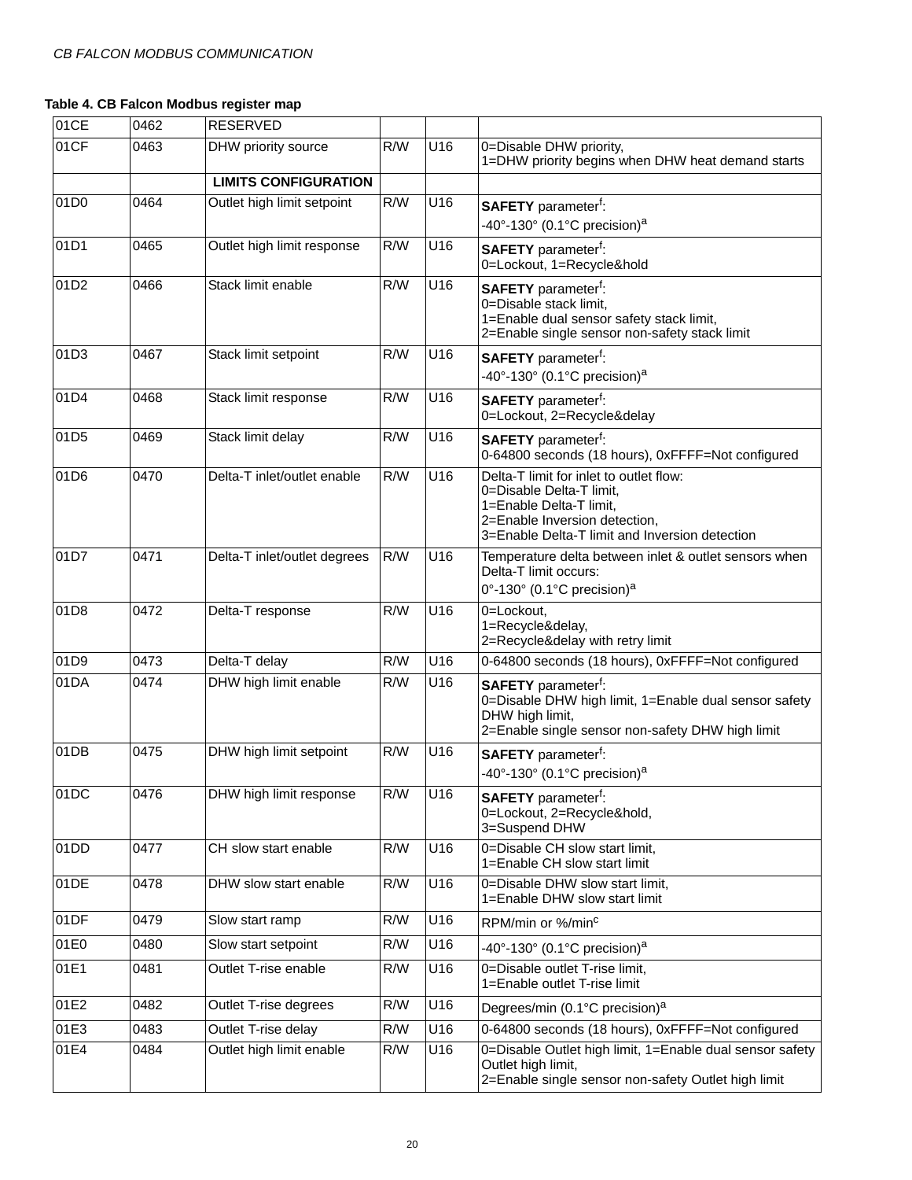**Table 4. CB Falcon Modbus register map**

| | | | | | |
|---|---|---|---|---|---|
| 01CE | 0462 | RESERVED | | | |
| 01CF | 0463 | DHW priority source | R/W | U16 | 0=Disable DHW priority, 1=DHW priority begins when DHW heat demand starts |
| | | **LIMITS CONFIGURATION** | | | |
| 01D0 | 0464 | Outlet high limit setpoint | R/W | U16 | **SAFETY** parameter[f]: -40°-130° (0.1°C precision)[a] |
| 01D1 | 0465 | Outlet high limit response | R/W | U16 | **SAFETY** parameter[f]: 0=Lockout, 1=Recycle&hold |
| 01D2 | 0466 | Stack limit enable | R/W | U16 | **SAFETY** parameter[f]: 0=Disable stack limit, 1=Enable dual sensor safety stack limit, 2=Enable single sensor non-safety stack limit |
| 01D3 | 0467 | Stack limit setpoint | R/W | U16 | **SAFETY** parameter[f]: -40°-130° (0.1°C precision)[a] |
| 01D4 | 0468 | Stack limit response | R/W | U16 | **SAFETY** parameter[f]: 0=Lockout, 2=Recycle&delay |
| 01D5 | 0469 | Stack limit delay | R/W | U16 | **SAFETY** parameter[f]: 0-64800 seconds (18 hours), 0xFFFF=Not configured |
| 01D6 | 0470 | Delta-T inlet/outlet enable | R/W | U16 | Delta-T limit for inlet to outlet flow: 0=Disable Delta-T limit, 1=Enable Delta-T limit, 2=Enable Inversion detection, 3=Enable Delta-T limit and Inversion detection |
| 01D7 | 0471 | Delta-T inlet/outlet degrees | R/W | U16 | Temperature delta between inlet & outlet sensors when Delta-T limit occurs: 0°-130° (0.1°C precision)[a] |
| 01D8 | 0472 | Delta-T response | R/W | U16 | 0=Lockout, 1=Recycle&delay, 2=Recycle&delay with retry limit |
| 01D9 | 0473 | Delta-T delay | R/W | U16 | 0-64800 seconds (18 hours), 0xFFFF=Not configured |
| 01DA | 0474 | DHW high limit enable | R/W | U16 | **SAFETY** parameter[f]: 0=Disable DHW high limit, 1=Enable dual sensor safety DHW high limit, 2=Enable single sensor non-safety DHW high limit |
| 01DB | 0475 | DHW high limit setpoint | R/W | U16 | **SAFETY** parameter[f]: -40°-130° (0.1°C precision)[a] |
| 01DC | 0476 | DHW high limit response | R/W | U16 | **SAFETY** parameter[f]: 0=Lockout, 2=Recycle&hold, 3=Suspend DHW |
| 01DD | 0477 | CH slow start enable | R/W | U16 | 0=Disable CH slow start limit, 1=Enable CH slow start limit |
| 01DE | 0478 | DHW slow start enable | R/W | U16 | 0=Disable DHW slow start limit, 1=Enable DHW slow start limit |
| 01DF | 0479 | Slow start ramp | R/W | U16 | RPM/min or %/min[c] |
| 01E0 | 0480 | Slow start setpoint | R/W | U16 | -40°-130° (0.1°C precision)[a] |
| 01E1 | 0481 | Outlet T-rise enable | R/W | U16 | 0=Disable outlet T-rise limit, 1=Enable outlet T-rise limit |
| 01E2 | 0482 | Outlet T-rise degrees | R/W | U16 | Degrees/min (0.1°C precision)[a] |
| 01E3 | 0483 | Outlet T-rise delay | R/W | U16 | 0-64800 seconds (18 hours), 0xFFFF=Not configured |
| 01E4 | 0484 | Outlet high limit enable | R/W | U16 | 0=Disable Outlet high limit, 1=Enable dual sensor safety Outlet high limit, 2=Enable single sensor non-safety Outlet high limit |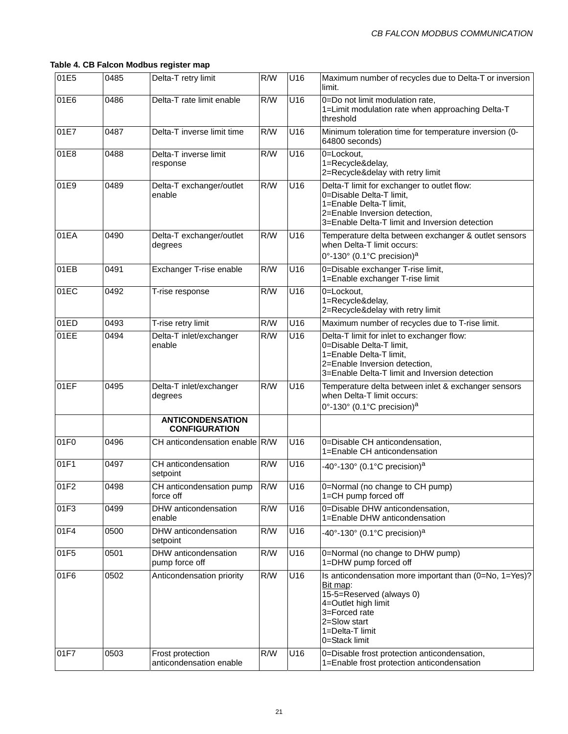**Table 4. CB Falcon Modbus register map**

| | | | | | |
|---|---|---|---|---|---|
| 01E5 | 0485 | Delta-T retry limit | R/W | U16 | Maximum number of recycles due to Delta-T or inversion limit. |
| 01E6 | 0486 | Delta-T rate limit enable | R/W | U16 | 0=Do not limit modulation rate,<br>1=Limit modulation rate when approaching Delta-T threshold |
| 01E7 | 0487 | Delta-T inverse limit time | R/W | U16 | Minimum toleration time for temperature inversion (0-64800 seconds) |
| 01E8 | 0488 | Delta-T inverse limit response | R/W | U16 | 0=Lockout,<br>1=Recycle&delay,<br>2=Recycle&delay with retry limit |
| 01E9 | 0489 | Delta-T exchanger/outlet enable | R/W | U16 | Delta-T limit for exchanger to outlet flow:<br>0=Disable Delta-T limit,<br>1=Enable Delta-T limit,<br>2=Enable Inversion detection,<br>3=Enable Delta-T limit and Inversion detection |
| 01EA | 0490 | Delta-T exchanger/outlet degrees | R/W | U16 | Temperature delta between exchanger & outlet sensors when Delta-T limit occurs:<br>0°-130° (0.1°C precision)[a] |
| 01EB | 0491 | Exchanger T-rise enable | R/W | U16 | 0=Disable exchanger T-rise limit,<br>1=Enable exchanger T-rise limit |
| 01EC | 0492 | T-rise response | R/W | U16 | 0=Lockout,<br>1=Recycle&delay,<br>2=Recycle&delay with retry limit |
| 01ED | 0493 | T-rise retry limit | R/W | U16 | Maximum number of recycles due to T-rise limit. |
| 01EE | 0494 | Delta-T inlet/exchanger enable | R/W | U16 | Delta-T limit for inlet to exchanger flow:<br>0=Disable Delta-T limit,<br>1=Enable Delta-T limit,<br>2=Enable Inversion detection,<br>3=Enable Delta-T limit and Inversion detection |
| 01EF | 0495 | Delta-T inlet/exchanger degrees | R/W | U16 | Temperature delta between inlet & exchanger sensors when Delta-T limit occurs:<br>0°-130° (0.1°C precision)[a] |
| | | **ANTICONDENSATION CONFIGURATION** | | | |
| 01F0 | 0496 | CH anticondensation enable | R/W | U16 | 0=Disable CH anticondensation,<br>1=Enable CH anticondensation |
| 01F1 | 0497 | CH anticondensation setpoint | R/W | U16 | -40°-130° (0.1°C precision)[a] |
| 01F2 | 0498 | CH anticondensation pump force off | R/W | U16 | 0=Normal (no change to CH pump)<br>1=CH pump forced off |
| 01F3 | 0499 | DHW anticondensation enable | R/W | U16 | 0=Disable DHW anticondensation,<br>1=Enable DHW anticondensation |
| 01F4 | 0500 | DHW anticondensation setpoint | R/W | U16 | -40°-130° (0.1°C precision)[a] |
| 01F5 | 0501 | DHW anticondensation pump force off | R/W | U16 | 0=Normal (no change to DHW pump)<br>1=DHW pump forced off |
| 01F6 | 0502 | Anticondensation priority | R/W | U16 | Is anticondensation more important than (0=No, 1=Yes)?<br>Bit map:<br>15-5=Reserved (always 0)<br>4=Outlet high limit<br>3=Forced rate<br>2=Slow start<br>1=Delta-T limit<br>0=Stack limit |
| 01F7 | 0503 | Frost protection anticondensation enable | R/W | U16 | 0=Disable frost protection anticondensation,<br>1=Enable frost protection anticondensation |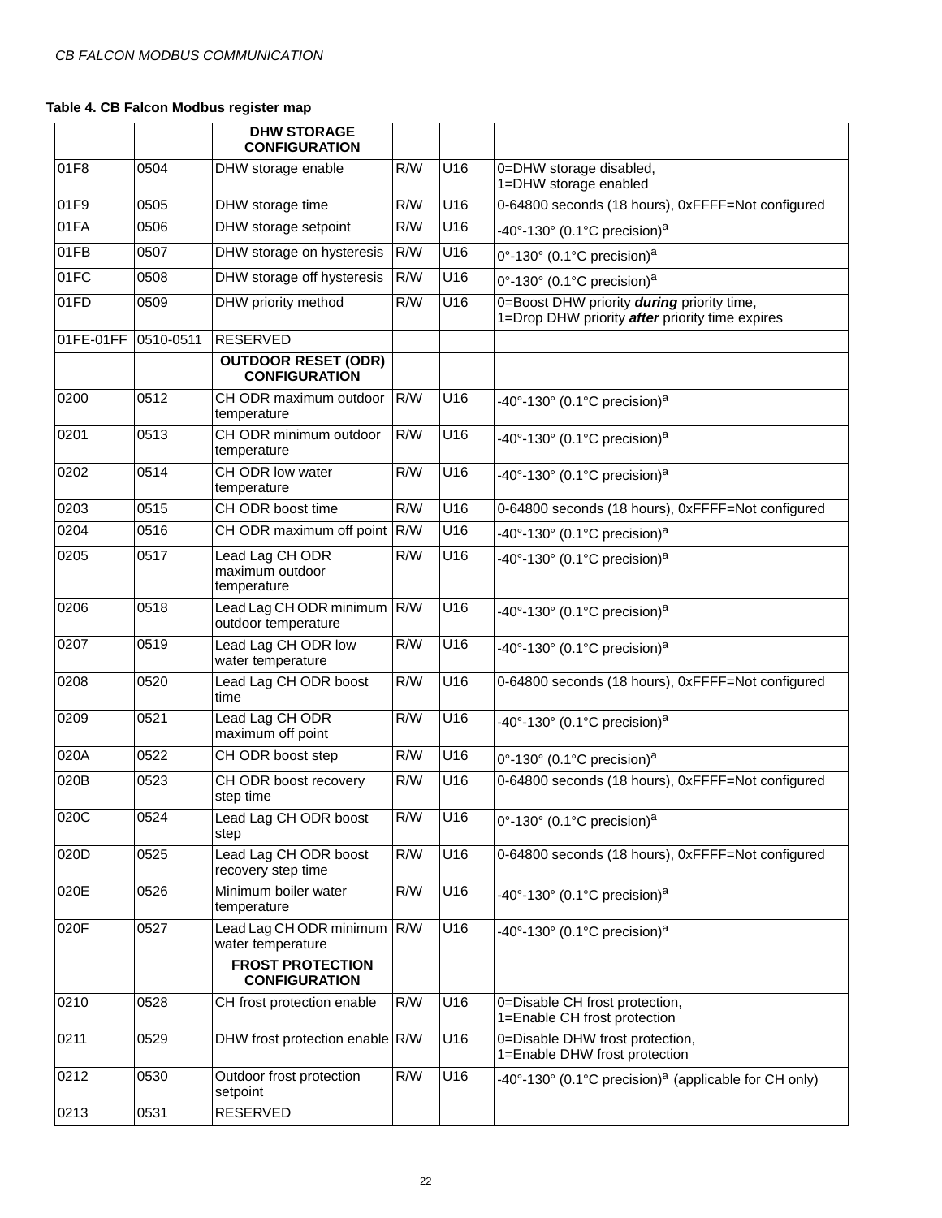Table 4. CB Falcon Modbus register map

| | | | | | |
|---|---|---|---|---|---|
| | | **DHW STORAGE CONFIGURATION** | | | |
| 01F8 | 0504 | DHW storage enable | R/W | U16 | 0=DHW storage disabled,<br>1=DHW storage enabled |
| 01F9 | 0505 | DHW storage time | R/W | U16 | 0-64800 seconds (18 hours), 0xFFFF=Not configured |
| 01FA | 0506 | DHW storage setpoint | R/W | U16 | -40°-130° (0.1°C precision)[a] |
| 01FB | 0507 | DHW storage on hysteresis | R/W | U16 | 0°-130° (0.1°C precision)[a] |
| 01FC | 0508 | DHW storage off hysteresis | R/W | U16 | 0°-130° (0.1°C precision)[a] |
| 01FD | 0509 | DHW priority method | R/W | U16 | 0=Boost DHW priority ***during*** priority time,<br>1=Drop DHW priority ***after*** priority time expires |
| 01FE-01FF | 0510-0511 | RESERVED | | | |
| | | **OUTDOOR RESET (ODR) CONFIGURATION** | | | |
| 0200 | 0512 | CH ODR maximum outdoor temperature | R/W | U16 | -40°-130° (0.1°C precision)[a] |
| 0201 | 0513 | CH ODR minimum outdoor temperature | R/W | U16 | -40°-130° (0.1°C precision)[a] |
| 0202 | 0514 | CH ODR low water temperature | R/W | U16 | -40°-130° (0.1°C precision)[a] |
| 0203 | 0515 | CH ODR boost time | R/W | U16 | 0-64800 seconds (18 hours), 0xFFFF=Not configured |
| 0204 | 0516 | CH ODR maximum off point | R/W | U16 | -40°-130° (0.1°C precision)[a] |
| 0205 | 0517 | Lead Lag CH ODR maximum outdoor temperature | R/W | U16 | -40°-130° (0.1°C precision)[a] |
| 0206 | 0518 | Lead Lag CH ODR minimum outdoor temperature | R/W | U16 | -40°-130° (0.1°C precision)[a] |
| 0207 | 0519 | Lead Lag CH ODR low water temperature | R/W | U16 | -40°-130° (0.1°C precision)[a] |
| 0208 | 0520 | Lead Lag CH ODR boost time | R/W | U16 | 0-64800 seconds (18 hours), 0xFFFF=Not configured |
| 0209 | 0521 | Lead Lag CH ODR maximum off point | R/W | U16 | -40°-130° (0.1°C precision)[a] |
| 020A | 0522 | CH ODR boost step | R/W | U16 | 0°-130° (0.1°C precision)[a] |
| 020B | 0523 | CH ODR boost recovery step time | R/W | U16 | 0-64800 seconds (18 hours), 0xFFFF=Not configured |
| 020C | 0524 | Lead Lag CH ODR boost step | R/W | U16 | 0°-130° (0.1°C precision)[a] |
| 020D | 0525 | Lead Lag CH ODR boost recovery step time | R/W | U16 | 0-64800 seconds (18 hours), 0xFFFF=Not configured |
| 020E | 0526 | Minimum boiler water temperature | R/W | U16 | -40°-130° (0.1°C precision)[a] |
| 020F | 0527 | Lead Lag CH ODR minimum water temperature | R/W | U16 | -40°-130° (0.1°C precision)[a] |
| | | **FROST PROTECTION CONFIGURATION** | | | |
| 0210 | 0528 | CH frost protection enable | R/W | U16 | 0=Disable CH frost protection,<br>1=Enable CH frost protection |
| 0211 | 0529 | DHW frost protection enable | R/W | U16 | 0=Disable DHW frost protection,<br>1=Enable DHW frost protection |
| 0212 | 0530 | Outdoor frost protection setpoint | R/W | U16 | -40°-130° (0.1°C precision)[a] (applicable for CH only) |
| 0213 | 0531 | RESERVED | | | |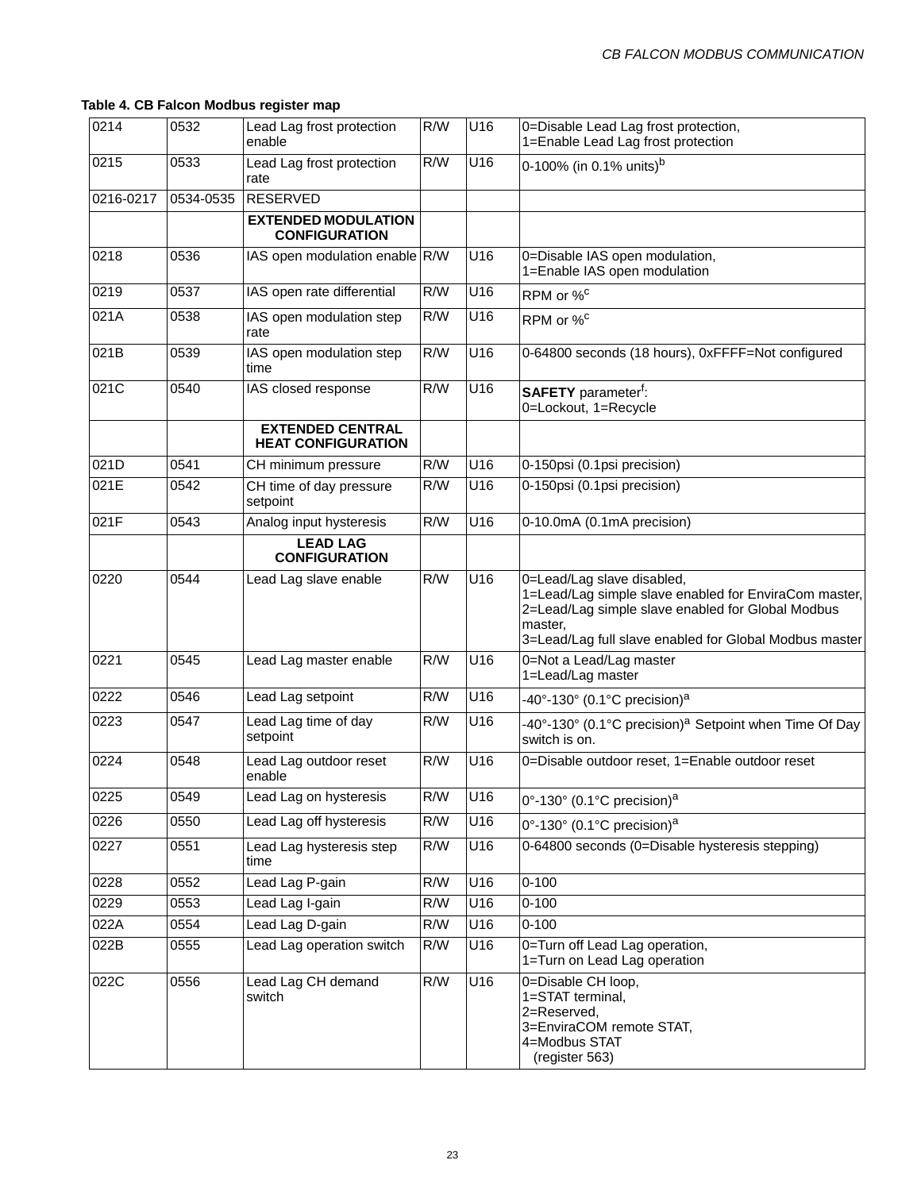**Table 4. CB Falcon Modbus register map**

| | | | | | |
|---|---|---|---|---|---|
| 0214 | 0532 | Lead Lag frost protection enable | R/W | U16 | 0=Disable Lead Lag frost protection, 1=Enable Lead Lag frost protection |
| 0215 | 0533 | Lead Lag frost protection rate | R/W | U16 | 0-100% (in 0.1% units)[b] |
| 0216-0217 | 0534-0535 | RESERVED | | | |
| | | **EXTENDED MODULATION CONFIGURATION** | | | |
| 0218 | 0536 | IAS open modulation enable | R/W | U16 | 0=Disable IAS open modulation, 1=Enable IAS open modulation |
| 0219 | 0537 | IAS open rate differential | R/W | U16 | RPM or %[c] |
| 021A | 0538 | IAS open modulation step rate | R/W | U16 | RPM or %[c] |
| 021B | 0539 | IAS open modulation step time | R/W | U16 | 0-64800 seconds (18 hours), 0xFFFF=Not configured |
| 021C | 0540 | IAS closed response | R/W | U16 | **SAFETY** parameter[f]: 0=Lockout, 1=Recycle |
| | | **EXTENDED CENTRAL HEAT CONFIGURATION** | | | |
| 021D | 0541 | CH minimum pressure | R/W | U16 | 0-150psi (0.1psi precision) |
| 021E | 0542 | CH time of day pressure setpoint | R/W | U16 | 0-150psi (0.1psi precision) |
| 021F | 0543 | Analog input hysteresis | R/W | U16 | 0-10.0mA (0.1mA precision) |
| | | **LEAD LAG CONFIGURATION** | | | |
| 0220 | 0544 | Lead Lag slave enable | R/W | U16 | 0=Lead/Lag slave disabled, 1=Lead/Lag simple slave enabled for EnviraCom master, 2=Lead/Lag simple slave enabled for Global Modbus master, 3=Lead/Lag full slave enabled for Global Modbus master |
| 0221 | 0545 | Lead Lag master enable | R/W | U16 | 0=Not a Lead/Lag master 1=Lead/Lag master |
| 0222 | 0546 | Lead Lag setpoint | R/W | U16 | -40°-130° (0.1°C precision)[a] |
| 0223 | 0547 | Lead Lag time of day setpoint | R/W | U16 | -40°-130° (0.1°C precision)[a] Setpoint when Time Of Day switch is on. |
| 0224 | 0548 | Lead Lag outdoor reset enable | R/W | U16 | 0=Disable outdoor reset, 1=Enable outdoor reset |
| 0225 | 0549 | Lead Lag on hysteresis | R/W | U16 | 0°-130° (0.1°C precision)[a] |
| 0226 | 0550 | Lead Lag off hysteresis | R/W | U16 | 0°-130° (0.1°C precision)[a] |
| 0227 | 0551 | Lead Lag hysteresis step time | R/W | U16 | 0-64800 seconds (0=Disable hysteresis stepping) |
| 0228 | 0552 | Lead Lag P-gain | R/W | U16 | 0-100 |
| 0229 | 0553 | Lead Lag I-gain | R/W | U16 | 0-100 |
| 022A | 0554 | Lead Lag D-gain | R/W | U16 | 0-100 |
| 022B | 0555 | Lead Lag operation switch | R/W | U16 | 0=Turn off Lead Lag operation, 1=Turn on Lead Lag operation |
| 022C | 0556 | Lead Lag CH demand switch | R/W | U16 | 0=Disable CH loop, 1=STAT terminal, 2=Reserved, 3=EnviraCOM remote STAT, 4=Modbus STAT (register 563) |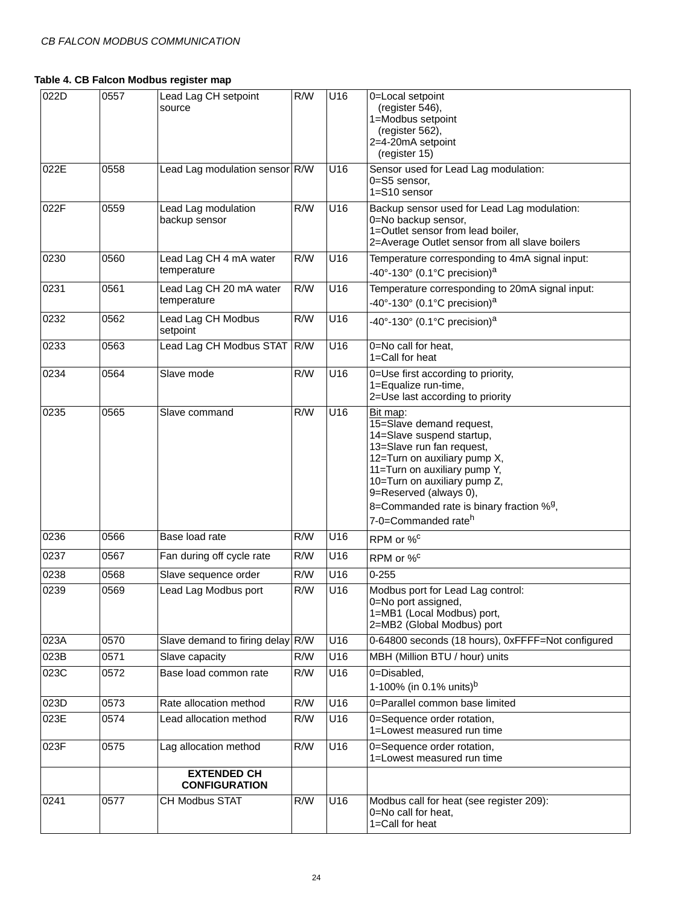**Table 4. CB Falcon Modbus register map**

| | | | | | |
|---|---|---|---|---|---|
| 022D | 0557 | Lead Lag CH setpoint source | R/W | U16 | 0=Local setpoint (register 546),<br>1=Modbus setpoint (register 562),<br>2=4-20mA setpoint (register 15) |
| 022E | 0558 | Lead Lag modulation sensor | R/W | U16 | Sensor used for Lead Lag modulation:<br>0=S5 sensor,<br>1=S10 sensor |
| 022F | 0559 | Lead Lag modulation backup sensor | R/W | U16 | Backup sensor used for Lead Lag modulation:<br>0=No backup sensor,<br>1=Outlet sensor from lead boiler,<br>2=Average Outlet sensor from all slave boilers |
| 0230 | 0560 | Lead Lag CH 4 mA water temperature | R/W | U16 | Temperature corresponding to 4mA signal input:<br>-40°-130° (0.1°C precision)[a] |
| 0231 | 0561 | Lead Lag CH 20 mA water temperature | R/W | U16 | Temperature corresponding to 20mA signal input:<br>-40°-130° (0.1°C precision)[a] |
| 0232 | 0562 | Lead Lag CH Modbus setpoint | R/W | U16 | -40°-130° (0.1°C precision)[a] |
| 0233 | 0563 | Lead Lag CH Modbus STAT | R/W | U16 | 0=No call for heat,<br>1=Call for heat |
| 0234 | 0564 | Slave mode | R/W | U16 | 0=Use first according to priority,<br>1=Equalize run-time,<br>2=Use last according to priority |
| 0235 | 0565 | Slave command | R/W | U16 | Bit map:<br>15=Slave demand request,<br>14=Slave suspend startup,<br>13=Slave run fan request,<br>12=Turn on auxiliary pump X,<br>11=Turn on auxiliary pump Y,<br>10=Turn on auxiliary pump Z,<br>9=Reserved (always 0),<br>8=Commanded rate is binary fraction %[g],<br>7-0=Commanded rate[h] |
| 0236 | 0566 | Base load rate | R/W | U16 | RPM or %[c] |
| 0237 | 0567 | Fan during off cycle rate | R/W | U16 | RPM or %[c] |
| 0238 | 0568 | Slave sequence order | R/W | U16 | 0-255 |
| 0239 | 0569 | Lead Lag Modbus port | R/W | U16 | Modbus port for Lead Lag control:<br>0=No port assigned,<br>1=MB1 (Local Modbus) port,<br>2=MB2 (Global Modbus) port |
| 023A | 0570 | Slave demand to firing delay | R/W | U16 | 0-64800 seconds (18 hours), 0xFFFF=Not configured |
| 023B | 0571 | Slave capacity | R/W | U16 | MBH (Million BTU / hour) units |
| 023C | 0572 | Base load common rate | R/W | U16 | 0=Disabled,<br>1-100% (in 0.1% units)[b] |
| 023D | 0573 | Rate allocation method | R/W | U16 | 0=Parallel common base limited |
| 023E | 0574 | Lead allocation method | R/W | U16 | 0=Sequence order rotation,<br>1=Lowest measured run time |
| 023F | 0575 | Lag allocation method | R/W | U16 | 0=Sequence order rotation,<br>1=Lowest measured run time |
| | | **EXTENDED CH CONFIGURATION** | | | |
| 0241 | 0577 | CH Modbus STAT | R/W | U16 | Modbus call for heat (see register 209):<br>0=No call for heat,<br>1=Call for heat |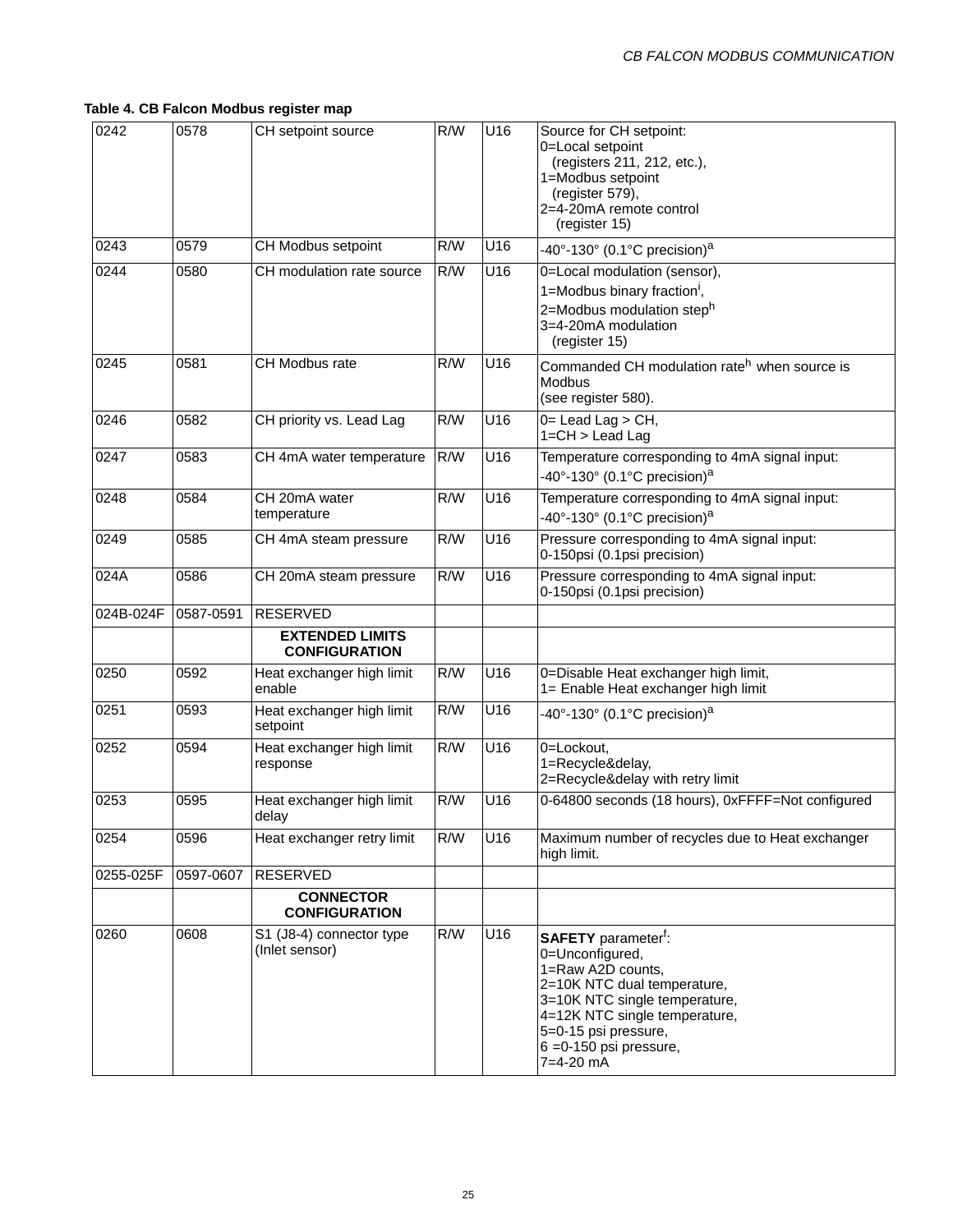**Table 4. CB Falcon Modbus register map**

| | | | | | |
|---|---|---|---|---|---|
| 0242 | 0578 | CH setpoint source | R/W | U16 | Source for CH setpoint:<br>0=Local setpoint<br>(registers 211, 212, etc.),<br>1=Modbus setpoint<br>(register 579),<br>2=4-20mA remote control<br>(register 15) |
| 0243 | 0579 | CH Modbus setpoint | R/W | U16 | -40°-130° (0.1°C precision)[a] |
| 0244 | 0580 | CH modulation rate source | R/W | U16 | 0=Local modulation (sensor),<br>1=Modbus binary fraction[i],<br>2=Modbus modulation step[h]<br>3=4-20mA modulation<br>(register 15) |
| 0245 | 0581 | CH Modbus rate | R/W | U16 | Commanded CH modulation rate[h] when source is Modbus<br>(see register 580). |
| 0246 | 0582 | CH priority vs. Lead Lag | R/W | U16 | 0= Lead Lag > CH,<br>1=CH > Lead Lag |
| 0247 | 0583 | CH 4mA water temperature | R/W | U16 | Temperature corresponding to 4mA signal input:<br>-40°-130° (0.1°C precision)[a] |
| 0248 | 0584 | CH 20mA water temperature | R/W | U16 | Temperature corresponding to 4mA signal input:<br>-40°-130° (0.1°C precision)[a] |
| 0249 | 0585 | CH 4mA steam pressure | R/W | U16 | Pressure corresponding to 4mA signal input:<br>0-150psi (0.1psi precision) |
| 024A | 0586 | CH 20mA steam pressure | R/W | U16 | Pressure corresponding to 4mA signal input:<br>0-150psi (0.1psi precision) |
| 024B-024F | 0587-0591 | RESERVED | | | |
| | | **EXTENDED LIMITS CONFIGURATION** | | | |
| 0250 | 0592 | Heat exchanger high limit enable | R/W | U16 | 0=Disable Heat exchanger high limit,<br>1= Enable Heat exchanger high limit |
| 0251 | 0593 | Heat exchanger high limit setpoint | R/W | U16 | -40°-130° (0.1°C precision)[a] |
| 0252 | 0594 | Heat exchanger high limit response | R/W | U16 | 0=Lockout,<br>1=Recycle&delay,<br>2=Recycle&delay with retry limit |
| 0253 | 0595 | Heat exchanger high limit delay | R/W | U16 | 0-64800 seconds (18 hours), 0xFFFF=Not configured |
| 0254 | 0596 | Heat exchanger retry limit | R/W | U16 | Maximum number of recycles due to Heat exchanger high limit. |
| 0255-025F | 0597-0607 | RESERVED | | | |
| | | **CONNECTOR CONFIGURATION** | | | |
| 0260 | 0608 | S1 (J8-4) connector type (Inlet sensor) | R/W | U16 | **SAFETY** parameter[f]:<br>0=Unconfigured,<br>1=Raw A2D counts,<br>2=10K NTC dual temperature,<br>3=10K NTC single temperature,<br>4=12K NTC single temperature,<br>5=0-15 psi pressure,<br>6 =0-150 psi pressure,<br>7=4-20 mA |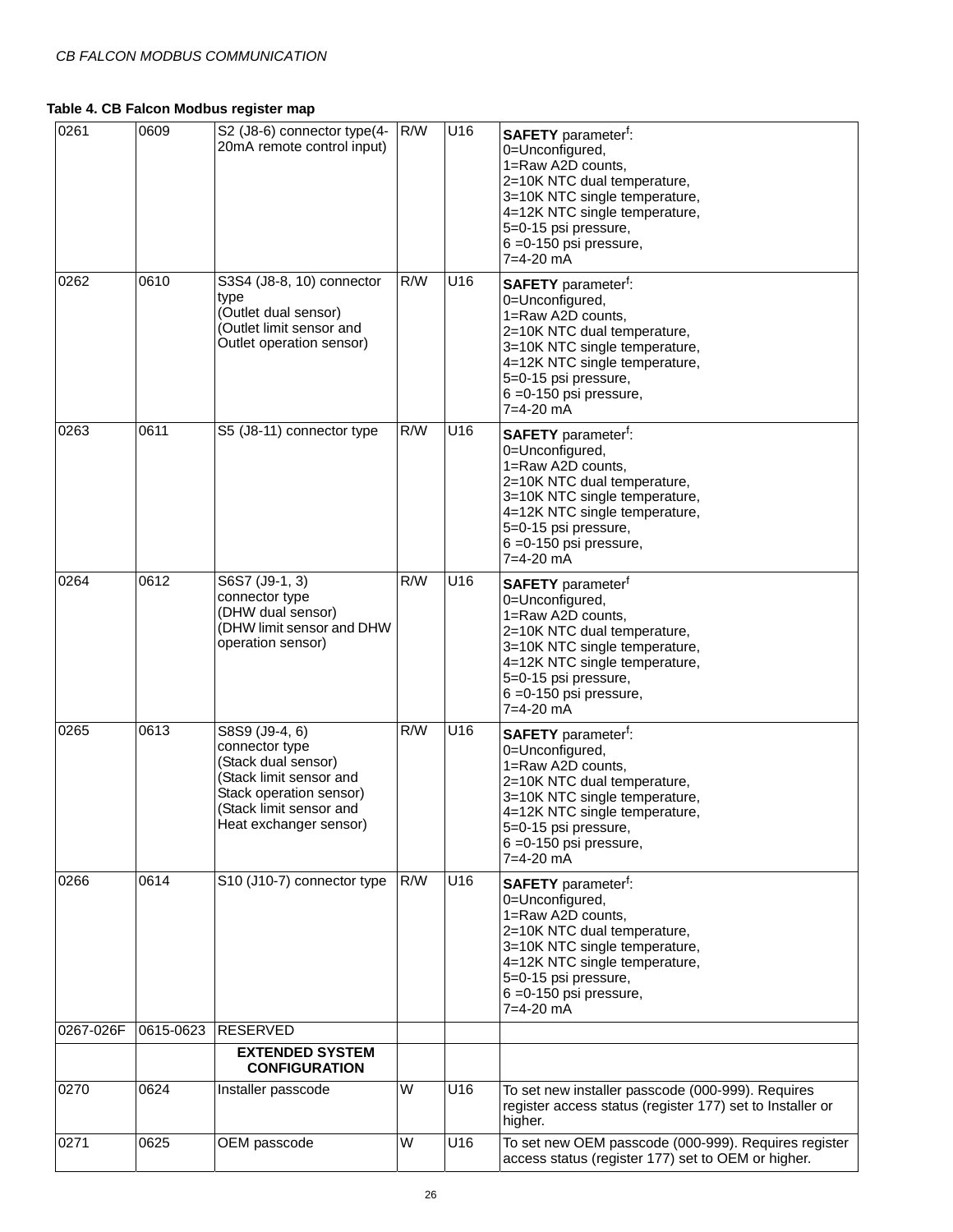**Table 4. CB Falcon Modbus register map**

| | | | | | |
|---|---|---|---|---|---|
| 0261 | 0609 | S2 (J8-6) connector type(4-20mA remote control input) | R/W | U16 | **SAFETY** parameter[f]:<br>0=Unconfigured,<br>1=Raw A2D counts,<br>2=10K NTC dual temperature,<br>3=10K NTC single temperature,<br>4=12K NTC single temperature,<br>5=0-15 psi pressure,<br>6 =0-150 psi pressure,<br>7=4-20 mA |
| 0262 | 0610 | S3S4 (J8-8, 10) connector type<br>(Outlet dual sensor)<br>(Outlet limit sensor and Outlet operation sensor) | R/W | U16 | **SAFETY** parameter[f]:<br>0=Unconfigured,<br>1=Raw A2D counts,<br>2=10K NTC dual temperature,<br>3=10K NTC single temperature,<br>4=12K NTC single temperature,<br>5=0-15 psi pressure,<br>6 =0-150 psi pressure,<br>7=4-20 mA |
| 0263 | 0611 | S5 (J8-11) connector type | R/W | U16 | **SAFETY** parameter[f]:<br>0=Unconfigured,<br>1=Raw A2D counts,<br>2=10K NTC dual temperature,<br>3=10K NTC single temperature,<br>4=12K NTC single temperature,<br>5=0-15 psi pressure,<br>6 =0-150 psi pressure,<br>7=4-20 mA |
| 0264 | 0612 | S6S7 (J9-1, 3)<br>connector type<br>(DHW dual sensor)<br>(DHW limit sensor and DHW operation sensor) | R/W | U16 | **SAFETY** parameter[f]<br>0=Unconfigured,<br>1=Raw A2D counts,<br>2=10K NTC dual temperature,<br>3=10K NTC single temperature,<br>4=12K NTC single temperature,<br>5=0-15 psi pressure,<br>6 =0-150 psi pressure,<br>7=4-20 mA |
| 0265 | 0613 | S8S9 (J9-4, 6)<br>connector type<br>(Stack dual sensor)<br>(Stack limit sensor and Stack operation sensor)<br>(Stack limit sensor and Heat exchanger sensor) | R/W | U16 | **SAFETY** parameter[f]:<br>0=Unconfigured,<br>1=Raw A2D counts,<br>2=10K NTC dual temperature,<br>3=10K NTC single temperature,<br>4=12K NTC single temperature,<br>5=0-15 psi pressure,<br>6 =0-150 psi pressure,<br>7=4-20 mA |
| 0266 | 0614 | S10 (J10-7) connector type | R/W | U16 | **SAFETY** parameter[f]:<br>0=Unconfigured,<br>1=Raw A2D counts,<br>2=10K NTC dual temperature,<br>3=10K NTC single temperature,<br>4=12K NTC single temperature,<br>5=0-15 psi pressure,<br>6 =0-150 psi pressure,<br>7=4-20 mA |
| 0267-026F | 0615-0623 | RESERVED | | | |
| | | **EXTENDED SYSTEM CONFIGURATION** | | | |
| 0270 | 0624 | Installer passcode | W | U16 | To set new installer passcode (000-999). Requires register access status (register 177) set to Installer or higher. |
| 0271 | 0625 | OEM passcode | W | U16 | To set new OEM passcode (000-999). Requires register access status (register 177) set to OEM or higher. |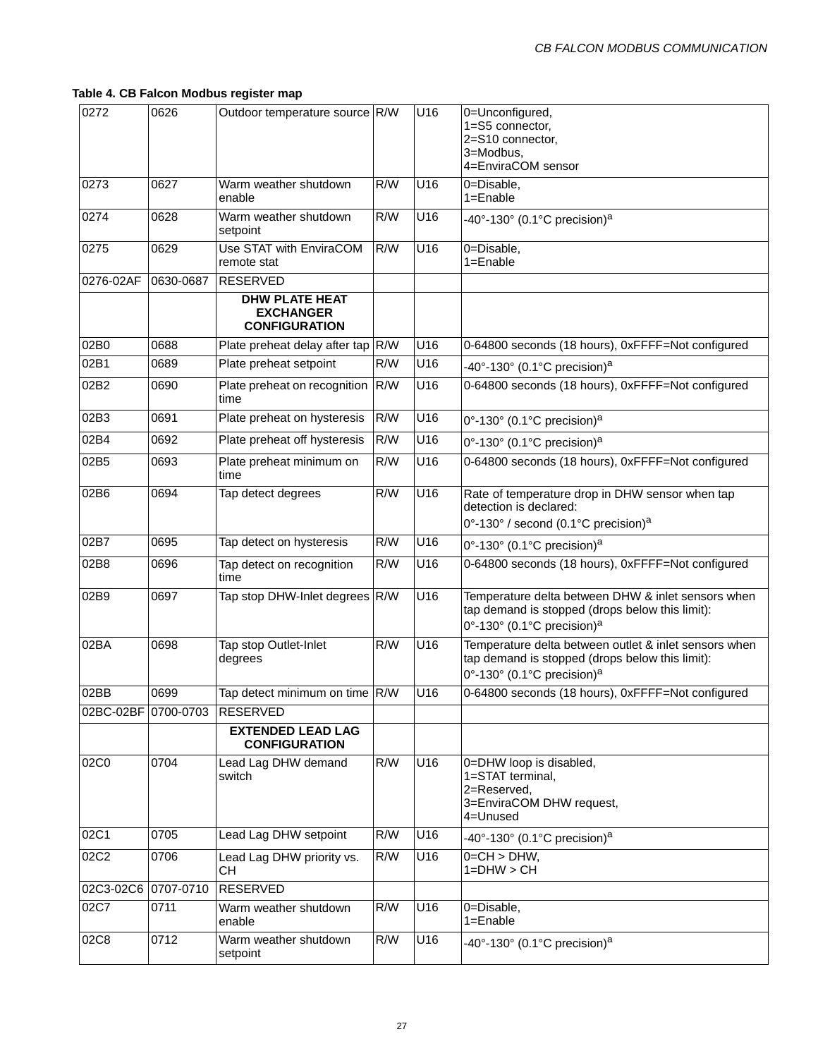**Table 4. CB Falcon Modbus register map**

| | | | | | |
|---|---|---|---|---|---|
| 0272 | 0626 | Outdoor temperature source | R/W | U16 | 0=Unconfigured,<br>1=S5 connector,<br>2=S10 connector,<br>3=Modbus,<br>4=EnviraCOM sensor |
| 0273 | 0627 | Warm weather shutdown enable | R/W | U16 | 0=Disable,<br>1=Enable |
| 0274 | 0628 | Warm weather shutdown setpoint | R/W | U16 | -40°-130° (0.1°C precision)[a] |
| 0275 | 0629 | Use STAT with EnviraCOM remote stat | R/W | U16 | 0=Disable,<br>1=Enable |
| 0276-02AF | 0630-0687 | RESERVED | | | |
| | | **DHW PLATE HEAT EXCHANGER CONFIGURATION** | | | |
| 02B0 | 0688 | Plate preheat delay after tap | R/W | U16 | 0-64800 seconds (18 hours), 0xFFFF=Not configured |
| 02B1 | 0689 | Plate preheat setpoint | R/W | U16 | -40°-130° (0.1°C precision)[a] |
| 02B2 | 0690 | Plate preheat on recognition time | R/W | U16 | 0-64800 seconds (18 hours), 0xFFFF=Not configured |
| 02B3 | 0691 | Plate preheat on hysteresis | R/W | U16 | 0°-130° (0.1°C precision)[a] |
| 02B4 | 0692 | Plate preheat off hysteresis | R/W | U16 | 0°-130° (0.1°C precision)[a] |
| 02B5 | 0693 | Plate preheat minimum on time | R/W | U16 | 0-64800 seconds (18 hours), 0xFFFF=Not configured |
| 02B6 | 0694 | Tap detect degrees | R/W | U16 | Rate of temperature drop in DHW sensor when tap detection is declared:<br>0°-130° / second (0.1°C precision)[a] |
| 02B7 | 0695 | Tap detect on hysteresis | R/W | U16 | 0°-130° (0.1°C precision)[a] |
| 02B8 | 0696 | Tap detect on recognition time | R/W | U16 | 0-64800 seconds (18 hours), 0xFFFF=Not configured |
| 02B9 | 0697 | Tap stop DHW-Inlet degrees | R/W | U16 | Temperature delta between DHW & inlet sensors when tap demand is stopped (drops below this limit):<br>0°-130° (0.1°C precision)[a] |
| 02BA | 0698 | Tap stop Outlet-Inlet degrees | R/W | U16 | Temperature delta between outlet & inlet sensors when tap demand is stopped (drops below this limit):<br>0°-130° (0.1°C precision)[a] |
| 02BB | 0699 | Tap detect minimum on time | R/W | U16 | 0-64800 seconds (18 hours), 0xFFFF=Not configured |
| 02BC-02BF | 0700-0703 | RESERVED | | | |
| | | **EXTENDED LEAD LAG CONFIGURATION** | | | |
| 02C0 | 0704 | Lead Lag DHW demand switch | R/W | U16 | 0=DHW loop is disabled,<br>1=STAT terminal,<br>2=Reserved,<br>3=EnviraCOM DHW request,<br>4=Unused |
| 02C1 | 0705 | Lead Lag DHW setpoint | R/W | U16 | -40°-130° (0.1°C precision)[a] |
| 02C2 | 0706 | Lead Lag DHW priority vs. CH | R/W | U16 | 0=CH > DHW,<br>1=DHW > CH |
| 02C3-02C6 | 0707-0710 | RESERVED | | | |
| 02C7 | 0711 | Warm weather shutdown enable | R/W | U16 | 0=Disable,<br>1=Enable |
| 02C8 | 0712 | Warm weather shutdown setpoint | R/W | U16 | -40°-130° (0.1°C precision)[a] |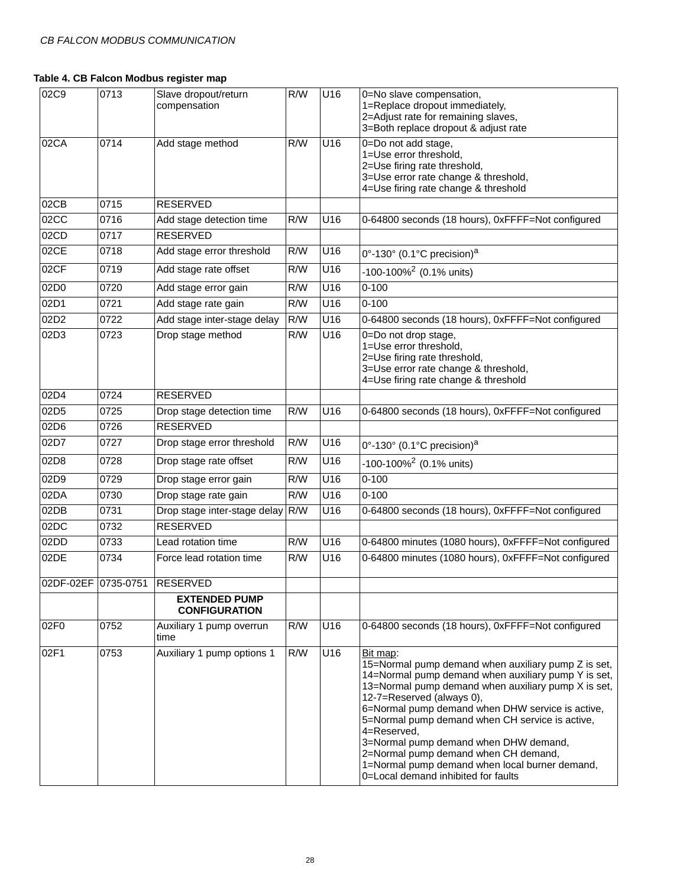**Table 4. CB Falcon Modbus register map**

| | | | | | |
|---|---|---|---|---|---|
| 02C9 | 0713 | Slave dropout/return compensation | R/W | U16 | 0=No slave compensation, 1=Replace dropout immediately, 2=Adjust rate for remaining slaves, 3=Both replace dropout & adjust rate |
| 02CA | 0714 | Add stage method | R/W | U16 | 0=Do not add stage, 1=Use error threshold, 2=Use firing rate threshold, 3=Use error rate change & threshold, 4=Use firing rate change & threshold |
| 02CB | 0715 | RESERVED | | | |
| 02CC | 0716 | Add stage detection time | R/W | U16 | 0-64800 seconds (18 hours), 0xFFFF=Not configured |
| 02CD | 0717 | RESERVED | | | |
| 02CE | 0718 | Add stage error threshold | R/W | U16 | 0°-130° (0.1°C precision)[a] |
| 02CF | 0719 | Add stage rate offset | R/W | U16 | -100-100%[2] (0.1% units) |
| 02D0 | 0720 | Add stage error gain | R/W | U16 | 0-100 |
| 02D1 | 0721 | Add stage rate gain | R/W | U16 | 0-100 |
| 02D2 | 0722 | Add stage inter-stage delay | R/W | U16 | 0-64800 seconds (18 hours), 0xFFFF=Not configured |
| 02D3 | 0723 | Drop stage method | R/W | U16 | 0=Do not drop stage, 1=Use error threshold, 2=Use firing rate threshold, 3=Use error rate change & threshold, 4=Use firing rate change & threshold |
| 02D4 | 0724 | RESERVED | | | |
| 02D5 | 0725 | Drop stage detection time | R/W | U16 | 0-64800 seconds (18 hours), 0xFFFF=Not configured |
| 02D6 | 0726 | RESERVED | | | |
| 02D7 | 0727 | Drop stage error threshold | R/W | U16 | 0°-130° (0.1°C precision)[a] |
| 02D8 | 0728 | Drop stage rate offset | R/W | U16 | -100-100%[2] (0.1% units) |
| 02D9 | 0729 | Drop stage error gain | R/W | U16 | 0-100 |
| 02DA | 0730 | Drop stage rate gain | R/W | U16 | 0-100 |
| 02DB | 0731 | Drop stage inter-stage delay | R/W | U16 | 0-64800 seconds (18 hours), 0xFFFF=Not configured |
| 02DC | 0732 | RESERVED | | | |
| 02DD | 0733 | Lead rotation time | R/W | U16 | 0-64800 minutes (1080 hours), 0xFFFF=Not configured |
| 02DE | 0734 | Force lead rotation time | R/W | U16 | 0-64800 minutes (1080 hours), 0xFFFF=Not configured |
| 02DF-02EF | 0735-0751 | RESERVED | | | |
| | | **EXTENDED PUMP CONFIGURATION** | | | |
| 02F0 | 0752 | Auxiliary 1 pump overrun time | R/W | U16 | 0-64800 seconds (18 hours), 0xFFFF=Not configured |
| 02F1 | 0753 | Auxiliary 1 pump options 1 | R/W | U16 | Bit map: 15=Normal pump demand when auxiliary pump Z is set, 14=Normal pump demand when auxiliary pump Y is set, 13=Normal pump demand when auxiliary pump X is set, 12-7=Reserved (always 0), 6=Normal pump demand when DHW service is active, 5=Normal pump demand when CH service is active, 4=Reserved, 3=Normal pump demand when DHW demand, 2=Normal pump demand when CH demand, 1=Normal pump demand when local burner demand, 0=Local demand inhibited for faults |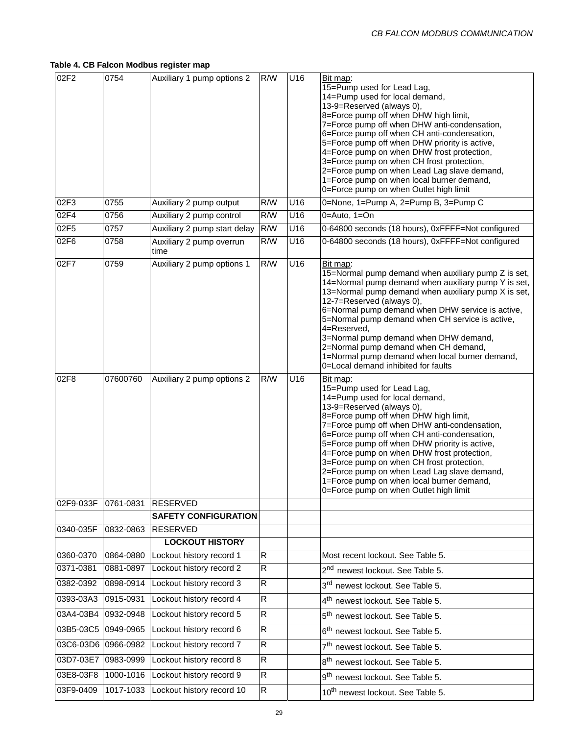**Table 4. CB Falcon Modbus register map**

| | | | | | |
|---|---|---|---|---|---|
| 02F2 | 0754 | Auxiliary 1 pump options 2 | R/W | U16 | Bit map:<br>15=Pump used for Lead Lag,<br>14=Pump used for local demand,<br>13-9=Reserved (always 0),<br>8=Force pump off when DHW high limit,<br>7=Force pump off when DHW anti-condensation,<br>6=Force pump off when CH anti-condensation,<br>5=Force pump off when DHW priority is active,<br>4=Force pump on when DHW frost protection,<br>3=Force pump on when CH frost protection,<br>2=Force pump on when Lead Lag slave demand,<br>1=Force pump on when local burner demand,<br>0=Force pump on when Outlet high limit |
| 02F3 | 0755 | Auxiliary 2 pump output | R/W | U16 | 0=None, 1=Pump A, 2=Pump B, 3=Pump C |
| 02F4 | 0756 | Auxiliary 2 pump control | R/W | U16 | 0=Auto, 1=On |
| 02F5 | 0757 | Auxiliary 2 pump start delay | R/W | U16 | 0-64800 seconds (18 hours), 0xFFFF=Not configured |
| 02F6 | 0758 | Auxiliary 2 pump overrun time | R/W | U16 | 0-64800 seconds (18 hours), 0xFFFF=Not configured |
| 02F7 | 0759 | Auxiliary 2 pump options 1 | R/W | U16 | Bit map:<br>15=Normal pump demand when auxiliary pump Z is set,<br>14=Normal pump demand when auxiliary pump Y is set,<br>13=Normal pump demand when auxiliary pump X is set,<br>12-7=Reserved (always 0),<br>6=Normal pump demand when DHW service is active,<br>5=Normal pump demand when CH service is active,<br>4=Reserved,<br>3=Normal pump demand when DHW demand,<br>2=Normal pump demand when CH demand,<br>1=Normal pump demand when local burner demand,<br>0=Local demand inhibited for faults |
| 02F8 | 07600760 | Auxiliary 2 pump options 2 | R/W | U16 | Bit map:<br>15=Pump used for Lead Lag,<br>14=Pump used for local demand,<br>13-9=Reserved (always 0),<br>8=Force pump off when DHW high limit,<br>7=Force pump off when DHW anti-condensation,<br>6=Force pump off when CH anti-condensation,<br>5=Force pump off when DHW priority is active,<br>4=Force pump on when DHW frost protection,<br>3=Force pump on when CH frost protection,<br>2=Force pump on when Lead Lag slave demand,<br>1=Force pump on when local burner demand,<br>0=Force pump on when Outlet high limit |
| 02F9-033F | 0761-0831 | RESERVED | | | |
| | | **SAFETY CONFIGURATION** | | | |
| 0340-035F | 0832-0863 | RESERVED | | | |
| | | **LOCKOUT HISTORY** | | | |
| 0360-0370 | 0864-0880 | Lockout history record 1 | R | | Most recent lockout. See Table 5. |
| 0371-0381 | 0881-0897 | Lockout history record 2 | R | | 2nd newest lockout. See Table 5. |
| 0382-0392 | 0898-0914 | Lockout history record 3 | R | | 3rd newest lockout. See Table 5. |
| 0393-03A3 | 0915-0931 | Lockout history record 4 | R | | 4th newest lockout. See Table 5. |
| 03A4-03B4 | 0932-0948 | Lockout history record 5 | R | | 5th newest lockout. See Table 5. |
| 03B5-03C5 | 0949-0965 | Lockout history record 6 | R | | 6th newest lockout. See Table 5. |
| 03C6-03D6 | 0966-0982 | Lockout history record 7 | R | | 7th newest lockout. See Table 5. |
| 03D7-03E7 | 0983-0999 | Lockout history record 8 | R | | 8th newest lockout. See Table 5. |
| 03E8-03F8 | 1000-1016 | Lockout history record 9 | R | | 9th newest lockout. See Table 5. |
| 03F9-0409 | 1017-1033 | Lockout history record 10 | R | | 10th newest lockout. See Table 5. |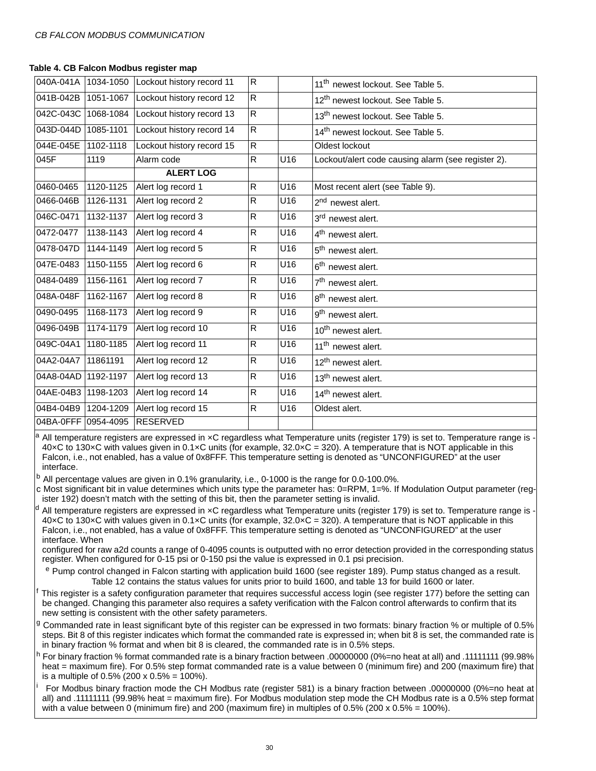**Table 4. CB Falcon Modbus register map**

| | | | | | |
|---|---|---|---|---|---|
| 040A-041A | 1034-1050 | Lockout history record 11 | R | | 11th newest lockout. See Table 5. |
| 041B-042B | 1051-1067 | Lockout history record 12 | R | | 12th newest lockout. See Table 5. |
| 042C-043C | 1068-1084 | Lockout history record 13 | R | | 13th newest lockout. See Table 5. |
| 043D-044D | 1085-1101 | Lockout history record 14 | R | | 14th newest lockout. See Table 5. |
| 044E-045E | 1102-1118 | Lockout history record 15 | R | | Oldest lockout |
| 045F | 1119 | Alarm code | R | U16 | Lockout/alert code causing alarm (see register 2). |
| | | **ALERT LOG** | | | |
| 0460-0465 | 1120-1125 | Alert log record 1 | R | U16 | Most recent alert (see Table 9). |
| 0466-046B | 1126-1131 | Alert log record 2 | R | U16 | 2nd newest alert. |
| 046C-0471 | 1132-1137 | Alert log record 3 | R | U16 | 3rd newest alert. |
| 0472-0477 | 1138-1143 | Alert log record 4 | R | U16 | 4th newest alert. |
| 0478-047D | 1144-1149 | Alert log record 5 | R | U16 | 5th newest alert. |
| 047E-0483 | 1150-1155 | Alert log record 6 | R | U16 | 6th newest alert. |
| 0484-0489 | 1156-1161 | Alert log record 7 | R | U16 | 7th newest alert. |
| 048A-048F | 1162-1167 | Alert log record 8 | R | U16 | 8th newest alert. |
| 0490-0495 | 1168-1173 | Alert log record 9 | R | U16 | 9th newest alert. |
| 0496-049B | 1174-1179 | Alert log record 10 | R | U16 | 10th newest alert. |
| 049C-04A1 | 1180-1185 | Alert log record 11 | R | U16 | 11th newest alert. |
| 04A2-04A7 | 11861191 | Alert log record 12 | R | U16 | 12th newest alert. |
| 04A8-04AD | 1192-1197 | Alert log record 13 | R | U16 | 13th newest alert. |
| 04AE-04B3 | 1198-1203 | Alert log record 14 | R | U16 | 14th newest alert. |
| 04B4-04B9 | 1204-1209 | Alert log record 15 | R | U16 | Oldest alert. |
| 04BA-0FFF | 0954-4095 | RESERVED | | | |

[a] All temperature registers are expressed in ×C regardless what Temperature units (register 179) is set to. Temperature range is -40×C to 130×C with values given in 0.1×C units (for example, 32.0×C = 320). A temperature that is NOT applicable in this Falcon, i.e., not enabled, has a value of 0x8FFF. This temperature setting is denoted as "UNCONFIGURED" at the user interface.

[b] All percentage values are given in 0.1% granularity, i.e., 0-1000 is the range for 0.0-100.0%.

c Most significant bit in value determines which units type the parameter has: 0=RPM, 1=%. If Modulation Output parameter (register 192) doesn't match with the setting of this bit, then the parameter setting is invalid.

[d] All temperature registers are expressed in ×C regardless what Temperature units (register 179) is set to. Temperature range is -40×C to 130×C with values given in 0.1×C units (for example, 32.0×C = 320). A temperature that is NOT applicable in this Falcon, i.e., not enabled, has a value of 0x8FFF. This temperature setting is denoted as "UNCONFIGURED" at the user interface. When
configured for raw a2d counts a range of 0-4095 counts is outputted with no error detection provided in the corresponding status register. When configured for 0-15 psi or 0-150 psi the value is expressed in 0.1 psi precision.

[e] Pump control changed in Falcon starting with application build 1600 (see register 189). Pump status changed as a result. Table 12 contains the status values for units prior to build 1600, and table 13 for build 1600 or later.

[f] This register is a safety configuration parameter that requires successful access login (see register 177) before the setting can be changed. Changing this parameter also requires a safety verification with the Falcon control afterwards to confirm that its new setting is consistent with the other safety parameters.

[g] Commanded rate in least significant byte of this register can be expressed in two formats: binary fraction % or multiple of 0.5% steps. Bit 8 of this register indicates which format the commanded rate is expressed in; when bit 8 is set, the commanded rate is in binary fraction % format and when bit 8 is cleared, the commanded rate is in 0.5% steps.

[h] For binary fraction % format commanded rate is a binary fraction between .00000000 (0%=no heat at all) and .11111111 (99.98% heat = maximum fire). For 0.5% step format commanded rate is a value between 0 (minimum fire) and 200 (maximum fire) that is a multiple of 0.5% (200 x 0.5% = 100%).

[i] For Modbus binary fraction mode the CH Modbus rate (register 581) is a binary fraction between .00000000 (0%=no heat at all) and .11111111 (99.98% heat = maximum fire). For Modbus modulation step mode the CH Modbus rate is a 0.5% step format with a value between 0 (minimum fire) and 200 (maximum fire) in multiples of 0.5% (200 x 0.5% = 100%).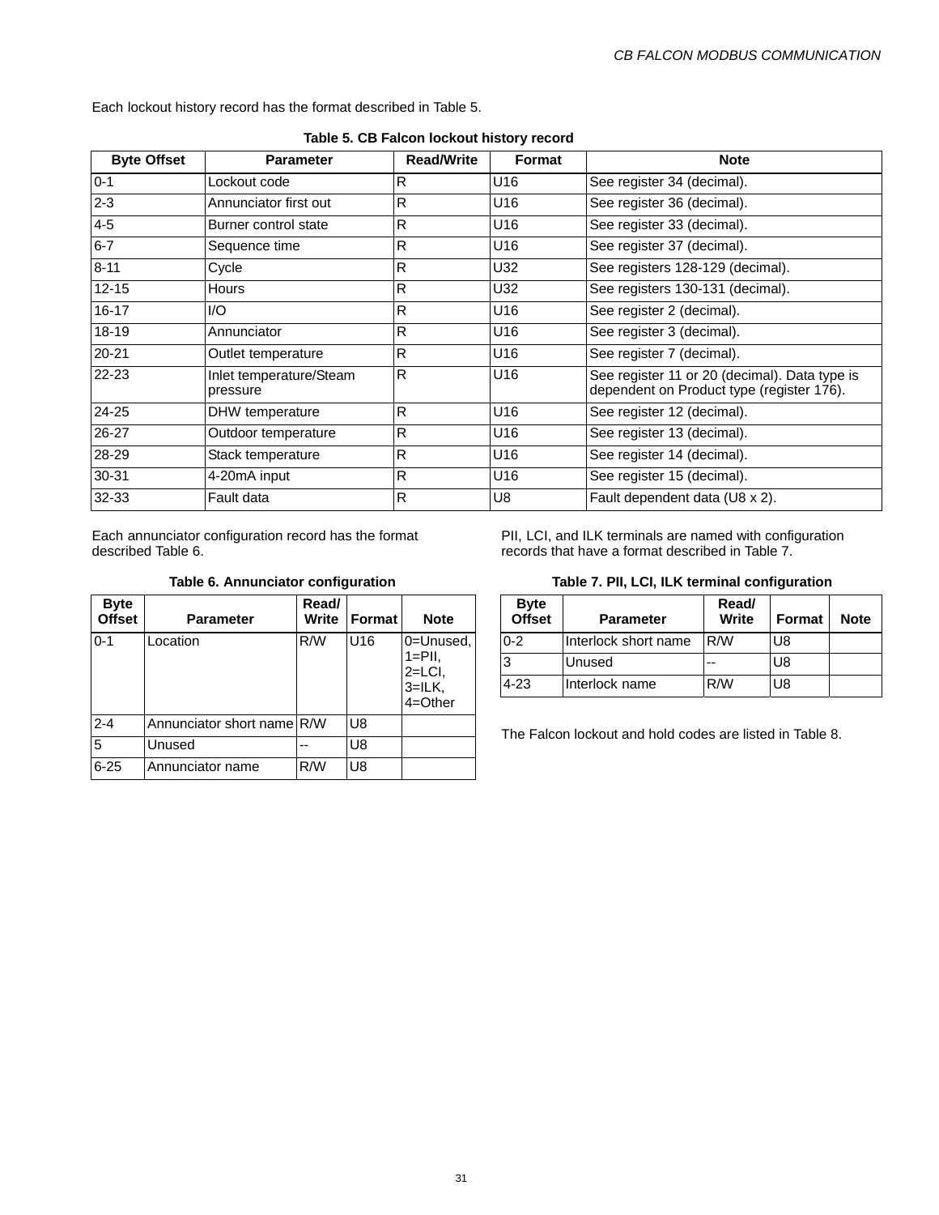Each lockout history record has the format described in Table 5.

**Table 5. CB Falcon lockout history record**

| Byte Offset | Parameter | Read/Write | Format | Note |
|---|---|---|---|---|
| 0-1 | Lockout code | R | U16 | See register 34 (decimal). |
| 2-3 | Annunciator first out | R | U16 | See register 36 (decimal). |
| 4-5 | Burner control state | R | U16 | See register 33 (decimal). |
| 6-7 | Sequence time | R | U16 | See register 37 (decimal). |
| 8-11 | Cycle | R | U32 | See registers 128-129 (decimal). |
| 12-15 | Hours | R | U32 | See registers 130-131 (decimal). |
| 16-17 | I/O | R | U16 | See register 2 (decimal). |
| 18-19 | Annunciator | R | U16 | See register 3 (decimal). |
| 20-21 | Outlet temperature | R | U16 | See register 7 (decimal). |
| 22-23 | Inlet temperature/Steam pressure | R | U16 | See register 11 or 20 (decimal). Data type is dependent on Product type (register 176). |
| 24-25 | DHW temperature | R | U16 | See register 12 (decimal). |
| 26-27 | Outdoor temperature | R | U16 | See register 13 (decimal). |
| 28-29 | Stack temperature | R | U16 | See register 14 (decimal). |
| 30-31 | 4-20mA input | R | U16 | See register 15 (decimal). |
| 32-33 | Fault data | R | U8 | Fault dependent data (U8 x 2). |

Each annunciator configuration record has the format described Table 6.

**Table 6. Annunciator configuration**

| Byte Offset | Parameter | Read/ Write | Format | Note |
|---|---|---|---|---|
| 0-1 | Location | R/W | U16 | 0=Unused, 1=PII, 2=LCI, 3=ILK, 4=Other |
| 2-4 | Annunciator short name | R/W | U8 | |
| 5 | Unused | -- | U8 | |
| 6-25 | Annunciator name | R/W | U8 | |

PII, LCI, and ILK terminals are named with configuration records that have a format described in Table 7.

**Table 7. PII, LCI, ILK terminal configuration**

| Byte Offset | Parameter | Read/ Write | Format | Note |
|---|---|---|---|---|
| 0-2 | Interlock short name | R/W | U8 | |
| 3 | Unused | -- | U8 | |
| 4-23 | Interlock name | R/W | U8 | |

The Falcon lockout and hold codes are listed in Table 8.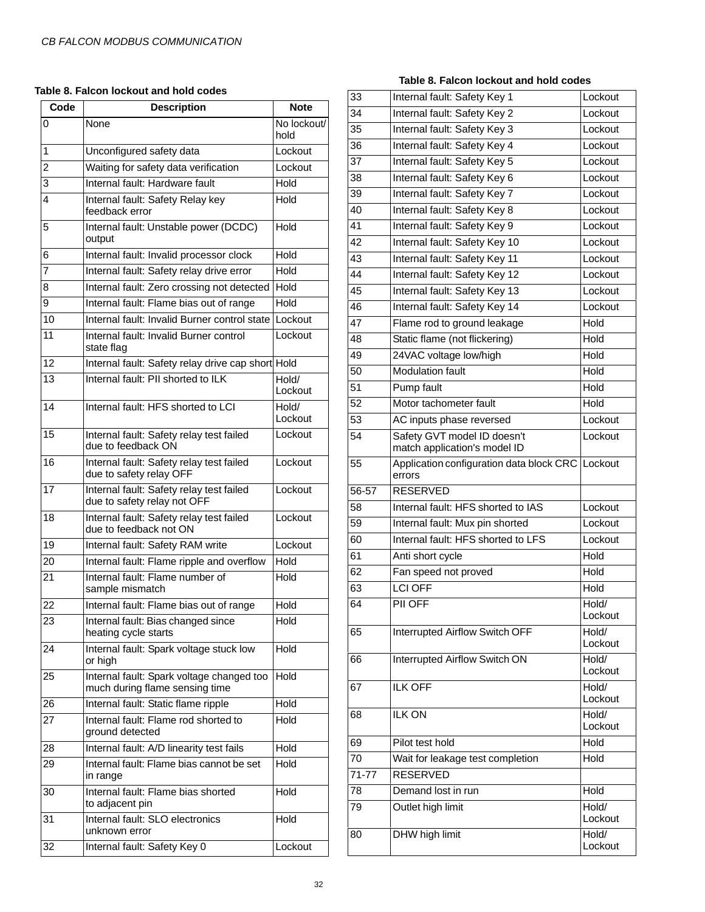### Table 8. Falcon lockout and hold codes

| Code | Description | Note |
|---|---|---|
| 0 | None | No lockout/ hold |
| 1 | Unconfigured safety data | Lockout |
| 2 | Waiting for safety data verification | Lockout |
| 3 | Internal fault: Hardware fault | Hold |
| 4 | Internal fault: Safety Relay key feedback error | Hold |
| 5 | Internal fault: Unstable power (DCDC) output | Hold |
| 6 | Internal fault: Invalid processor clock | Hold |
| 7 | Internal fault: Safety relay drive error | Hold |
| 8 | Internal fault: Zero crossing not detected | Hold |
| 9 | Internal fault: Flame bias out of range | Hold |
| 10 | Internal fault: Invalid Burner control state | Lockout |
| 11 | Internal fault: Invalid Burner control state flag | Lockout |
| 12 | Internal fault: Safety relay drive cap short | Hold |
| 13 | Internal fault: PII shorted to ILK | Hold/ Lockout |
| 14 | Internal fault: HFS shorted to LCI | Hold/ Lockout |
| 15 | Internal fault: Safety relay test failed due to feedback ON | Lockout |
| 16 | Internal fault: Safety relay test failed due to safety relay OFF | Lockout |
| 17 | Internal fault: Safety relay test failed due to safety relay not OFF | Lockout |
| 18 | Internal fault: Safety relay test failed due to feedback not ON | Lockout |
| 19 | Internal fault: Safety RAM write | Lockout |
| 20 | Internal fault: Flame ripple and overflow | Hold |
| 21 | Internal fault: Flame number of sample mismatch | Hold |
| 22 | Internal fault: Flame bias out of range | Hold |
| 23 | Internal fault: Bias changed since heating cycle starts | Hold |
| 24 | Internal fault: Spark voltage stuck low or high | Hold |
| 25 | Internal fault: Spark voltage changed too much during flame sensing time | Hold |
| 26 | Internal fault: Static flame ripple | Hold |
| 27 | Internal fault: Flame rod shorted to ground detected | Hold |
| 28 | Internal fault: A/D linearity test fails | Hold |
| 29 | Internal fault: Flame bias cannot be set in range | Hold |
| 30 | Internal fault: Flame bias shorted to adjacent pin | Hold |
| 31 | Internal fault: SLO electronics unknown error | Hold |
| 32 | Internal fault: Safety Key 0 | Lockout |
| 33 | Internal fault: Safety Key 1 | Lockout |
| 34 | Internal fault: Safety Key 2 | Lockout |
| 35 | Internal fault: Safety Key 3 | Lockout |
| 36 | Internal fault: Safety Key 4 | Lockout |
| 37 | Internal fault: Safety Key 5 | Lockout |
| 38 | Internal fault: Safety Key 6 | Lockout |
| 39 | Internal fault: Safety Key 7 | Lockout |
| 40 | Internal fault: Safety Key 8 | Lockout |
| 41 | Internal fault: Safety Key 9 | Lockout |
| 42 | Internal fault: Safety Key 10 | Lockout |
| 43 | Internal fault: Safety Key 11 | Lockout |
| 44 | Internal fault: Safety Key 12 | Lockout |
| 45 | Internal fault: Safety Key 13 | Lockout |
| 46 | Internal fault: Safety Key 14 | Lockout |
| 47 | Flame rod to ground leakage | Hold |
| 48 | Static flame (not flickering) | Hold |
| 49 | 24VAC voltage low/high | Hold |
| 50 | Modulation fault | Hold |
| 51 | Pump fault | Hold |
| 52 | Motor tachometer fault | Hold |
| 53 | AC inputs phase reversed | Lockout |
| 54 | Safety GVT model ID doesn't match application's model ID | Lockout |
| 55 | Application configuration data block CRC errors | Lockout |
| 56-57 | RESERVED | |
| 58 | Internal fault: HFS shorted to IAS | Lockout |
| 59 | Internal fault: Mux pin shorted | Lockout |
| 60 | Internal fault: HFS shorted to LFS | Lockout |
| 61 | Anti short cycle | Hold |
| 62 | Fan speed not proved | Hold |
| 63 | LCI OFF | Hold |
| 64 | PII OFF | Hold/ Lockout |
| 65 | Interrupted Airflow Switch OFF | Hold/ Lockout |
| 66 | Interrupted Airflow Switch ON | Hold/ Lockout |
| 67 | ILK OFF | Hold/ Lockout |
| 68 | ILK ON | Hold/ Lockout |
| 69 | Pilot test hold | Hold |
| 70 | Wait for leakage test completion | Hold |
| 71-77 | RESERVED | |
| 78 | Demand lost in run | Hold |
| 79 | Outlet high limit | Hold/ Lockout |
| 80 | DHW high limit | Hold/ Lockout |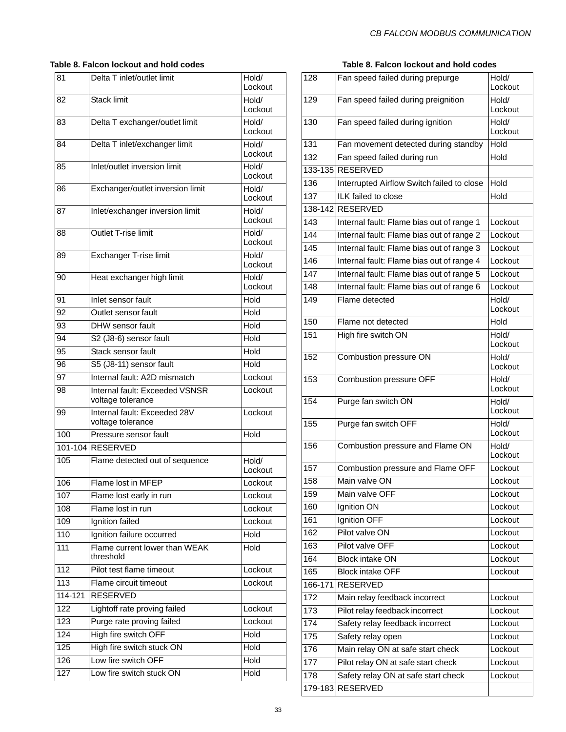**Table 8. Falcon lockout and hold codes**

| | | |
|---|---|---|
| 81 | Delta T inlet/outlet limit | Hold/ Lockout |
| 82 | Stack limit | Hold/ Lockout |
| 83 | Delta T exchanger/outlet limit | Hold/ Lockout |
| 84 | Delta T inlet/exchanger limit | Hold/ Lockout |
| 85 | Inlet/outlet inversion limit | Hold/ Lockout |
| 86 | Exchanger/outlet inversion limit | Hold/ Lockout |
| 87 | Inlet/exchanger inversion limit | Hold/ Lockout |
| 88 | Outlet T-rise limit | Hold/ Lockout |
| 89 | Exchanger T-rise limit | Hold/ Lockout |
| 90 | Heat exchanger high limit | Hold/ Lockout |
| 91 | Inlet sensor fault | Hold |
| 92 | Outlet sensor fault | Hold |
| 93 | DHW sensor fault | Hold |
| 94 | S2 (J8-6) sensor fault | Hold |
| 95 | Stack sensor fault | Hold |
| 96 | S5 (J8-11) sensor fault | Hold |
| 97 | Internal fault: A2D mismatch | Lockout |
| 98 | Internal fault: Exceeded VSNSR voltage tolerance | Lockout |
| 99 | Internal fault: Exceeded 28V voltage tolerance | Lockout |
| 100 | Pressure sensor fault | Hold |
| 101-104 | RESERVED | |
| 105 | Flame detected out of sequence | Hold/ Lockout |
| 106 | Flame lost in MFEP | Lockout |
| 107 | Flame lost early in run | Lockout |
| 108 | Flame lost in run | Lockout |
| 109 | Ignition failed | Lockout |
| 110 | Ignition failure occurred | Hold |
| 111 | Flame current lower than WEAK threshold | Hold |
| 112 | Pilot test flame timeout | Lockout |
| 113 | Flame circuit timeout | Lockout |
| 114-121 | RESERVED | |
| 122 | Lightoff rate proving failed | Lockout |
| 123 | Purge rate proving failed | Lockout |
| 124 | High fire switch OFF | Hold |
| 125 | High fire switch stuck ON | Hold |
| 126 | Low fire switch OFF | Hold |
| 127 | Low fire switch stuck ON | Hold |
| 128 | Fan speed failed during prepurge | Hold/ Lockout |
| 129 | Fan speed failed during preignition | Hold/ Lockout |
| 130 | Fan speed failed during ignition | Hold/ Lockout |
| 131 | Fan movement detected during standby | Hold |
| 132 | Fan speed failed during run | Hold |
| 133-135 | RESERVED | |
| 136 | Interrupted Airflow Switch failed to close | Hold |
| 137 | ILK failed to close | Hold |
| 138-142 | RESERVED | |
| 143 | Internal fault: Flame bias out of range 1 | Lockout |
| 144 | Internal fault: Flame bias out of range 2 | Lockout |
| 145 | Internal fault: Flame bias out of range 3 | Lockout |
| 146 | Internal fault: Flame bias out of range 4 | Lockout |
| 147 | Internal fault: Flame bias out of range 5 | Lockout |
| 148 | Internal fault: Flame bias out of range 6 | Lockout |
| 149 | Flame detected | Hold/ Lockout |
| 150 | Flame not detected | Hold |
| 151 | High fire switch ON | Hold/ Lockout |
| 152 | Combustion pressure ON | Hold/ Lockout |
| 153 | Combustion pressure OFF | Hold/ Lockout |
| 154 | Purge fan switch ON | Hold/ Lockout |
| 155 | Purge fan switch OFF | Hold/ Lockout |
| 156 | Combustion pressure and Flame ON | Hold/ Lockout |
| 157 | Combustion pressure and Flame OFF | Lockout |
| 158 | Main valve ON | Lockout |
| 159 | Main valve OFF | Lockout |
| 160 | Ignition ON | Lockout |
| 161 | Ignition OFF | Lockout |
| 162 | Pilot valve ON | Lockout |
| 163 | Pilot valve OFF | Lockout |
| 164 | Block intake ON | Lockout |
| 165 | Block intake OFF | Lockout |
| 166-171 | RESERVED | |
| 172 | Main relay feedback incorrect | Lockout |
| 173 | Pilot relay feedback incorrect | Lockout |
| 174 | Safety relay feedback incorrect | Lockout |
| 175 | Safety relay open | Lockout |
| 176 | Main relay ON at safe start check | Lockout |
| 177 | Pilot relay ON at safe start check | Lockout |
| 178 | Safety relay ON at safe start check | Lockout |
| 179-183 | RESERVED | |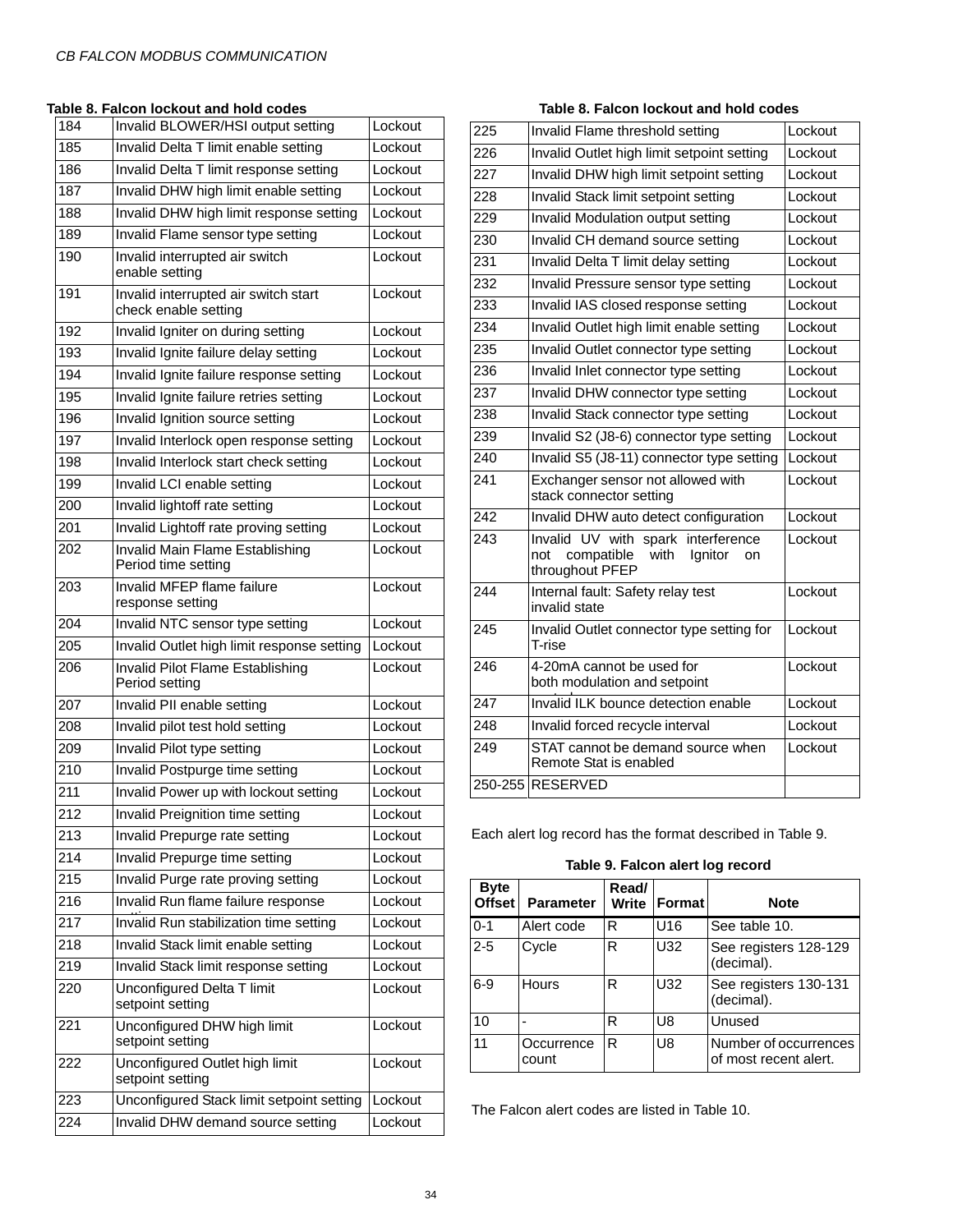**Table 8. Falcon lockout and hold codes**

| | | |
|---|---|---|
| 184 | Invalid BLOWER/HSI output setting | Lockout |
| 185 | Invalid Delta T limit enable setting | Lockout |
| 186 | Invalid Delta T limit response setting | Lockout |
| 187 | Invalid DHW high limit enable setting | Lockout |
| 188 | Invalid DHW high limit response setting | Lockout |
| 189 | Invalid Flame sensor type setting | Lockout |
| 190 | Invalid interrupted air switch enable setting | Lockout |
| 191 | Invalid interrupted air switch start check enable setting | Lockout |
| 192 | Invalid Igniter on during setting | Lockout |
| 193 | Invalid Ignite failure delay setting | Lockout |
| 194 | Invalid Ignite failure response setting | Lockout |
| 195 | Invalid Ignite failure retries setting | Lockout |
| 196 | Invalid Ignition source setting | Lockout |
| 197 | Invalid Interlock open response setting | Lockout |
| 198 | Invalid Interlock start check setting | Lockout |
| 199 | Invalid LCI enable setting | Lockout |
| 200 | Invalid lightoff rate setting | Lockout |
| 201 | Invalid Lightoff rate proving setting | Lockout |
| 202 | Invalid Main Flame Establishing Period time setting | Lockout |
| 203 | Invalid MFEP flame failure response setting | Lockout |
| 204 | Invalid NTC sensor type setting | Lockout |
| 205 | Invalid Outlet high limit response setting | Lockout |
| 206 | Invalid Pilot Flame Establishing Period setting | Lockout |
| 207 | Invalid PII enable setting | Lockout |
| 208 | Invalid pilot test hold setting | Lockout |
| 209 | Invalid Pilot type setting | Lockout |
| 210 | Invalid Postpurge time setting | Lockout |
| 211 | Invalid Power up with lockout setting | Lockout |
| 212 | Invalid Preignition time setting | Lockout |
| 213 | Invalid Prepurge rate setting | Lockout |
| 214 | Invalid Prepurge time setting | Lockout |
| 215 | Invalid Purge rate proving setting | Lockout |
| 216 | Invalid Run flame failure response setting | Lockout |
| 217 | Invalid Run stabilization time setting | Lockout |
| 218 | Invalid Stack limit enable setting | Lockout |
| 219 | Invalid Stack limit response setting | Lockout |
| 220 | Unconfigured Delta T limit setpoint setting | Lockout |
| 221 | Unconfigured DHW high limit setpoint setting | Lockout |
| 222 | Unconfigured Outlet high limit setpoint setting | Lockout |
| 223 | Unconfigured Stack limit setpoint setting | Lockout |
| 224 | Invalid DHW demand source setting | Lockout |
| 225 | Invalid Flame threshold setting | Lockout |
| 226 | Invalid Outlet high limit setpoint setting | Lockout |
| 227 | Invalid DHW high limit setpoint setting | Lockout |
| 228 | Invalid Stack limit setpoint setting | Lockout |
| 229 | Invalid Modulation output setting | Lockout |
| 230 | Invalid CH demand source setting | Lockout |
| 231 | Invalid Delta T limit delay setting | Lockout |
| 232 | Invalid Pressure sensor type setting | Lockout |
| 233 | Invalid IAS closed response setting | Lockout |
| 234 | Invalid Outlet high limit enable setting | Lockout |
| 235 | Invalid Outlet connector type setting | Lockout |
| 236 | Invalid Inlet connector type setting | Lockout |
| 237 | Invalid DHW connector type setting | Lockout |
| 238 | Invalid Stack connector type setting | Lockout |
| 239 | Invalid S2 (J8-6) connector type setting | Lockout |
| 240 | Invalid S5 (J8-11) connector type setting | Lockout |
| 241 | Exchanger sensor not allowed with stack connector setting | Lockout |
| 242 | Invalid DHW auto detect configuration | Lockout |
| 243 | Invalid UV with spark interference not compatible with Ignitor on throughout PFEP | Lockout |
| 244 | Internal fault: Safety relay test invalid state | Lockout |
| 245 | Invalid Outlet connector type setting for T-rise | Lockout |
| 246 | 4-20mA cannot be used for both modulation and setpoint control | Lockout |
| 247 | Invalid ILK bounce detection enable | Lockout |
| 248 | Invalid forced recycle interval | Lockout |
| 249 | STAT cannot be demand source when Remote Stat is enabled | Lockout |
| 250-255 | RESERVED | |

Each alert log record has the format described in Table 9.

**Table 9. Falcon alert log record**

| Byte Offset | Parameter | Read/ Write | Format | Note |
|---|---|---|---|---|
| 0-1 | Alert code | R | U16 | See table 10. |
| 2-5 | Cycle | R | U32 | See registers 128-129 (decimal). |
| 6-9 | Hours | R | U32 | See registers 130-131 (decimal). |
| 10 | - | R | U8 | Unused |
| 11 | Occurrence count | R | U8 | Number of occurrences of most recent alert. |

The Falcon alert codes are listed in Table 10.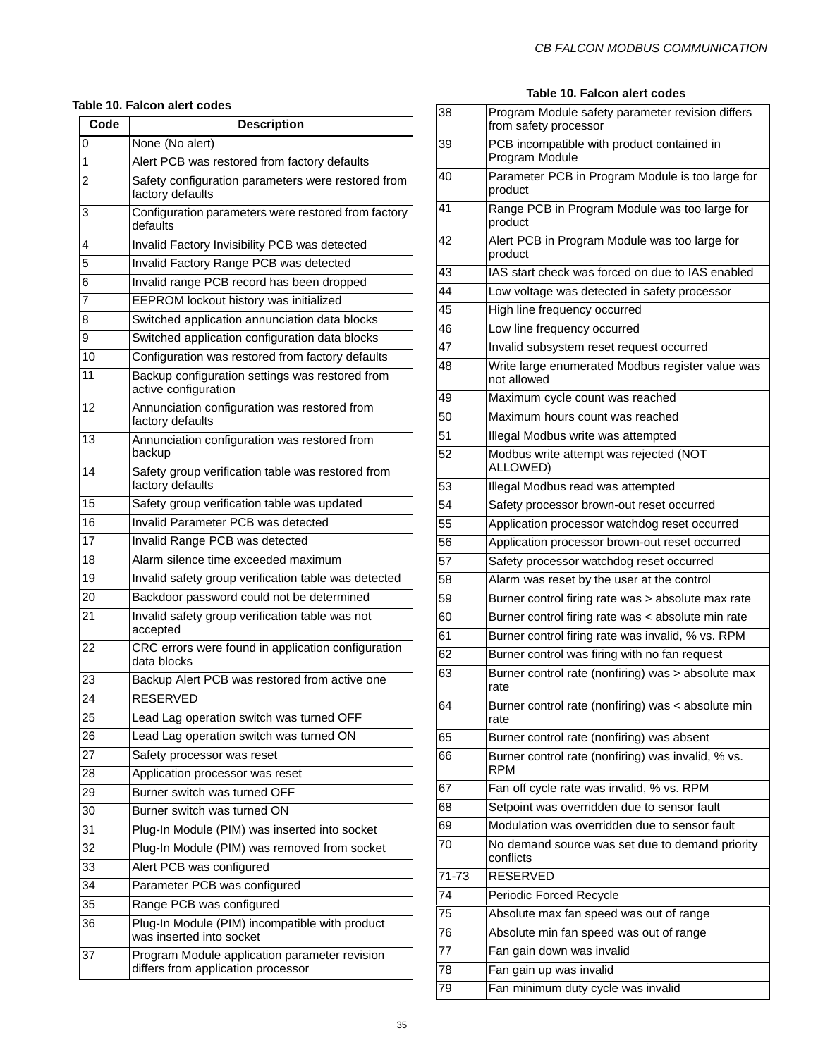**Table 10. Falcon alert codes**

| Code | Description |
|---|---|
| 0 | None (No alert) |
| 1 | Alert PCB was restored from factory defaults |
| 2 | Safety configuration parameters were restored from factory defaults |
| 3 | Configuration parameters were restored from factory defaults |
| 4 | Invalid Factory Invisibility PCB was detected |
| 5 | Invalid Factory Range PCB was detected |
| 6 | Invalid range PCB record has been dropped |
| 7 | EEPROM lockout history was initialized |
| 8 | Switched application annunciation data blocks |
| 9 | Switched application configuration data blocks |
| 10 | Configuration was restored from factory defaults |
| 11 | Backup configuration settings was restored from active configuration |
| 12 | Annunciation configuration was restored from factory defaults |
| 13 | Annunciation configuration was restored from backup |
| 14 | Safety group verification table was restored from factory defaults |
| 15 | Safety group verification table was updated |
| 16 | Invalid Parameter PCB was detected |
| 17 | Invalid Range PCB was detected |
| 18 | Alarm silence time exceeded maximum |
| 19 | Invalid safety group verification table was detected |
| 20 | Backdoor password could not be determined |
| 21 | Invalid safety group verification table was not accepted |
| 22 | CRC errors were found in application configuration data blocks |
| 23 | Backup Alert PCB was restored from active one |
| 24 | RESERVED |
| 25 | Lead Lag operation switch was turned OFF |
| 26 | Lead Lag operation switch was turned ON |
| 27 | Safety processor was reset |
| 28 | Application processor was reset |
| 29 | Burner switch was turned OFF |
| 30 | Burner switch was turned ON |
| 31 | Plug-In Module (PIM) was inserted into socket |
| 32 | Plug-In Module (PIM) was removed from socket |
| 33 | Alert PCB was configured |
| 34 | Parameter PCB was configured |
| 35 | Range PCB was configured |
| 36 | Plug-In Module (PIM) incompatible with product was inserted into socket |
| 37 | Program Module application parameter revision differs from application processor |
| 38 | Program Module safety parameter revision differs from safety processor |
| 39 | PCB incompatible with product contained in Program Module |
| 40 | Parameter PCB in Program Module is too large for product |
| 41 | Range PCB in Program Module was too large for product |
| 42 | Alert PCB in Program Module was too large for product |
| 43 | IAS start check was forced on due to IAS enabled |
| 44 | Low voltage was detected in safety processor |
| 45 | High line frequency occurred |
| 46 | Low line frequency occurred |
| 47 | Invalid subsystem reset request occurred |
| 48 | Write large enumerated Modbus register value was not allowed |
| 49 | Maximum cycle count was reached |
| 50 | Maximum hours count was reached |
| 51 | Illegal Modbus write was attempted |
| 52 | Modbus write attempt was rejected (NOT ALLOWED) |
| 53 | Illegal Modbus read was attempted |
| 54 | Safety processor brown-out reset occurred |
| 55 | Application processor watchdog reset occurred |
| 56 | Application processor brown-out reset occurred |
| 57 | Safety processor watchdog reset occurred |
| 58 | Alarm was reset by the user at the control |
| 59 | Burner control firing rate was > absolute max rate |
| 60 | Burner control firing rate was < absolute min rate |
| 61 | Burner control firing rate was invalid, % vs. RPM |
| 62 | Burner control was firing with no fan request |
| 63 | Burner control rate (nonfiring) was > absolute max rate |
| 64 | Burner control rate (nonfiring) was < absolute min rate |
| 65 | Burner control rate (nonfiring) was absent |
| 66 | Burner control rate (nonfiring) was invalid, % vs. RPM |
| 67 | Fan off cycle rate was invalid, % vs. RPM |
| 68 | Setpoint was overridden due to sensor fault |
| 69 | Modulation was overridden due to sensor fault |
| 70 | No demand source was set due to demand priority conflicts |
| 71-73 | RESERVED |
| 74 | Periodic Forced Recycle |
| 75 | Absolute max fan speed was out of range |
| 76 | Absolute min fan speed was out of range |
| 77 | Fan gain down was invalid |
| 78 | Fan gain up was invalid |
| 79 | Fan minimum duty cycle was invalid |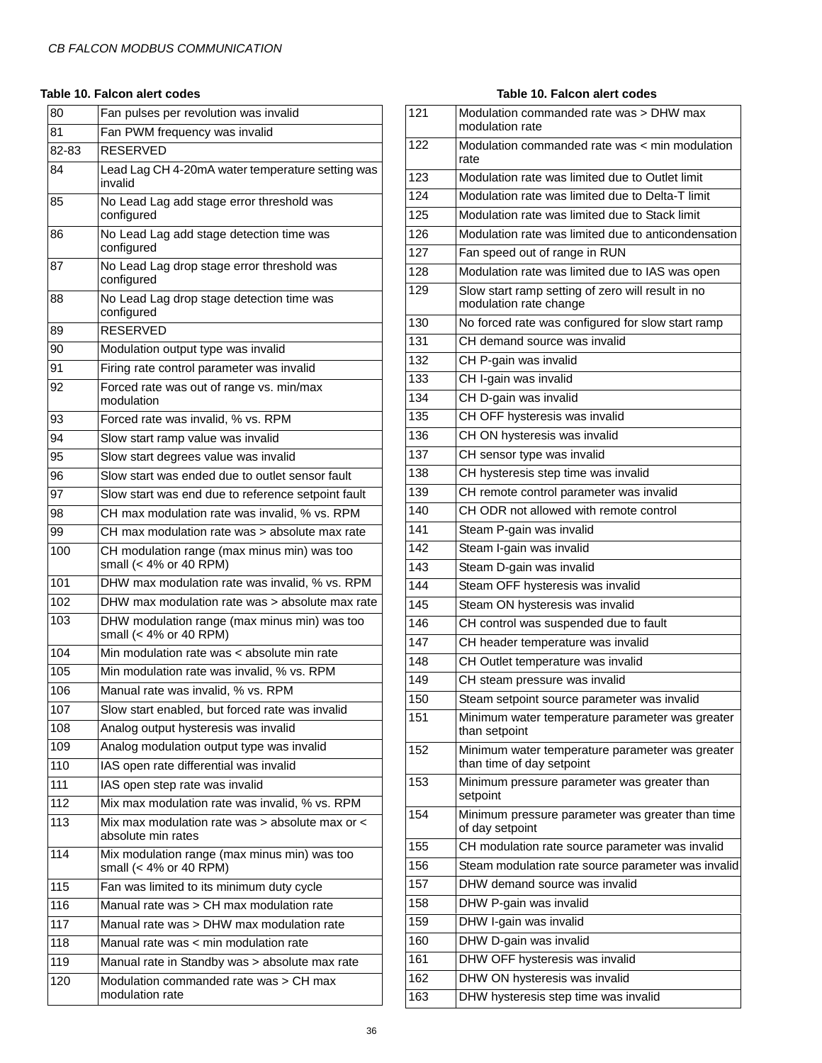**Table 10. Falcon alert codes**

| | |
|---|---|
| 80 | Fan pulses per revolution was invalid |
| 81 | Fan PWM frequency was invalid |
| 82-83 | RESERVED |
| 84 | Lead Lag CH 4-20mA water temperature setting was invalid |
| 85 | No Lead Lag add stage error threshold was configured |
| 86 | No Lead Lag add stage detection time was configured |
| 87 | No Lead Lag drop stage error threshold was configured |
| 88 | No Lead Lag drop stage detection time was configured |
| 89 | RESERVED |
| 90 | Modulation output type was invalid |
| 91 | Firing rate control parameter was invalid |
| 92 | Forced rate was out of range vs. min/max modulation |
| 93 | Forced rate was invalid, % vs. RPM |
| 94 | Slow start ramp value was invalid |
| 95 | Slow start degrees value was invalid |
| 96 | Slow start was ended due to outlet sensor fault |
| 97 | Slow start was end due to reference setpoint fault |
| 98 | CH max modulation rate was invalid, % vs. RPM |
| 99 | CH max modulation rate was > absolute max rate |
| 100 | CH modulation range (max minus min) was too small (< 4% or 40 RPM) |
| 101 | DHW max modulation rate was invalid, % vs. RPM |
| 102 | DHW max modulation rate was > absolute max rate |
| 103 | DHW modulation range (max minus min) was too small (< 4% or 40 RPM) |
| 104 | Min modulation rate was < absolute min rate |
| 105 | Min modulation rate was invalid, % vs. RPM |
| 106 | Manual rate was invalid, % vs. RPM |
| 107 | Slow start enabled, but forced rate was invalid |
| 108 | Analog output hysteresis was invalid |
| 109 | Analog modulation output type was invalid |
| 110 | IAS open rate differential was invalid |
| 111 | IAS open step rate was invalid |
| 112 | Mix max modulation rate was invalid, % vs. RPM |
| 113 | Mix max modulation rate was > absolute max or < absolute min rates |
| 114 | Mix modulation range (max minus min) was too small (< 4% or 40 RPM) |
| 115 | Fan was limited to its minimum duty cycle |
| 116 | Manual rate was > CH max modulation rate |
| 117 | Manual rate was > DHW max modulation rate |
| 118 | Manual rate was < min modulation rate |
| 119 | Manual rate in Standby was > absolute max rate |
| 120 | Modulation commanded rate was > CH max modulation rate |
| 121 | Modulation commanded rate was > DHW max modulation rate |
| 122 | Modulation commanded rate was < min modulation rate |
| 123 | Modulation rate was limited due to Outlet limit |
| 124 | Modulation rate was limited due to Delta-T limit |
| 125 | Modulation rate was limited due to Stack limit |
| 126 | Modulation rate was limited due to anticondensation |
| 127 | Fan speed out of range in RUN |
| 128 | Modulation rate was limited due to IAS was open |
| 129 | Slow start ramp setting of zero will result in no modulation rate change |
| 130 | No forced rate was configured for slow start ramp |
| 131 | CH demand source was invalid |
| 132 | CH P-gain was invalid |
| 133 | CH I-gain was invalid |
| 134 | CH D-gain was invalid |
| 135 | CH OFF hysteresis was invalid |
| 136 | CH ON hysteresis was invalid |
| 137 | CH sensor type was invalid |
| 138 | CH hysteresis step time was invalid |
| 139 | CH remote control parameter was invalid |
| 140 | CH ODR not allowed with remote control |
| 141 | Steam P-gain was invalid |
| 142 | Steam I-gain was invalid |
| 143 | Steam D-gain was invalid |
| 144 | Steam OFF hysteresis was invalid |
| 145 | Steam ON hysteresis was invalid |
| 146 | CH control was suspended due to fault |
| 147 | CH header temperature was invalid |
| 148 | CH Outlet temperature was invalid |
| 149 | CH steam pressure was invalid |
| 150 | Steam setpoint source parameter was invalid |
| 151 | Minimum water temperature parameter was greater than setpoint |
| 152 | Minimum water temperature parameter was greater than time of day setpoint |
| 153 | Minimum pressure parameter was greater than setpoint |
| 154 | Minimum pressure parameter was greater than time of day setpoint |
| 155 | CH modulation rate source parameter was invalid |
| 156 | Steam modulation rate source parameter was invalid |
| 157 | DHW demand source was invalid |
| 158 | DHW P-gain was invalid |
| 159 | DHW I-gain was invalid |
| 160 | DHW D-gain was invalid |
| 161 | DHW OFF hysteresis was invalid |
| 162 | DHW ON hysteresis was invalid |
| 163 | DHW hysteresis step time was invalid |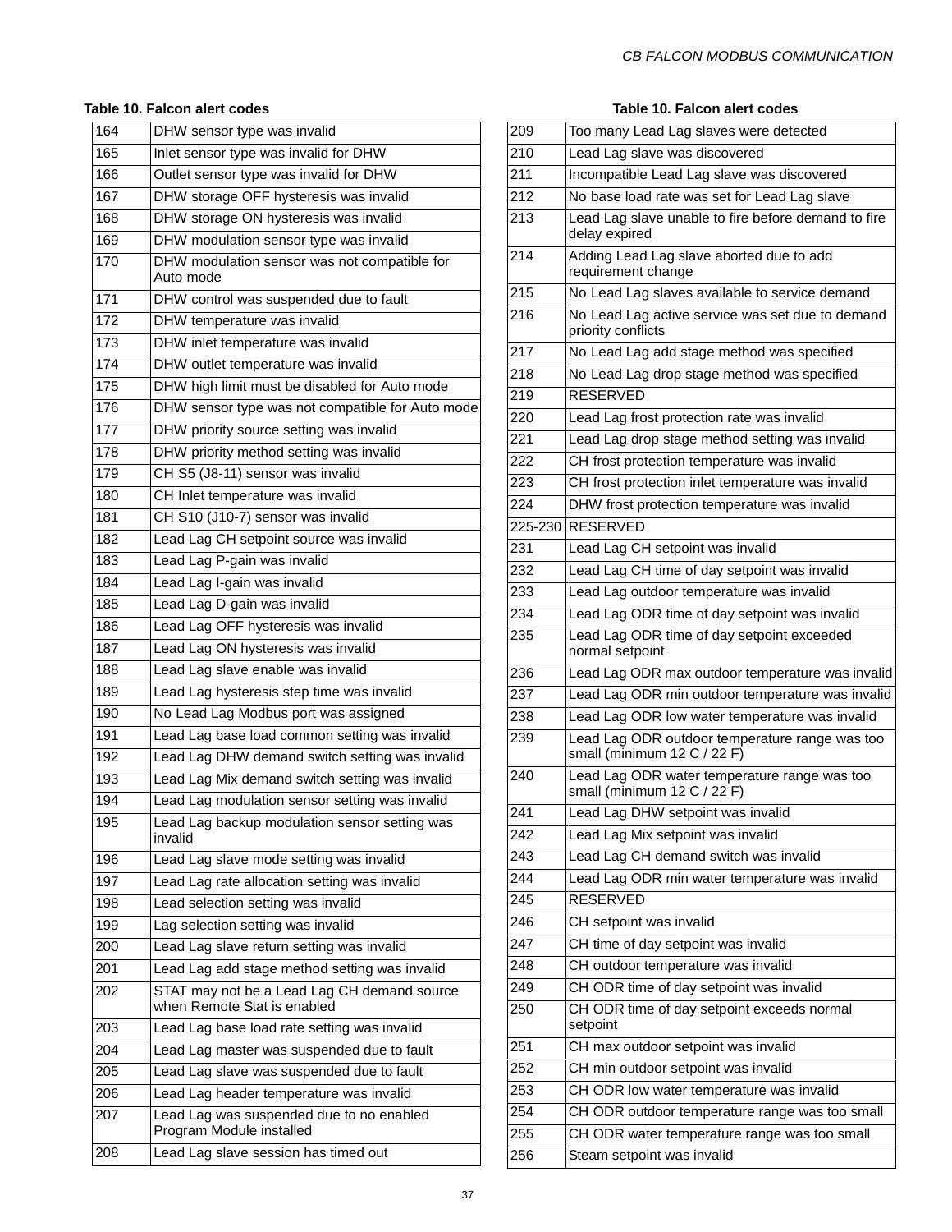**Table 10. Falcon alert codes**

| | |
|---|---|
| 164 | DHW sensor type was invalid |
| 165 | Inlet sensor type was invalid for DHW |
| 166 | Outlet sensor type was invalid for DHW |
| 167 | DHW storage OFF hysteresis was invalid |
| 168 | DHW storage ON hysteresis was invalid |
| 169 | DHW modulation sensor type was invalid |
| 170 | DHW modulation sensor was not compatible for Auto mode |
| 171 | DHW control was suspended due to fault |
| 172 | DHW temperature was invalid |
| 173 | DHW inlet temperature was invalid |
| 174 | DHW outlet temperature was invalid |
| 175 | DHW high limit must be disabled for Auto mode |
| 176 | DHW sensor type was not compatible for Auto mode |
| 177 | DHW priority source setting was invalid |
| 178 | DHW priority method setting was invalid |
| 179 | CH S5 (J8-11) sensor was invalid |
| 180 | CH Inlet temperature was invalid |
| 181 | CH S10 (J10-7) sensor was invalid |
| 182 | Lead Lag CH setpoint source was invalid |
| 183 | Lead Lag P-gain was invalid |
| 184 | Lead Lag I-gain was invalid |
| 185 | Lead Lag D-gain was invalid |
| 186 | Lead Lag OFF hysteresis was invalid |
| 187 | Lead Lag ON hysteresis was invalid |
| 188 | Lead Lag slave enable was invalid |
| 189 | Lead Lag hysteresis step time was invalid |
| 190 | No Lead Lag Modbus port was assigned |
| 191 | Lead Lag base load common setting was invalid |
| 192 | Lead Lag DHW demand switch setting was invalid |
| 193 | Lead Lag Mix demand switch setting was invalid |
| 194 | Lead Lag modulation sensor setting was invalid |
| 195 | Lead Lag backup modulation sensor setting was invalid |
| 196 | Lead Lag slave mode setting was invalid |
| 197 | Lead Lag rate allocation setting was invalid |
| 198 | Lead selection setting was invalid |
| 199 | Lag selection setting was invalid |
| 200 | Lead Lag slave return setting was invalid |
| 201 | Lead Lag add stage method setting was invalid |
| 202 | STAT may not be a Lead Lag CH demand source when Remote Stat is enabled |
| 203 | Lead Lag base load rate setting was invalid |
| 204 | Lead Lag master was suspended due to fault |
| 205 | Lead Lag slave was suspended due to fault |
| 206 | Lead Lag header temperature was invalid |
| 207 | Lead Lag was suspended due to no enabled Program Module installed |
| 208 | Lead Lag slave session has timed out |
| 209 | Too many Lead Lag slaves were detected |
| 210 | Lead Lag slave was discovered |
| 211 | Incompatible Lead Lag slave was discovered |
| 212 | No base load rate was set for Lead Lag slave |
| 213 | Lead Lag slave unable to fire before demand to fire delay expired |
| 214 | Adding Lead Lag slave aborted due to add requirement change |
| 215 | No Lead Lag slaves available to service demand |
| 216 | No Lead Lag active service was set due to demand priority conflicts |
| 217 | No Lead Lag add stage method was specified |
| 218 | No Lead Lag drop stage method was specified |
| 219 | RESERVED |
| 220 | Lead Lag frost protection rate was invalid |
| 221 | Lead Lag drop stage method setting was invalid |
| 222 | CH frost protection temperature was invalid |
| 223 | CH frost protection inlet temperature was invalid |
| 224 | DHW frost protection temperature was invalid |
| 225-230 | RESERVED |
| 231 | Lead Lag CH setpoint was invalid |
| 232 | Lead Lag CH time of day setpoint was invalid |
| 233 | Lead Lag outdoor temperature was invalid |
| 234 | Lead Lag ODR time of day setpoint was invalid |
| 235 | Lead Lag ODR time of day setpoint exceeded normal setpoint |
| 236 | Lead Lag ODR max outdoor temperature was invalid |
| 237 | Lead Lag ODR min outdoor temperature was invalid |
| 238 | Lead Lag ODR low water temperature was invalid |
| 239 | Lead Lag ODR outdoor temperature range was too small (minimum 12 C / 22 F) |
| 240 | Lead Lag ODR water temperature range was too small (minimum 12 C / 22 F) |
| 241 | Lead Lag DHW setpoint was invalid |
| 242 | Lead Lag Mix setpoint was invalid |
| 243 | Lead Lag CH demand switch was invalid |
| 244 | Lead Lag ODR min water temperature was invalid |
| 245 | RESERVED |
| 246 | CH setpoint was invalid |
| 247 | CH time of day setpoint was invalid |
| 248 | CH outdoor temperature was invalid |
| 249 | CH ODR time of day setpoint was invalid |
| 250 | CH ODR time of day setpoint exceeds normal setpoint |
| 251 | CH max outdoor setpoint was invalid |
| 252 | CH min outdoor setpoint was invalid |
| 253 | CH ODR low water temperature was invalid |
| 254 | CH ODR outdoor temperature range was too small |
| 255 | CH ODR water temperature range was too small |
| 256 | Steam setpoint was invalid |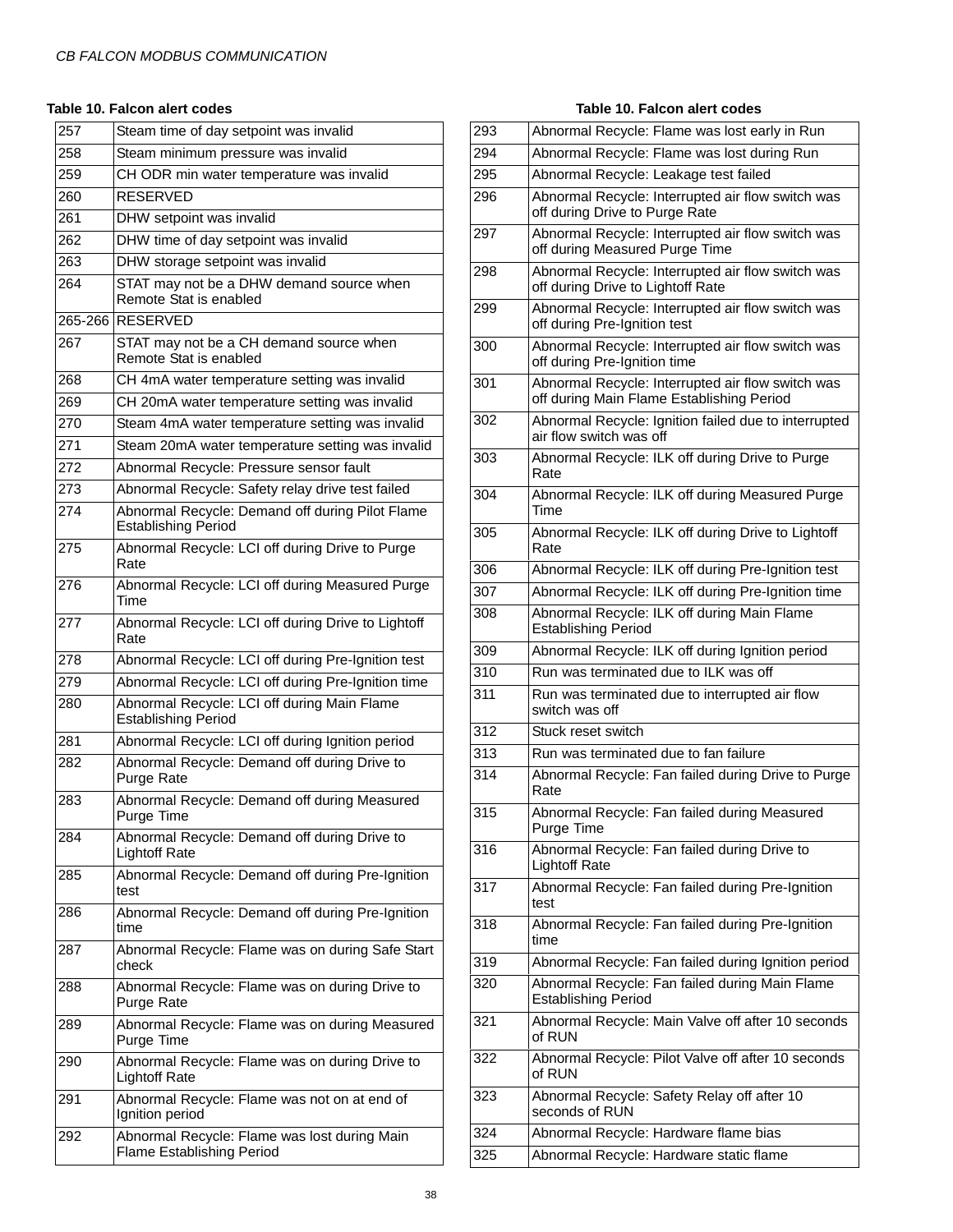**Table 10. Falcon alert codes**

| | |
|---|---|
| 257 | Steam time of day setpoint was invalid |
| 258 | Steam minimum pressure was invalid |
| 259 | CH ODR min water temperature was invalid |
| 260 | RESERVED |
| 261 | DHW setpoint was invalid |
| 262 | DHW time of day setpoint was invalid |
| 263 | DHW storage setpoint was invalid |
| 264 | STAT may not be a DHW demand source when Remote Stat is enabled |
| 265-266 | RESERVED |
| 267 | STAT may not be a CH demand source when Remote Stat is enabled |
| 268 | CH 4mA water temperature setting was invalid |
| 269 | CH 20mA water temperature setting was invalid |
| 270 | Steam 4mA water temperature setting was invalid |
| 271 | Steam 20mA water temperature setting was invalid |
| 272 | Abnormal Recycle: Pressure sensor fault |
| 273 | Abnormal Recycle: Safety relay drive test failed |
| 274 | Abnormal Recycle: Demand off during Pilot Flame Establishing Period |
| 275 | Abnormal Recycle: LCI off during Drive to Purge Rate |
| 276 | Abnormal Recycle: LCI off during Measured Purge Time |
| 277 | Abnormal Recycle: LCI off during Drive to Lightoff Rate |
| 278 | Abnormal Recycle: LCI off during Pre-Ignition test |
| 279 | Abnormal Recycle: LCI off during Pre-Ignition time |
| 280 | Abnormal Recycle: LCI off during Main Flame Establishing Period |
| 281 | Abnormal Recycle: LCI off during Ignition period |
| 282 | Abnormal Recycle: Demand off during Drive to Purge Rate |
| 283 | Abnormal Recycle: Demand off during Measured Purge Time |
| 284 | Abnormal Recycle: Demand off during Drive to Lightoff Rate |
| 285 | Abnormal Recycle: Demand off during Pre-Ignition test |
| 286 | Abnormal Recycle: Demand off during Pre-Ignition time |
| 287 | Abnormal Recycle: Flame was on during Safe Start check |
| 288 | Abnormal Recycle: Flame was on during Drive to Purge Rate |
| 289 | Abnormal Recycle: Flame was on during Measured Purge Time |
| 290 | Abnormal Recycle: Flame was on during Drive to Lightoff Rate |
| 291 | Abnormal Recycle: Flame was not on at end of Ignition period |
| 292 | Abnormal Recycle: Flame was lost during Main Flame Establishing Period |
| 293 | Abnormal Recycle: Flame was lost early in Run |
| 294 | Abnormal Recycle: Flame was lost during Run |
| 295 | Abnormal Recycle: Leakage test failed |
| 296 | Abnormal Recycle: Interrupted air flow switch was off during Drive to Purge Rate |
| 297 | Abnormal Recycle: Interrupted air flow switch was off during Measured Purge Time |
| 298 | Abnormal Recycle: Interrupted air flow switch was off during Drive to Lightoff Rate |
| 299 | Abnormal Recycle: Interrupted air flow switch was off during Pre-Ignition test |
| 300 | Abnormal Recycle: Interrupted air flow switch was off during Pre-Ignition time |
| 301 | Abnormal Recycle: Interrupted air flow switch was off during Main Flame Establishing Period |
| 302 | Abnormal Recycle: Ignition failed due to interrupted air flow switch was off |
| 303 | Abnormal Recycle: ILK off during Drive to Purge Rate |
| 304 | Abnormal Recycle: ILK off during Measured Purge Time |
| 305 | Abnormal Recycle: ILK off during Drive to Lightoff Rate |
| 306 | Abnormal Recycle: ILK off during Pre-Ignition test |
| 307 | Abnormal Recycle: ILK off during Pre-Ignition time |
| 308 | Abnormal Recycle: ILK off during Main Flame Establishing Period |
| 309 | Abnormal Recycle: ILK off during Ignition period |
| 310 | Run was terminated due to ILK was off |
| 311 | Run was terminated due to interrupted air flow switch was off |
| 312 | Stuck reset switch |
| 313 | Run was terminated due to fan failure |
| 314 | Abnormal Recycle: Fan failed during Drive to Purge Rate |
| 315 | Abnormal Recycle: Fan failed during Measured Purge Time |
| 316 | Abnormal Recycle: Fan failed during Drive to Lightoff Rate |
| 317 | Abnormal Recycle: Fan failed during Pre-Ignition test |
| 318 | Abnormal Recycle: Fan failed during Pre-Ignition time |
| 319 | Abnormal Recycle: Fan failed during Ignition period |
| 320 | Abnormal Recycle: Fan failed during Main Flame Establishing Period |
| 321 | Abnormal Recycle: Main Valve off after 10 seconds of RUN |
| 322 | Abnormal Recycle: Pilot Valve off after 10 seconds of RUN |
| 323 | Abnormal Recycle: Safety Relay off after 10 seconds of RUN |
| 324 | Abnormal Recycle: Hardware flame bias |
| 325 | Abnormal Recycle: Hardware static flame |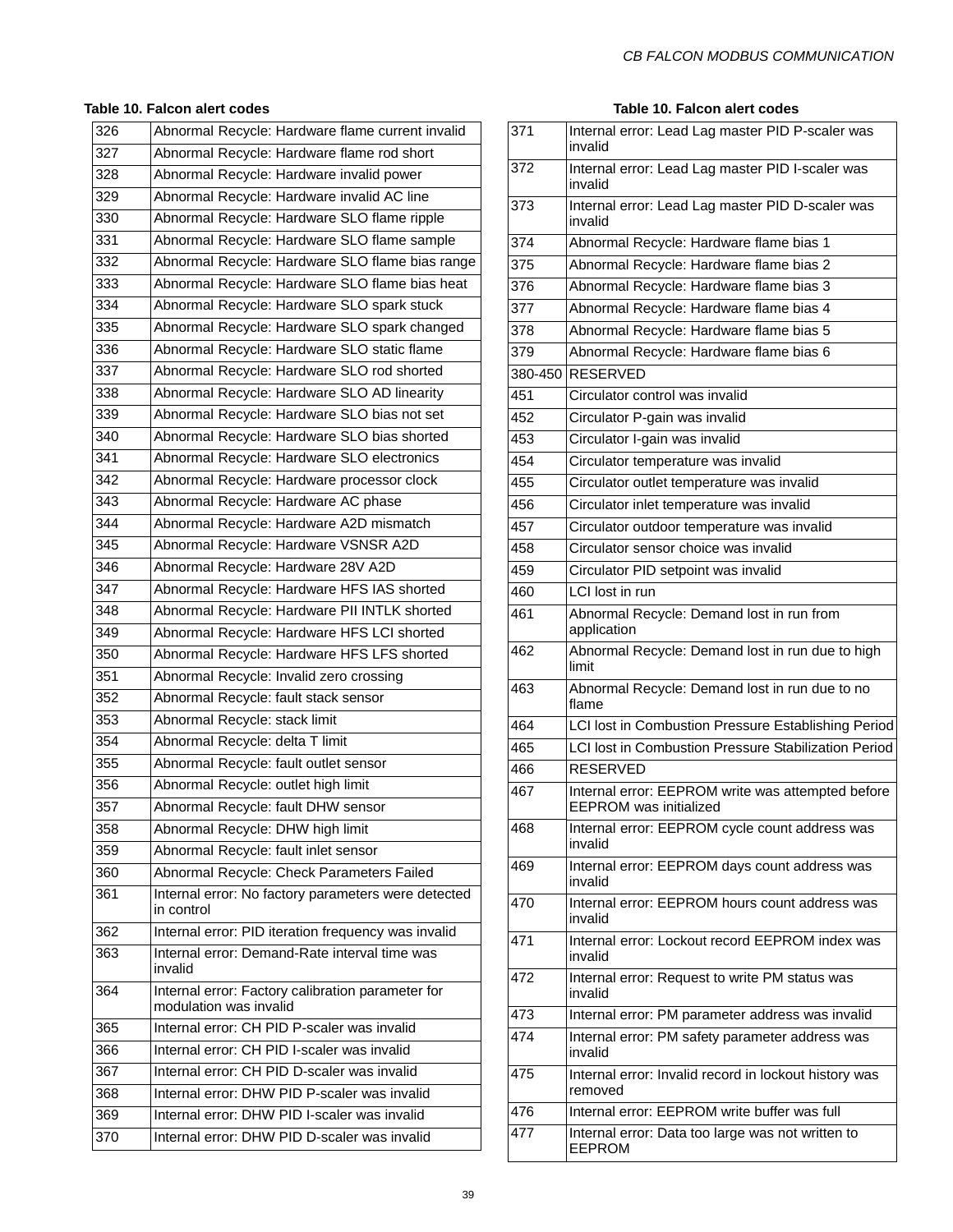**Table 10. Falcon alert codes**

| | |
|---|---|
| 326 | Abnormal Recycle: Hardware flame current invalid |
| 327 | Abnormal Recycle: Hardware flame rod short |
| 328 | Abnormal Recycle: Hardware invalid power |
| 329 | Abnormal Recycle: Hardware invalid AC line |
| 330 | Abnormal Recycle: Hardware SLO flame ripple |
| 331 | Abnormal Recycle: Hardware SLO flame sample |
| 332 | Abnormal Recycle: Hardware SLO flame bias range |
| 333 | Abnormal Recycle: Hardware SLO flame bias heat |
| 334 | Abnormal Recycle: Hardware SLO spark stuck |
| 335 | Abnormal Recycle: Hardware SLO spark changed |
| 336 | Abnormal Recycle: Hardware SLO static flame |
| 337 | Abnormal Recycle: Hardware SLO rod shorted |
| 338 | Abnormal Recycle: Hardware SLO AD linearity |
| 339 | Abnormal Recycle: Hardware SLO bias not set |
| 340 | Abnormal Recycle: Hardware SLO bias shorted |
| 341 | Abnormal Recycle: Hardware SLO electronics |
| 342 | Abnormal Recycle: Hardware processor clock |
| 343 | Abnormal Recycle: Hardware AC phase |
| 344 | Abnormal Recycle: Hardware A2D mismatch |
| 345 | Abnormal Recycle: Hardware VSNSR A2D |
| 346 | Abnormal Recycle: Hardware 28V A2D |
| 347 | Abnormal Recycle: Hardware HFS IAS shorted |
| 348 | Abnormal Recycle: Hardware PII INTLK shorted |
| 349 | Abnormal Recycle: Hardware HFS LCI shorted |
| 350 | Abnormal Recycle: Hardware HFS LFS shorted |
| 351 | Abnormal Recycle: Invalid zero crossing |
| 352 | Abnormal Recycle: fault stack sensor |
| 353 | Abnormal Recycle: stack limit |
| 354 | Abnormal Recycle: delta T limit |
| 355 | Abnormal Recycle: fault outlet sensor |
| 356 | Abnormal Recycle: outlet high limit |
| 357 | Abnormal Recycle: fault DHW sensor |
| 358 | Abnormal Recycle: DHW high limit |
| 359 | Abnormal Recycle: fault inlet sensor |
| 360 | Abnormal Recycle: Check Parameters Failed |
| 361 | Internal error: No factory parameters were detected in control |
| 362 | Internal error: PID iteration frequency was invalid |
| 363 | Internal error: Demand-Rate interval time was invalid |
| 364 | Internal error: Factory calibration parameter for modulation was invalid |
| 365 | Internal error: CH PID P-scaler was invalid |
| 366 | Internal error: CH PID I-scaler was invalid |
| 367 | Internal error: CH PID D-scaler was invalid |
| 368 | Internal error: DHW PID P-scaler was invalid |
| 369 | Internal error: DHW PID I-scaler was invalid |
| 370 | Internal error: DHW PID D-scaler was invalid |
| 371 | Internal error: Lead Lag master PID P-scaler was invalid |
| 372 | Internal error: Lead Lag master PID I-scaler was invalid |
| 373 | Internal error: Lead Lag master PID D-scaler was invalid |
| 374 | Abnormal Recycle: Hardware flame bias 1 |
| 375 | Abnormal Recycle: Hardware flame bias 2 |
| 376 | Abnormal Recycle: Hardware flame bias 3 |
| 377 | Abnormal Recycle: Hardware flame bias 4 |
| 378 | Abnormal Recycle: Hardware flame bias 5 |
| 379 | Abnormal Recycle: Hardware flame bias 6 |
| 380-450 | RESERVED |
| 451 | Circulator control was invalid |
| 452 | Circulator P-gain was invalid |
| 453 | Circulator I-gain was invalid |
| 454 | Circulator temperature was invalid |
| 455 | Circulator outlet temperature was invalid |
| 456 | Circulator inlet temperature was invalid |
| 457 | Circulator outdoor temperature was invalid |
| 458 | Circulator sensor choice was invalid |
| 459 | Circulator PID setpoint was invalid |
| 460 | LCI lost in run |
| 461 | Abnormal Recycle: Demand lost in run from application |
| 462 | Abnormal Recycle: Demand lost in run due to high limit |
| 463 | Abnormal Recycle: Demand lost in run due to no flame |
| 464 | LCI lost in Combustion Pressure Establishing Period |
| 465 | LCI lost in Combustion Pressure Stabilization Period |
| 466 | RESERVED |
| 467 | Internal error: EEPROM write was attempted before EEPROM was initialized |
| 468 | Internal error: EEPROM cycle count address was invalid |
| 469 | Internal error: EEPROM days count address was invalid |
| 470 | Internal error: EEPROM hours count address was invalid |
| 471 | Internal error: Lockout record EEPROM index was invalid |
| 472 | Internal error: Request to write PM status was invalid |
| 473 | Internal error: PM parameter address was invalid |
| 474 | Internal error: PM safety parameter address was invalid |
| 475 | Internal error: Invalid record in lockout history was removed |
| 476 | Internal error: EEPROM write buffer was full |
| 477 | Internal error: Data too large was not written to EEPROM |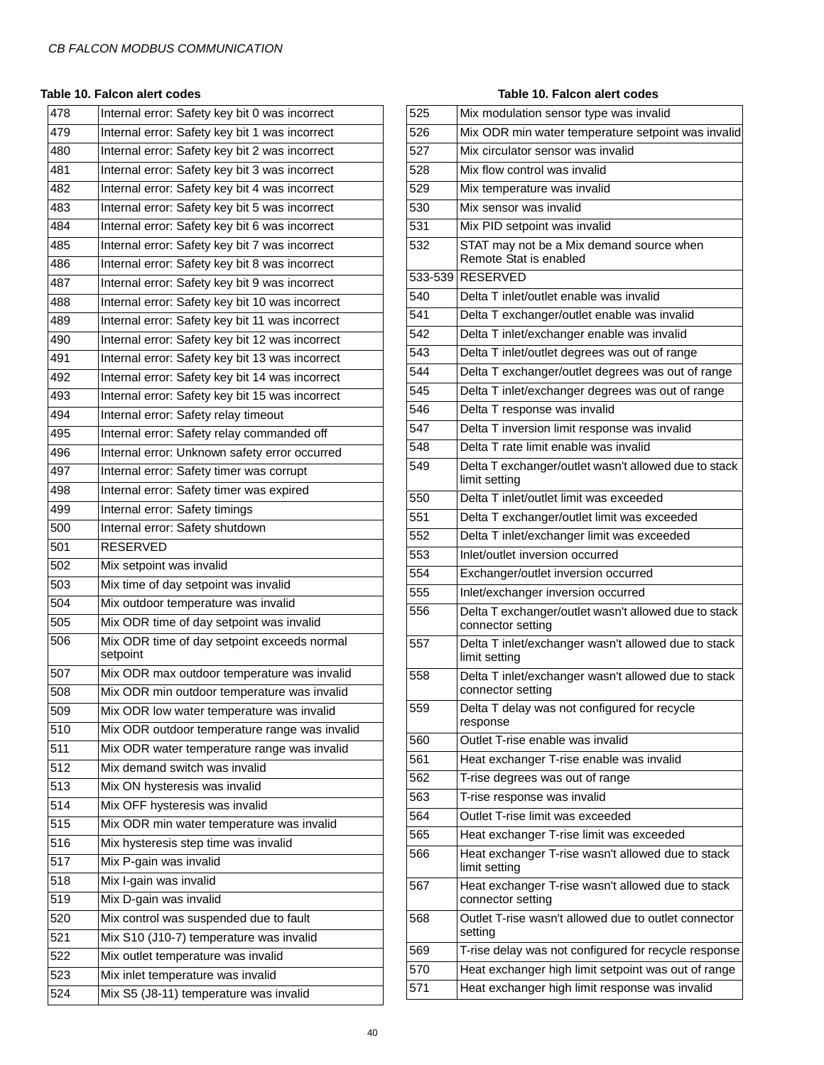**Table 10. Falcon alert codes**

| | |
|---|---|
| 478 | Internal error: Safety key bit 0 was incorrect |
| 479 | Internal error: Safety key bit 1 was incorrect |
| 480 | Internal error: Safety key bit 2 was incorrect |
| 481 | Internal error: Safety key bit 3 was incorrect |
| 482 | Internal error: Safety key bit 4 was incorrect |
| 483 | Internal error: Safety key bit 5 was incorrect |
| 484 | Internal error: Safety key bit 6 was incorrect |
| 485 | Internal error: Safety key bit 7 was incorrect |
| 486 | Internal error: Safety key bit 8 was incorrect |
| 487 | Internal error: Safety key bit 9 was incorrect |
| 488 | Internal error: Safety key bit 10 was incorrect |
| 489 | Internal error: Safety key bit 11 was incorrect |
| 490 | Internal error: Safety key bit 12 was incorrect |
| 491 | Internal error: Safety key bit 13 was incorrect |
| 492 | Internal error: Safety key bit 14 was incorrect |
| 493 | Internal error: Safety key bit 15 was incorrect |
| 494 | Internal error: Safety relay timeout |
| 495 | Internal error: Safety relay commanded off |
| 496 | Internal error: Unknown safety error occurred |
| 497 | Internal error: Safety timer was corrupt |
| 498 | Internal error: Safety timer was expired |
| 499 | Internal error: Safety timings |
| 500 | Internal error: Safety shutdown |
| 501 | RESERVED |
| 502 | Mix setpoint was invalid |
| 503 | Mix time of day setpoint was invalid |
| 504 | Mix outdoor temperature was invalid |
| 505 | Mix ODR time of day setpoint was invalid |
| 506 | Mix ODR time of day setpoint exceeds normal setpoint |
| 507 | Mix ODR max outdoor temperature was invalid |
| 508 | Mix ODR min outdoor temperature was invalid |
| 509 | Mix ODR low water temperature was invalid |
| 510 | Mix ODR outdoor temperature range was invalid |
| 511 | Mix ODR water temperature range was invalid |
| 512 | Mix demand switch was invalid |
| 513 | Mix ON hysteresis was invalid |
| 514 | Mix OFF hysteresis was invalid |
| 515 | Mix ODR min water temperature was invalid |
| 516 | Mix hysteresis step time was invalid |
| 517 | Mix P-gain was invalid |
| 518 | Mix I-gain was invalid |
| 519 | Mix D-gain was invalid |
| 520 | Mix control was suspended due to fault |
| 521 | Mix S10 (J10-7) temperature was invalid |
| 522 | Mix outlet temperature was invalid |
| 523 | Mix inlet temperature was invalid |
| 524 | Mix S5 (J8-11) temperature was invalid |
| 525 | Mix modulation sensor type was invalid |
| 526 | Mix ODR min water temperature setpoint was invalid |
| 527 | Mix circulator sensor was invalid |
| 528 | Mix flow control was invalid |
| 529 | Mix temperature was invalid |
| 530 | Mix sensor was invalid |
| 531 | Mix PID setpoint was invalid |
| 532 | STAT may not be a Mix demand source when Remote Stat is enabled |
| 533-539 | RESERVED |
| 540 | Delta T inlet/outlet enable was invalid |
| 541 | Delta T exchanger/outlet enable was invalid |
| 542 | Delta T inlet/exchanger enable was invalid |
| 543 | Delta T inlet/outlet degrees was out of range |
| 544 | Delta T exchanger/outlet degrees was out of range |
| 545 | Delta T inlet/exchanger degrees was out of range |
| 546 | Delta T response was invalid |
| 547 | Delta T inversion limit response was invalid |
| 548 | Delta T rate limit enable was invalid |
| 549 | Delta T exchanger/outlet wasn't allowed due to stack limit setting |
| 550 | Delta T inlet/outlet limit was exceeded |
| 551 | Delta T exchanger/outlet limit was exceeded |
| 552 | Delta T inlet/exchanger limit was exceeded |
| 553 | Inlet/outlet inversion occurred |
| 554 | Exchanger/outlet inversion occurred |
| 555 | Inlet/exchanger inversion occurred |
| 556 | Delta T exchanger/outlet wasn't allowed due to stack connector setting |
| 557 | Delta T inlet/exchanger wasn't allowed due to stack limit setting |
| 558 | Delta T inlet/exchanger wasn't allowed due to stack connector setting |
| 559 | Delta T delay was not configured for recycle response |
| 560 | Outlet T-rise enable was invalid |
| 561 | Heat exchanger T-rise enable was invalid |
| 562 | T-rise degrees was out of range |
| 563 | T-rise response was invalid |
| 564 | Outlet T-rise limit was exceeded |
| 565 | Heat exchanger T-rise limit was exceeded |
| 566 | Heat exchanger T-rise wasn't allowed due to stack limit setting |
| 567 | Heat exchanger T-rise wasn't allowed due to stack connector setting |
| 568 | Outlet T-rise wasn't allowed due to outlet connector setting |
| 569 | T-rise delay was not configured for recycle response |
| 570 | Heat exchanger high limit setpoint was out of range |
| 571 | Heat exchanger high limit response was invalid |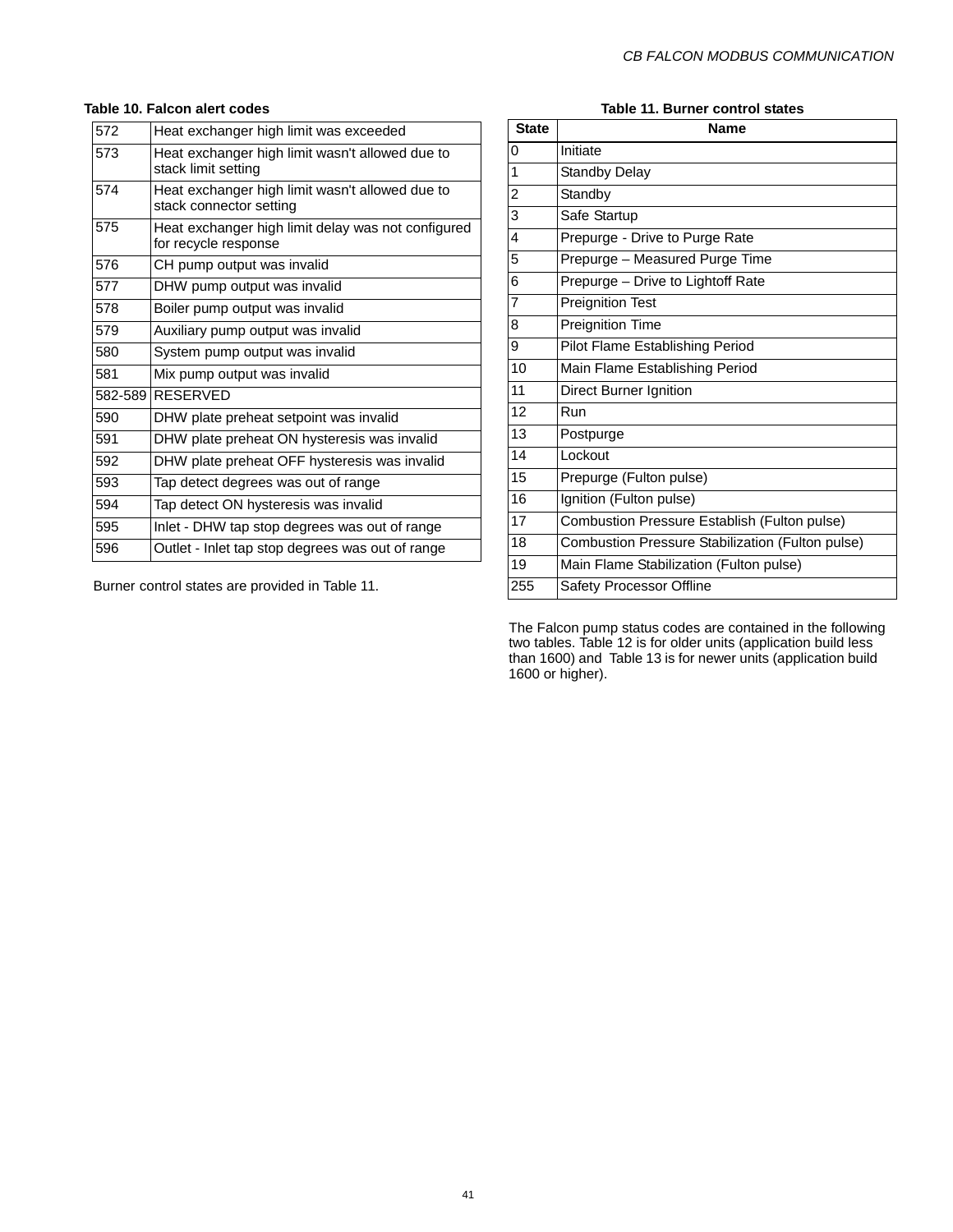**Table 10. Falcon alert codes**

| | |
|---|---|
| 572 | Heat exchanger high limit was exceeded |
| 573 | Heat exchanger high limit wasn't allowed due to stack limit setting |
| 574 | Heat exchanger high limit wasn't allowed due to stack connector setting |
| 575 | Heat exchanger high limit delay was not configured for recycle response |
| 576 | CH pump output was invalid |
| 577 | DHW pump output was invalid |
| 578 | Boiler pump output was invalid |
| 579 | Auxiliary pump output was invalid |
| 580 | System pump output was invalid |
| 581 | Mix pump output was invalid |
| 582-589 | RESERVED |
| 590 | DHW plate preheat setpoint was invalid |
| 591 | DHW plate preheat ON hysteresis was invalid |
| 592 | DHW plate preheat OFF hysteresis was invalid |
| 593 | Tap detect degrees was out of range |
| 594 | Tap detect ON hysteresis was invalid |
| 595 | Inlet - DHW tap stop degrees was out of range |
| 596 | Outlet - Inlet tap stop degrees was out of range |

Burner control states are provided in Table 11.

**Table 11. Burner control states**

| State | Name |
|---|---|
| 0 | Initiate |
| 1 | Standby Delay |
| 2 | Standby |
| 3 | Safe Startup |
| 4 | Prepurge - Drive to Purge Rate |
| 5 | Prepurge – Measured Purge Time |
| 6 | Prepurge – Drive to Lightoff Rate |
| 7 | Preignition Test |
| 8 | Preignition Time |
| 9 | Pilot Flame Establishing Period |
| 10 | Main Flame Establishing Period |
| 11 | Direct Burner Ignition |
| 12 | Run |
| 13 | Postpurge |
| 14 | Lockout |
| 15 | Prepurge (Fulton pulse) |
| 16 | Ignition (Fulton pulse) |
| 17 | Combustion Pressure Establish (Fulton pulse) |
| 18 | Combustion Pressure Stabilization (Fulton pulse) |
| 19 | Main Flame Stabilization (Fulton pulse) |
| 255 | Safety Processor Offline |

The Falcon pump status codes are contained in the following two tables. Table 12 is for older units (application build less than 1600) and Table 13 is for newer units (application build 1600 or higher).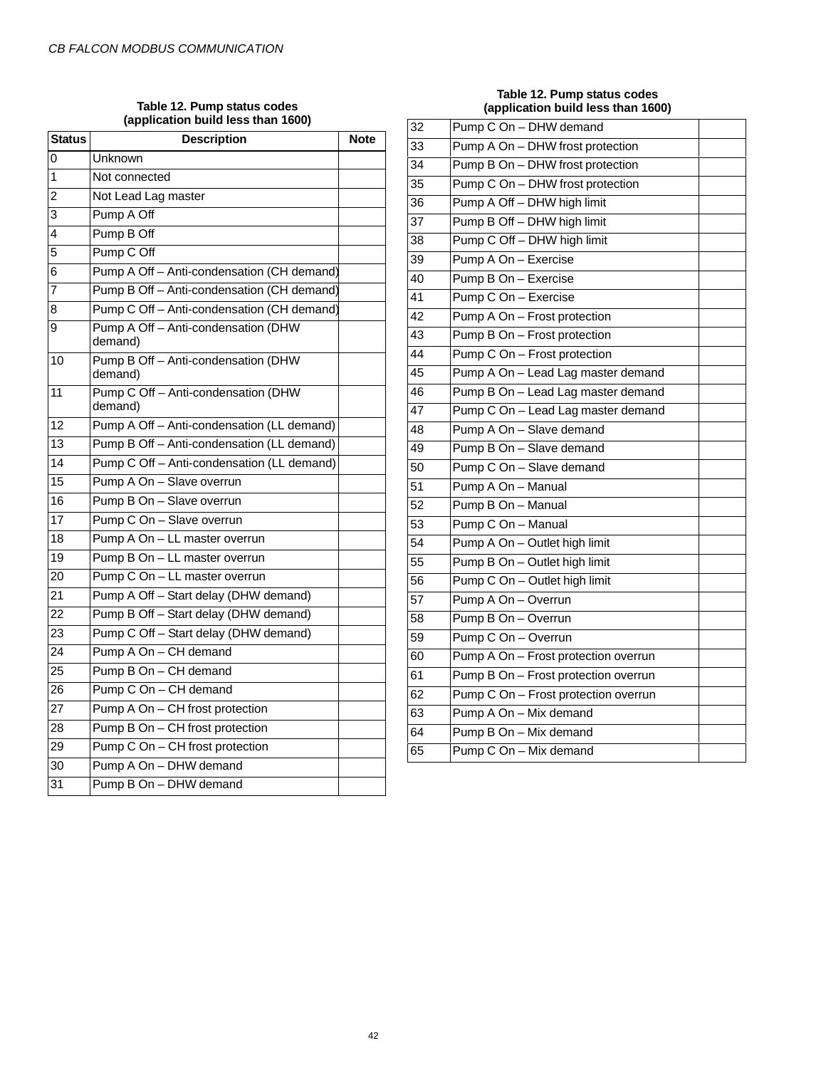**Table 12. Pump status codes (application build less than 1600)**

| Status | Description | Note |
|---|---|---|
| 0 | Unknown | |
| 1 | Not connected | |
| 2 | Not Lead Lag master | |
| 3 | Pump A Off | |
| 4 | Pump B Off | |
| 5 | Pump C Off | |
| 6 | Pump A Off – Anti-condensation (CH demand) | |
| 7 | Pump B Off – Anti-condensation (CH demand) | |
| 8 | Pump C Off – Anti-condensation (CH demand) | |
| 9 | Pump A Off – Anti-condensation (DHW demand) | |
| 10 | Pump B Off – Anti-condensation (DHW demand) | |
| 11 | Pump C Off – Anti-condensation (DHW demand) | |
| 12 | Pump A Off – Anti-condensation (LL demand) | |
| 13 | Pump B Off – Anti-condensation (LL demand) | |
| 14 | Pump C Off – Anti-condensation (LL demand) | |
| 15 | Pump A On – Slave overrun | |
| 16 | Pump B On – Slave overrun | |
| 17 | Pump C On – Slave overrun | |
| 18 | Pump A On – LL master overrun | |
| 19 | Pump B On – LL master overrun | |
| 20 | Pump C On – LL master overrun | |
| 21 | Pump A Off – Start delay (DHW demand) | |
| 22 | Pump B Off – Start delay (DHW demand) | |
| 23 | Pump C Off – Start delay (DHW demand) | |
| 24 | Pump A On – CH demand | |
| 25 | Pump B On – CH demand | |
| 26 | Pump C On – CH demand | |
| 27 | Pump A On – CH frost protection | |
| 28 | Pump B On – CH frost protection | |
| 29 | Pump C On – CH frost protection | |
| 30 | Pump A On – DHW demand | |
| 31 | Pump B On – DHW demand | |
| 32 | Pump C On – DHW demand | |
| 33 | Pump A On – DHW frost protection | |
| 34 | Pump B On – DHW frost protection | |
| 35 | Pump C On – DHW frost protection | |
| 36 | Pump A Off – DHW high limit | |
| 37 | Pump B Off – DHW high limit | |
| 38 | Pump C Off – DHW high limit | |
| 39 | Pump A On – Exercise | |
| 40 | Pump B On – Exercise | |
| 41 | Pump C On – Exercise | |
| 42 | Pump A On – Frost protection | |
| 43 | Pump B On – Frost protection | |
| 44 | Pump C On – Frost protection | |
| 45 | Pump A On – Lead Lag master demand | |
| 46 | Pump B On – Lead Lag master demand | |
| 47 | Pump C On – Lead Lag master demand | |
| 48 | Pump A On – Slave demand | |
| 49 | Pump B On – Slave demand | |
| 50 | Pump C On – Slave demand | |
| 51 | Pump A On – Manual | |
| 52 | Pump B On – Manual | |
| 53 | Pump C On – Manual | |
| 54 | Pump A On – Outlet high limit | |
| 55 | Pump B On – Outlet high limit | |
| 56 | Pump C On – Outlet high limit | |
| 57 | Pump A On – Overrun | |
| 58 | Pump B On – Overrun | |
| 59 | Pump C On – Overrun | |
| 60 | Pump A On – Frost protection overrun | |
| 61 | Pump B On – Frost protection overrun | |
| 62 | Pump C On – Frost protection overrun | |
| 63 | Pump A On – Mix demand | |
| 64 | Pump B On – Mix demand | |
| 65 | Pump C On – Mix demand | |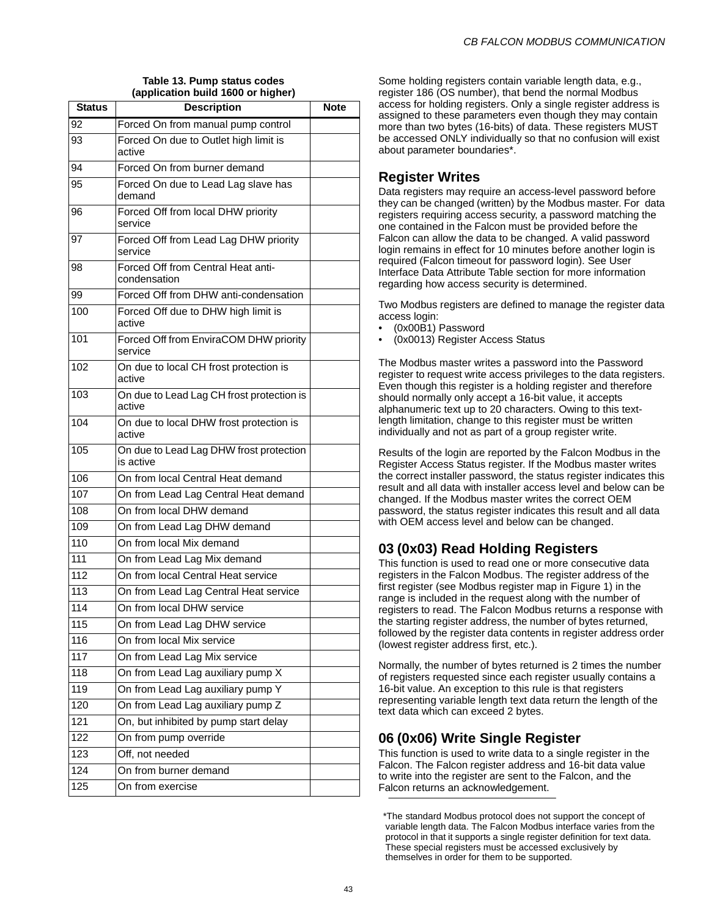**Table 13. Pump status codes (application build 1600 or higher)**

| Status | Description | Note |
|---|---|---|
| 92 | Forced On from manual pump control | |
| 93 | Forced On due to Outlet high limit is active | |
| 94 | Forced On from burner demand | |
| 95 | Forced On due to Lead Lag slave has demand | |
| 96 | Forced Off from local DHW priority service | |
| 97 | Forced Off from Lead Lag DHW priority service | |
| 98 | Forced Off from Central Heat anti-condensation | |
| 99 | Forced Off from DHW anti-condensation | |
| 100 | Forced Off due to DHW high limit is active | |
| 101 | Forced Off from EnviraCOM DHW priority service | |
| 102 | On due to local CH frost protection is active | |
| 103 | On due to Lead Lag CH frost protection is active | |
| 104 | On due to local DHW frost protection is active | |
| 105 | On due to Lead Lag DHW frost protection is active | |
| 106 | On from local Central Heat demand | |
| 107 | On from Lead Lag Central Heat demand | |
| 108 | On from local DHW demand | |
| 109 | On from Lead Lag DHW demand | |
| 110 | On from local Mix demand | |
| 111 | On from Lead Lag Mix demand | |
| 112 | On from local Central Heat service | |
| 113 | On from Lead Lag Central Heat service | |
| 114 | On from local DHW service | |
| 115 | On from Lead Lag DHW service | |
| 116 | On from local Mix service | |
| 117 | On from Lead Lag Mix service | |
| 118 | On from Lead Lag auxiliary pump X | |
| 119 | On from Lead Lag auxiliary pump Y | |
| 120 | On from Lead Lag auxiliary pump Z | |
| 121 | On, but inhibited by pump start delay | |
| 122 | On from pump override | |
| 123 | Off, not needed | |
| 124 | On from burner demand | |
| 125 | On from exercise | |

Some holding registers contain variable length data, e.g., register 186 (OS number), that bend the normal Modbus access for holding registers. Only a single register address is assigned to these parameters even though they may contain more than two bytes (16-bits) of data. These registers MUST be accessed ONLY individually so that no confusion will exist about parameter boundaries*.

## Register Writes

Data registers may require an access-level password before they can be changed (written) by the Modbus master. For data registers requiring access security, a password matching the one contained in the Falcon must be provided before the Falcon can allow the data to be changed. A valid password login remains in effect for 10 minutes before another login is required (Falcon timeout for password login). See User Interface Data Attribute Table section for more information regarding how access security is determined.

Two Modbus registers are defined to manage the register data access login:

- (0x00B1) Password
- (0x0013) Register Access Status

The Modbus master writes a password into the Password register to request write access privileges to the data registers. Even though this register is a holding register and therefore should normally only accept a 16-bit value, it accepts alphanumeric text up to 20 characters. Owing to this text-length limitation, change to this register must be written individually and not as part of a group register write.

Results of the login are reported by the Falcon Modbus in the Register Access Status register. If the Modbus master writes the correct installer password, the status register indicates this result and all data with installer access level and below can be changed. If the Modbus master writes the correct OEM password, the status register indicates this result and all data with OEM access level and below can be changed.

## 03 (0x03) Read Holding Registers

This function is used to read one or more consecutive data registers in the Falcon Modbus. The register address of the first register (see Modbus register map in Figure 1) in the range is included in the request along with the number of registers to read. The Falcon Modbus returns a response with the starting register address, the number of bytes returned, followed by the register data contents in register address order (lowest register address first, etc.).

Normally, the number of bytes returned is 2 times the number of registers requested since each register usually contains a 16-bit value. An exception to this rule is that registers representing variable length text data return the length of the text data which can exceed 2 bytes.

## 06 (0x06) Write Single Register

This function is used to write data to a single register in the Falcon. The Falcon register address and 16-bit data value to write into the register are sent to the Falcon, and the Falcon returns an acknowledgement.

---

*The standard Modbus protocol does not support the concept of variable length data. The Falcon Modbus interface varies from the protocol in that it supports a single register definition for text data. These special registers must be accessed exclusively by themselves in order for them to be supported.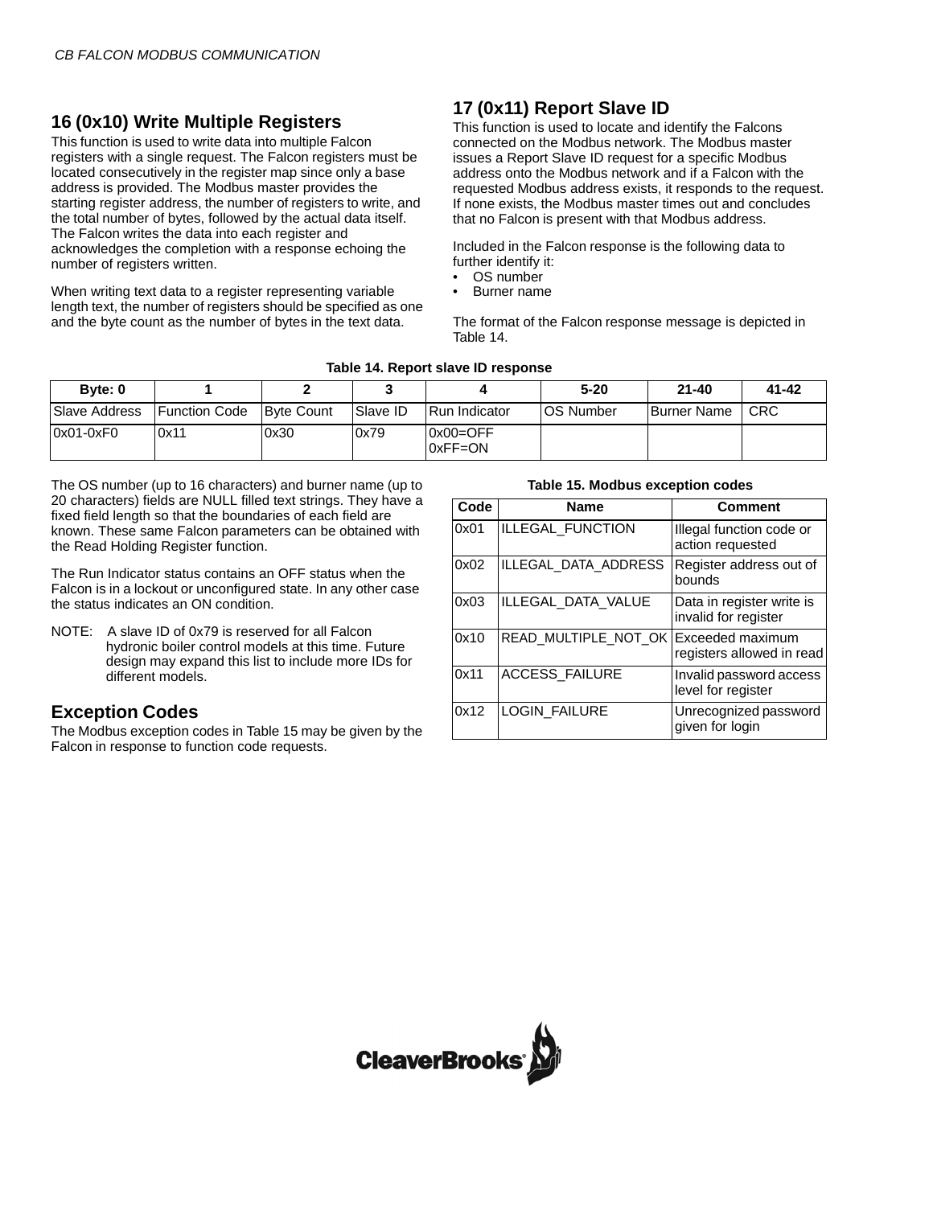## 16 (0x10) Write Multiple Registers

This function is used to write data into multiple Falcon registers with a single request. The Falcon registers must be located consecutively in the register map since only a base address is provided. The Modbus master provides the starting register address, the number of registers to write, and the total number of bytes, followed by the actual data itself. The Falcon writes the data into each register and acknowledges the completion with a response echoing the number of registers written.

When writing text data to a register representing variable length text, the number of registers should be specified as one and the byte count as the number of bytes in the text data.

## 17 (0x11) Report Slave ID

This function is used to locate and identify the Falcons connected on the Modbus network. The Modbus master issues a Report Slave ID request for a specific Modbus address onto the Modbus network and if a Falcon with the requested Modbus address exists, it responds to the request. If none exists, the Modbus master times out and concludes that no Falcon is present with that Modbus address.

Included in the Falcon response is the following data to further identify it:

- OS number
- Burner name

The format of the Falcon response message is depicted in Table 14.

**Table 14. Report slave ID response**

| Byte: 0 | 1 | 2 | 3 | 4 | 5-20 | 21-40 | 41-42 |
|---|---|---|---|---|---|---|---|
| Slave Address | Function Code | Byte Count | Slave ID | Run Indicator | OS Number | Burner Name | CRC |
| 0x01-0xF0 | 0x11 | 0x30 | 0x79 | 0x00=OFF<br>0xFF=ON | | | |

The OS number (up to 16 characters) and burner name (up to 20 characters) fields are NULL filled text strings. They have a fixed field length so that the boundaries of each field are known. These same Falcon parameters can be obtained with the Read Holding Register function.

The Run Indicator status contains an OFF status when the Falcon is in a lockout or unconfigured state. In any other case the status indicates an ON condition.

NOTE: A slave ID of 0x79 is reserved for all Falcon hydronic boiler control models at this time. Future design may expand this list to include more IDs for different models.

## Exception Codes

The Modbus exception codes in Table 15 may be given by the Falcon in response to function code requests.

**Table 15. Modbus exception codes**

| Code | Name | Comment |
|---|---|---|
| 0x01 | ILLEGAL_FUNCTION | Illegal function code or action requested |
| 0x02 | ILLEGAL_DATA_ADDRESS | Register address out of bounds |
| 0x03 | ILLEGAL_DATA_VALUE | Data in register write is invalid for register |
| 0x10 | READ_MULTIPLE_NOT_OK | Exceeded maximum registers allowed in read |
| 0x11 | ACCESS_FAILURE | Invalid password access level for register |
| 0x12 | LOGIN_FAILURE | Unrecognized password given for login |

ClearverBrooks